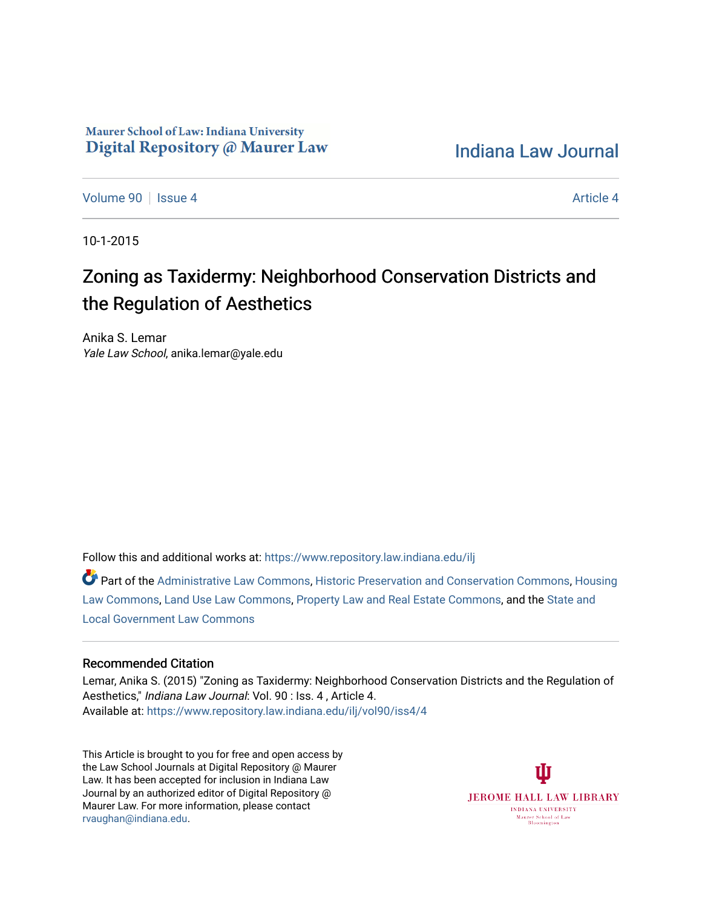Maurer School of Law: Indiana University
Digital Repository @ Maurer Law

Indiana Law Journal

Volume 90 | Issue 4 | Article 4

10-1-2015

# Zoning as Taxidermy: Neighborhood Conservation Districts and the Regulation of Aesthetics

Anika S. Lemar
*Yale Law School*, anika.lemar@yale.edu

Follow this and additional works at: https://www.repository.law.indiana.edu/ilj

Part of the Administrative Law Commons, Historic Preservation and Conservation Commons, Housing Law Commons, Land Use Law Commons, Property Law and Real Estate Commons, and the State and Local Government Law Commons

## Recommended Citation

Lemar, Anika S. (2015) "Zoning as Taxidermy: Neighborhood Conservation Districts and the Regulation of Aesthetics," *Indiana Law Journal*: Vol. 90 : Iss. 4 , Article 4.
Available at: https://www.repository.law.indiana.edu/ilj/vol90/iss4/4

This Article is brought to you for free and open access by the Law School Journals at Digital Repository @ Maurer Law. It has been accepted for inclusion in Indiana Law Journal by an authorized editor of Digital Repository @ Maurer Law. For more information, please contact rvaughan@indiana.edu.

JEROME HALL LAW LIBRARY
INDIANA UNIVERSITY
Maurer School of Law
Bloomington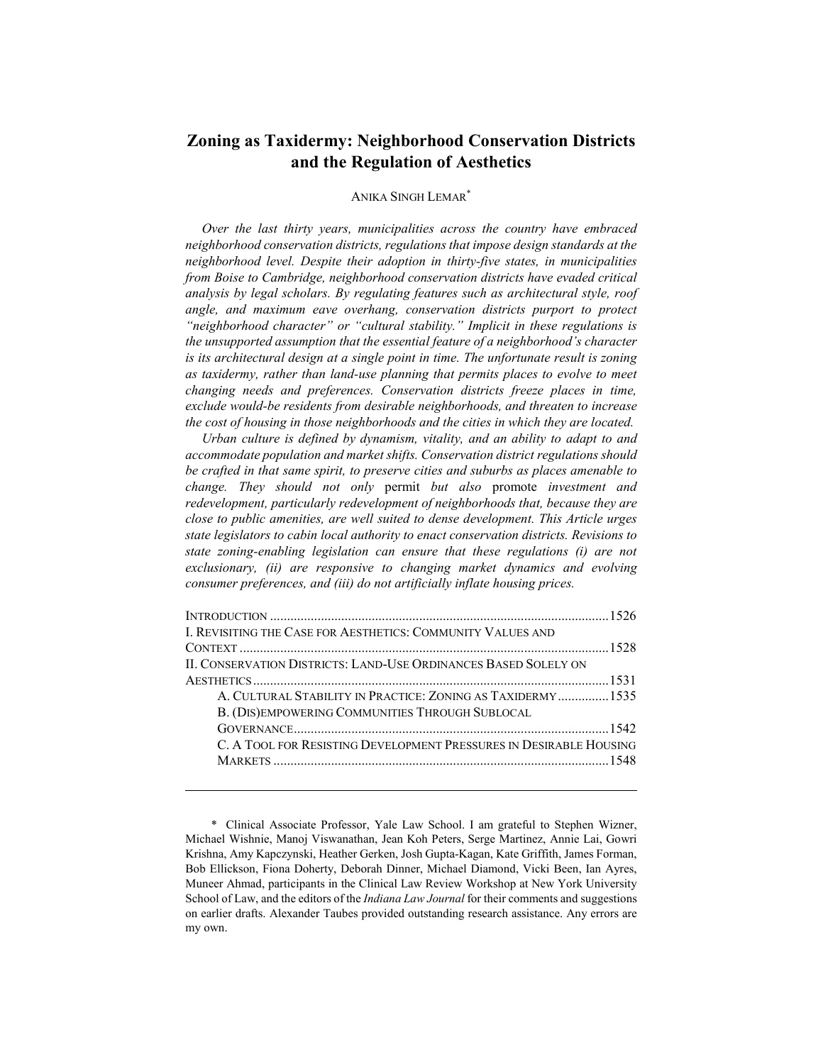# Zoning as Taxidermy: Neighborhood Conservation Districts and the Regulation of Aesthetics

ANIKA SINGH LEMAR[*]

*Over the last thirty years, municipalities across the country have embraced neighborhood conservation districts, regulations that impose design standards at the neighborhood level. Despite their adoption in thirty-five states, in municipalities from Boise to Cambridge, neighborhood conservation districts have evaded critical analysis by legal scholars. By regulating features such as architectural style, roof angle, and maximum eave overhang, conservation districts purport to protect "neighborhood character" or "cultural stability." Implicit in these regulations is the unsupported assumption that the essential feature of a neighborhood's character is its architectural design at a single point in time. The unfortunate result is zoning as taxidermy, rather than land-use planning that permits places to evolve to meet changing needs and preferences. Conservation districts freeze places in time, exclude would-be residents from desirable neighborhoods, and threaten to increase the cost of housing in those neighborhoods and the cities in which they are located.*

*Urban culture is defined by dynamism, vitality, and an ability to adapt to and accommodate population and market shifts. Conservation district regulations should be crafted in that same spirit, to preserve cities and suburbs as places amenable to change. They should not only* permit *but also* promote *investment and redevelopment, particularly redevelopment of neighborhoods that, because they are close to public amenities, are well suited to dense development. This Article urges state legislators to cabin local authority to enact conservation districts. Revisions to state zoning-enabling legislation can ensure that these regulations (i) are not exclusionary, (ii) are responsive to changing market dynamics and evolving consumer preferences, and (iii) do not artificially inflate housing prices.*

| | |
|---|---|
| INTRODUCTION | 1526 |
| I. REVISITING THE CASE FOR AESTHETICS: COMMUNITY VALUES AND CONTEXT | 1528 |
| II. CONSERVATION DISTRICTS: LAND-USE ORDINANCES BASED SOLELY ON AESTHETICS | 1531 |
| A. CULTURAL STABILITY IN PRACTICE: ZONING AS TAXIDERMY | 1535 |
| B. (DIS)EMPOWERING COMMUNITIES THROUGH SUBLOCAL GOVERNANCE | 1542 |
| C. A TOOL FOR RESISTING DEVELOPMENT PRESSURES IN DESIRABLE HOUSING MARKETS | 1548 |

---

[*] Clinical Associate Professor, Yale Law School. I am grateful to Stephen Wizner, Michael Wishnie, Manoj Viswanathan, Jean Koh Peters, Serge Martinez, Annie Lai, Gowri Krishna, Amy Kapczynski, Heather Gerken, Josh Gupta-Kagan, Kate Griffith, James Forman, Bob Ellickson, Fiona Doherty, Deborah Dinner, Michael Diamond, Vicki Been, Ian Ayres, Muneer Ahmad, participants in the Clinical Law Review Workshop at New York University School of Law, and the editors of the *Indiana Law Journal* for their comments and suggestions on earlier drafts. Alexander Taubes provided outstanding research assistance. Any errors are my own.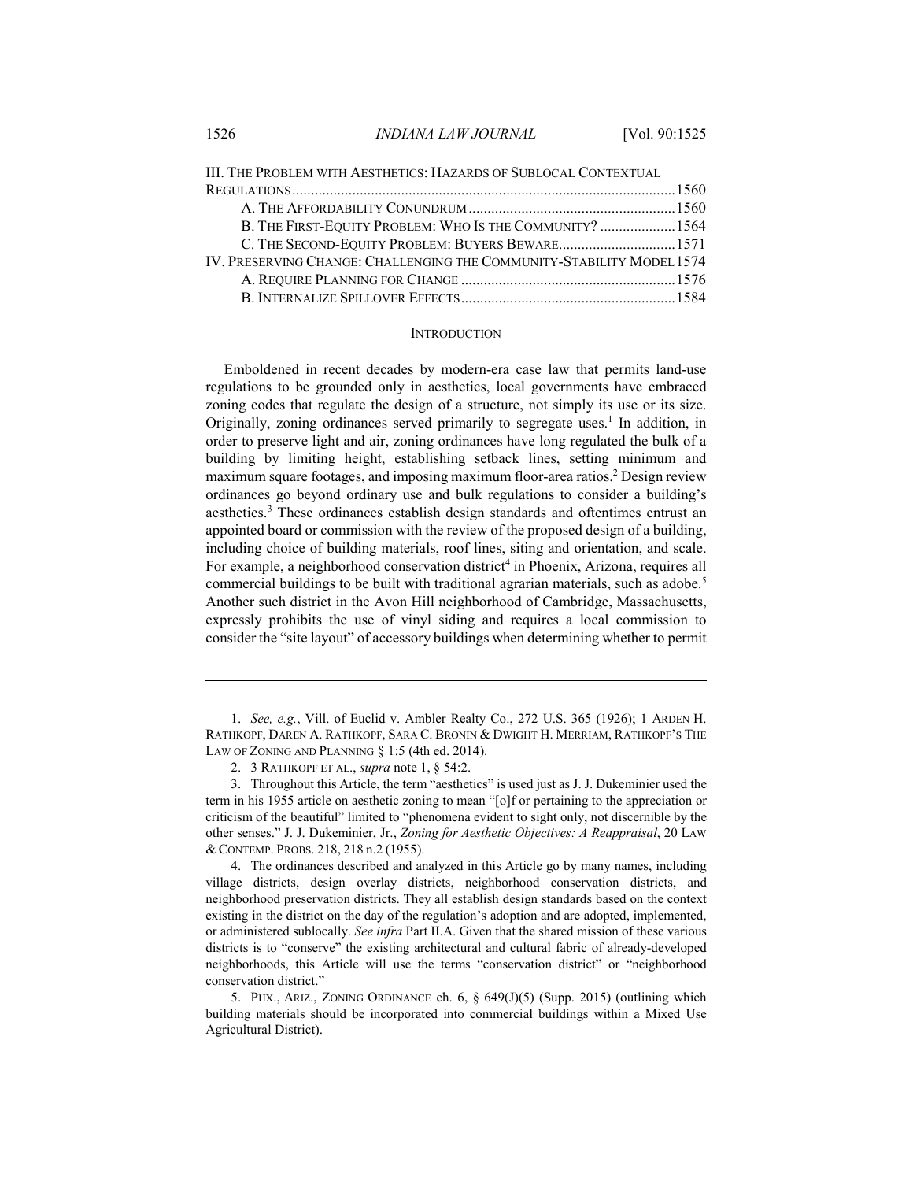III. THE PROBLEM WITH AESTHETICS: HAZARDS OF SUBLOCAL CONTEXTUAL REGULATIONS ..... 1560
  A. THE AFFORDABILITY CONUNDRUM ..... 1560
  B. THE FIRST-EQUITY PROBLEM: WHO IS THE COMMUNITY? ..... 1564
  C. THE SECOND-EQUITY PROBLEM: BUYERS BEWARE ..... 1571
IV. PRESERVING CHANGE: CHALLENGING THE COMMUNITY-STABILITY MODEL ..... 1574
  A. REQUIRE PLANNING FOR CHANGE ..... 1576
  B. INTERNALIZE SPILLOVER EFFECTS ..... 1584

## INTRODUCTION

Emboldened in recent decades by modern-era case law that permits land-use regulations to be grounded only in aesthetics, local governments have embraced zoning codes that regulate the design of a structure, not simply its use or its size. Originally, zoning ordinances served primarily to segregate uses.[1] In addition, in order to preserve light and air, zoning ordinances have long regulated the bulk of a building by limiting height, establishing setback lines, setting minimum and maximum square footages, and imposing maximum floor-area ratios.[2] Design review ordinances go beyond ordinary use and bulk regulations to consider a building's aesthetics.[3] These ordinances establish design standards and oftentimes entrust an appointed board or commission with the review of the proposed design of a building, including choice of building materials, roof lines, siting and orientation, and scale. For example, a neighborhood conservation district[4] in Phoenix, Arizona, requires all commercial buildings to be built with traditional agrarian materials, such as adobe.[5] Another such district in the Avon Hill neighborhood of Cambridge, Massachusetts, expressly prohibits the use of vinyl siding and requires a local commission to consider the "site layout" of accessory buildings when determining whether to permit

---

1. *See, e.g.*, Vill. of Euclid v. Ambler Realty Co., 272 U.S. 365 (1926); 1 ARDEN H. RATHKOPF, DAREN A. RATHKOPF, SARA C. BRONIN & DWIGHT H. MERRIAM, RATHKOPF'S THE LAW OF ZONING AND PLANNING § 1:5 (4th ed. 2014).

2. 3 RATHKOPF ET AL., *supra* note 1, § 54:2.

3. Throughout this Article, the term "aesthetics" is used just as J. J. Dukeminier used the term in his 1955 article on aesthetic zoning to mean "[o]f or pertaining to the appreciation or criticism of the beautiful" limited to "phenomena evident to sight only, not discernible by the other senses." J. J. Dukeminier, Jr., *Zoning for Aesthetic Objectives: A Reappraisal*, 20 LAW & CONTEMP. PROBS. 218, 218 n.2 (1955).

4. The ordinances described and analyzed in this Article go by many names, including village districts, design overlay districts, neighborhood conservation districts, and neighborhood preservation districts. They all establish design standards based on the context existing in the district on the day of the regulation's adoption and are adopted, implemented, or administered sublocally. *See infra* Part II.A. Given that the shared mission of these various districts is to "conserve" the existing architectural and cultural fabric of already-developed neighborhoods, this Article will use the terms "conservation district" or "neighborhood conservation district."

5. PHX., ARIZ., ZONING ORDINANCE ch. 6, § 649(J)(5) (Supp. 2015) (outlining which building materials should be incorporated into commercial buildings within a Mixed Use Agricultural District).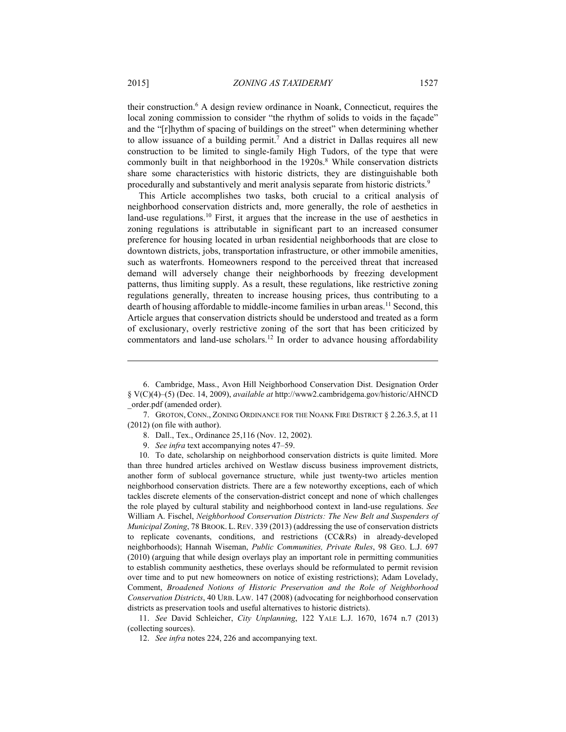their construction.[6] A design review ordinance in Noank, Connecticut, requires the local zoning commission to consider "the rhythm of solids to voids in the façade" and the "[r]hythm of spacing of buildings on the street" when determining whether to allow issuance of a building permit.[7] And a district in Dallas requires all new construction to be limited to single-family High Tudors, of the type that were commonly built in that neighborhood in the 1920s.[8] While conservation districts share some characteristics with historic districts, they are distinguishable both procedurally and substantively and merit analysis separate from historic districts.[9]

This Article accomplishes two tasks, both crucial to a critical analysis of neighborhood conservation districts and, more generally, the role of aesthetics in land-use regulations.[10] First, it argues that the increase in the use of aesthetics in zoning regulations is attributable in significant part to an increased consumer preference for housing located in urban residential neighborhoods that are close to downtown districts, jobs, transportation infrastructure, or other immobile amenities, such as waterfronts. Homeowners respond to the perceived threat that increased demand will adversely change their neighborhoods by freezing development patterns, thus limiting supply. As a result, these regulations, like restrictive zoning regulations generally, threaten to increase housing prices, thus contributing to a dearth of housing affordable to middle-income families in urban areas.[11] Second, this Article argues that conservation districts should be understood and treated as a form of exclusionary, overly restrictive zoning of the sort that has been criticized by commentators and land-use scholars.[12] In order to advance housing affordability

---

6. Cambridge, Mass., Avon Hill Neighborhood Conservation Dist. Designation Order § V(C)(4)–(5) (Dec. 14, 2009), *available at* http://www2.cambridgema.gov/historic/AHNCD_order.pdf (amended order).

7. GROTON, CONN., ZONING ORDINANCE FOR THE NOANK FIRE DISTRICT § 2.26.3.5, at 11 (2012) (on file with author).

8. Dall., Tex., Ordinance 25,116 (Nov. 12, 2002).

9. *See infra* text accompanying notes 47–59.

10. To date, scholarship on neighborhood conservation districts is quite limited. More than three hundred articles archived on Westlaw discuss business improvement districts, another form of sublocal governance structure, while just twenty-two articles mention neighborhood conservation districts. There are a few noteworthy exceptions, each of which tackles discrete elements of the conservation-district concept and none of which challenges the role played by cultural stability and neighborhood context in land-use regulations. *See* William A. Fischel, *Neighborhood Conservation Districts: The New Belt and Suspenders of Municipal Zoning*, 78 BROOK. L. REV. 339 (2013) (addressing the use of conservation districts to replicate covenants, conditions, and restrictions (CC&Rs) in already-developed neighborhoods); Hannah Wiseman, *Public Communities, Private Rules*, 98 GEO. L.J. 697 (2010) (arguing that while design overlays play an important role in permitting communities to establish community aesthetics, these overlays should be reformulated to permit revision over time and to put new homeowners on notice of existing restrictions); Adam Lovelady, Comment, *Broadened Notions of Historic Preservation and the Role of Neighborhood Conservation Districts*, 40 URB. LAW. 147 (2008) (advocating for neighborhood conservation districts as preservation tools and useful alternatives to historic districts).

11. *See* David Schleicher, *City Unplanning*, 122 YALE L.J. 1670, 1674 n.7 (2013) (collecting sources).

12. *See infra* notes 224, 226 and accompanying text.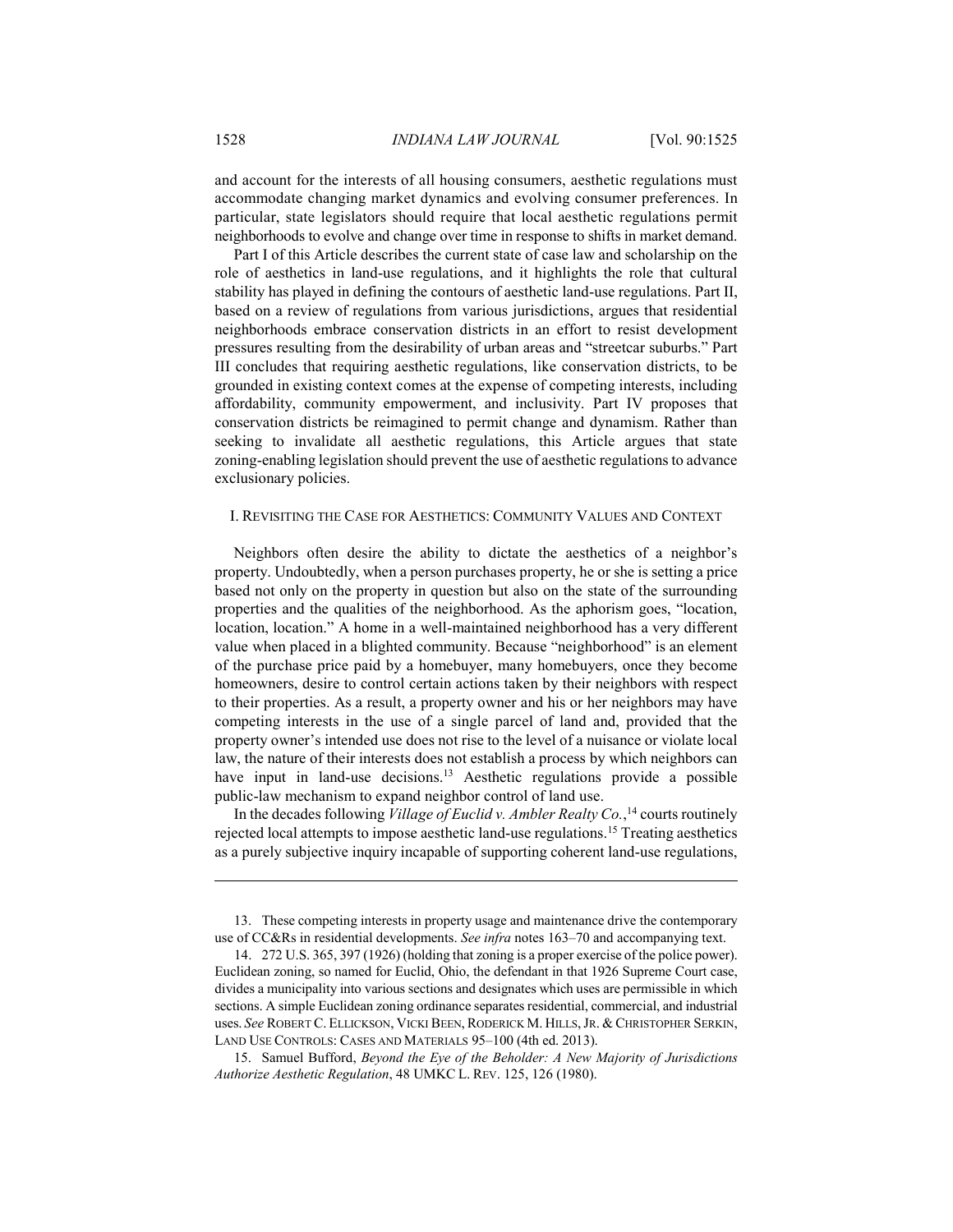and account for the interests of all housing consumers, aesthetic regulations must accommodate changing market dynamics and evolving consumer preferences. In particular, state legislators should require that local aesthetic regulations permit neighborhoods to evolve and change over time in response to shifts in market demand.

Part I of this Article describes the current state of case law and scholarship on the role of aesthetics in land-use regulations, and it highlights the role that cultural stability has played in defining the contours of aesthetic land-use regulations. Part II, based on a review of regulations from various jurisdictions, argues that residential neighborhoods embrace conservation districts in an effort to resist development pressures resulting from the desirability of urban areas and "streetcar suburbs." Part III concludes that requiring aesthetic regulations, like conservation districts, to be grounded in existing context comes at the expense of competing interests, including affordability, community empowerment, and inclusivity. Part IV proposes that conservation districts be reimagined to permit change and dynamism. Rather than seeking to invalidate all aesthetic regulations, this Article argues that state zoning-enabling legislation should prevent the use of aesthetic regulations to advance exclusionary policies.

## I. Revisiting the Case for Aesthetics: Community Values and Context

Neighbors often desire the ability to dictate the aesthetics of a neighbor's property. Undoubtedly, when a person purchases property, he or she is setting a price based not only on the property in question but also on the state of the surrounding properties and the qualities of the neighborhood. As the aphorism goes, "location, location, location." A home in a well-maintained neighborhood has a very different value when placed in a blighted community. Because "neighborhood" is an element of the purchase price paid by a homebuyer, many homebuyers, once they become homeowners, desire to control certain actions taken by their neighbors with respect to their properties. As a result, a property owner and his or her neighbors may have competing interests in the use of a single parcel of land and, provided that the property owner's intended use does not rise to the level of a nuisance or violate local law, the nature of their interests does not establish a process by which neighbors can have input in land-use decisions.[13] Aesthetic regulations provide a possible public-law mechanism to expand neighbor control of land use.

In the decades following *Village of Euclid v. Ambler Realty Co.*,[14] courts routinely rejected local attempts to impose aesthetic land-use regulations.[15] Treating aesthetics as a purely subjective inquiry incapable of supporting coherent land-use regulations,

---

13. These competing interests in property usage and maintenance drive the contemporary use of CC&Rs in residential developments. *See infra* notes 163–70 and accompanying text.

14. 272 U.S. 365, 397 (1926) (holding that zoning is a proper exercise of the police power). Euclidean zoning, so named for Euclid, Ohio, the defendant in that 1926 Supreme Court case, divides a municipality into various sections and designates which uses are permissible in which sections. A simple Euclidean zoning ordinance separates residential, commercial, and industrial uses. *See* Robert C. Ellickson, Vicki Been, Roderick M. Hills, Jr. & Christopher Serkin, Land Use Controls: Cases and Materials 95–100 (4th ed. 2013).

15. Samuel Bufford, *Beyond the Eye of the Beholder: A New Majority of Jurisdictions Authorize Aesthetic Regulation*, 48 UMKC L. Rev. 125, 126 (1980).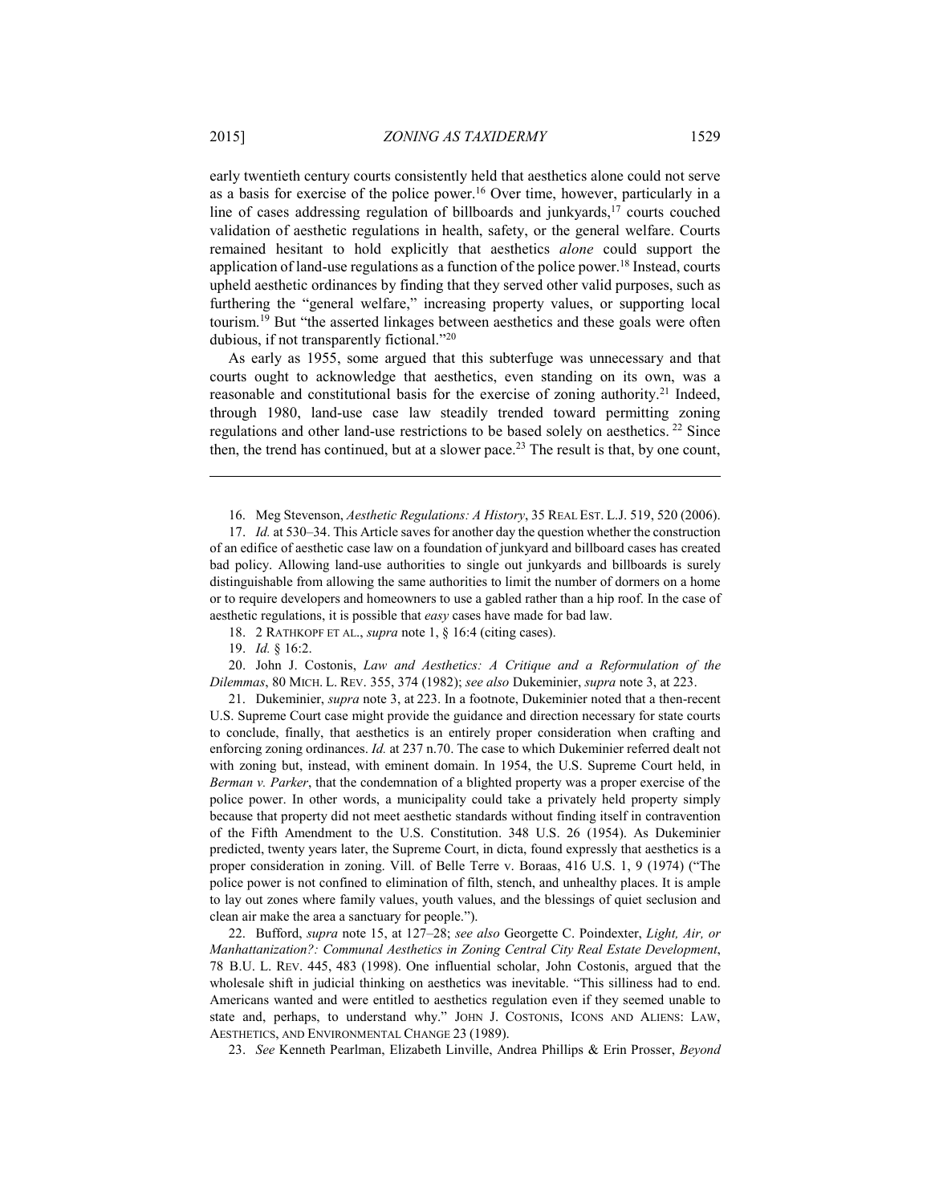early twentieth century courts consistently held that aesthetics alone could not serve as a basis for exercise of the police power.[16] Over time, however, particularly in a line of cases addressing regulation of billboards and junkyards,[17] courts couched validation of aesthetic regulations in health, safety, or the general welfare. Courts remained hesitant to hold explicitly that aesthetics *alone* could support the application of land-use regulations as a function of the police power.[18] Instead, courts upheld aesthetic ordinances by finding that they served other valid purposes, such as furthering the "general welfare," increasing property values, or supporting local tourism.[19] But "the asserted linkages between aesthetics and these goals were often dubious, if not transparently fictional."[20]

As early as 1955, some argued that this subterfuge was unnecessary and that courts ought to acknowledge that aesthetics, even standing on its own, was a reasonable and constitutional basis for the exercise of zoning authority.[21] Indeed, through 1980, land-use case law steadily trended toward permitting zoning regulations and other land-use restrictions to be based solely on aesthetics.[22] Since then, the trend has continued, but at a slower pace.[23] The result is that, by one count,

---

16. Meg Stevenson, *Aesthetic Regulations: A History*, 35 REAL EST. L.J. 519, 520 (2006).

17. *Id.* at 530–34. This Article saves for another day the question whether the construction of an edifice of aesthetic case law on a foundation of junkyard and billboard cases has created bad policy. Allowing land-use authorities to single out junkyards and billboards is surely distinguishable from allowing the same authorities to limit the number of dormers on a home or to require developers and homeowners to use a gabled rather than a hip roof. In the case of aesthetic regulations, it is possible that *easy* cases have made for bad law.

18. 2 RATHKOPF ET AL., *supra* note 1, § 16:4 (citing cases).

19. *Id.* § 16:2.

20. John J. Costonis, *Law and Aesthetics: A Critique and a Reformulation of the Dilemmas*, 80 MICH. L. REV. 355, 374 (1982); *see also* Dukeminier, *supra* note 3, at 223.

21. Dukeminier, *supra* note 3, at 223. In a footnote, Dukeminier noted that a then-recent U.S. Supreme Court case might provide the guidance and direction necessary for state courts to conclude, finally, that aesthetics is an entirely proper consideration when crafting and enforcing zoning ordinances. *Id.* at 237 n.70. The case to which Dukeminier referred dealt not with zoning but, instead, with eminent domain. In 1954, the U.S. Supreme Court held, in *Berman v. Parker*, that the condemnation of a blighted property was a proper exercise of the police power. In other words, a municipality could take a privately held property simply because that property did not meet aesthetic standards without finding itself in contravention of the Fifth Amendment to the U.S. Constitution. 348 U.S. 26 (1954). As Dukeminier predicted, twenty years later, the Supreme Court, in dicta, found expressly that aesthetics is a proper consideration in zoning. Vill. of Belle Terre v. Boraas, 416 U.S. 1, 9 (1974) ("The police power is not confined to elimination of filth, stench, and unhealthy places. It is ample to lay out zones where family values, youth values, and the blessings of quiet seclusion and clean air make the area a sanctuary for people.").

22. Bufford, *supra* note 15, at 127–28; *see also* Georgette C. Poindexter, *Light, Air, or Manhattanization?: Communal Aesthetics in Zoning Central City Real Estate Development*, 78 B.U. L. REV. 445, 483 (1998). One influential scholar, John Costonis, argued that the wholesale shift in judicial thinking on aesthetics was inevitable. "This silliness had to end. Americans wanted and were entitled to aesthetics regulation even if they seemed unable to state and, perhaps, to understand why." JOHN J. COSTONIS, ICONS AND ALIENS: LAW, AESTHETICS, AND ENVIRONMENTAL CHANGE 23 (1989).

23. *See* Kenneth Pearlman, Elizabeth Linville, Andrea Phillips & Erin Prosser, *Beyond*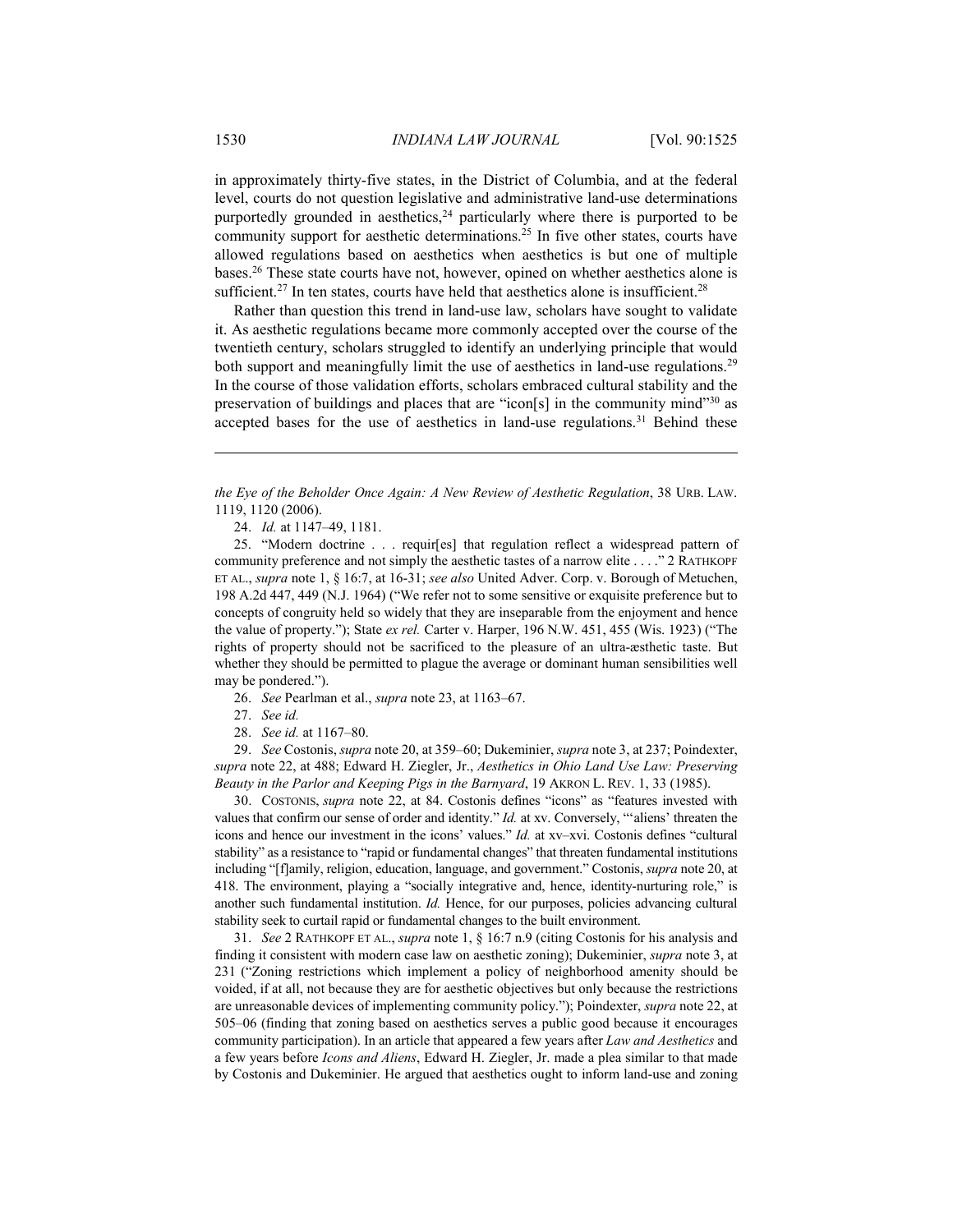in approximately thirty-five states, in the District of Columbia, and at the federal level, courts do not question legislative and administrative land-use determinations purportedly grounded in aesthetics,[24] particularly where there is purported to be community support for aesthetic determinations.[25] In five other states, courts have allowed regulations based on aesthetics when aesthetics is but one of multiple bases.[26] These state courts have not, however, opined on whether aesthetics alone is sufficient.[27] In ten states, courts have held that aesthetics alone is insufficient.[28]

Rather than question this trend in land-use law, scholars have sought to validate it. As aesthetic regulations became more commonly accepted over the course of the twentieth century, scholars struggled to identify an underlying principle that would both support and meaningfully limit the use of aesthetics in land-use regulations.[29] In the course of those validation efforts, scholars embraced cultural stability and the preservation of buildings and places that are "icon[s] in the community mind"[30] as accepted bases for the use of aesthetics in land-use regulations.[31] Behind these

---

*the Eye of the Beholder Once Again: A New Review of Aesthetic Regulation*, 38 URB. LAW. 1119, 1120 (2006).

24. *Id.* at 1147–49, 1181.

25. "Modern doctrine . . . requir[es] that regulation reflect a widespread pattern of community preference and not simply the aesthetic tastes of a narrow elite . . . ." 2 RATHKOPF ET AL., *supra* note 1, § 16:7, at 16-31; *see also* United Adver. Corp. v. Borough of Metuchen, 198 A.2d 447, 449 (N.J. 1964) ("We refer not to some sensitive or exquisite preference but to concepts of congruity held so widely that they are inseparable from the enjoyment and hence the value of property."); State *ex rel.* Carter v. Harper, 196 N.W. 451, 455 (Wis. 1923) ("The rights of property should not be sacrificed to the pleasure of an ultra-æsthetic taste. But whether they should be permitted to plague the average or dominant human sensibilities well may be pondered.").

26. *See* Pearlman et al., *supra* note 23, at 1163–67.

27. *See id.*

28. *See id.* at 1167–80.

29. *See* Costonis, *supra* note 20, at 359–60; Dukeminier, *supra* note 3, at 237; Poindexter, *supra* note 22, at 488; Edward H. Ziegler, Jr., *Aesthetics in Ohio Land Use Law: Preserving Beauty in the Parlor and Keeping Pigs in the Barnyard*, 19 AKRON L. REV. 1, 33 (1985).

30. COSTONIS, *supra* note 22, at 84. Costonis defines "icons" as "features invested with values that confirm our sense of order and identity." *Id.* at xv. Conversely, "'aliens' threaten the icons and hence our investment in the icons' values." *Id.* at xv–xvi. Costonis defines "cultural stability" as a resistance to "rapid or fundamental changes" that threaten fundamental institutions including "[f]amily, religion, education, language, and government." Costonis, *supra* note 20, at 418. The environment, playing a "socially integrative and, hence, identity-nurturing role," is another such fundamental institution. *Id.* Hence, for our purposes, policies advancing cultural stability seek to curtail rapid or fundamental changes to the built environment.

31. *See* 2 RATHKOPF ET AL., *supra* note 1, § 16:7 n.9 (citing Costonis for his analysis and finding it consistent with modern case law on aesthetic zoning); Dukeminier, *supra* note 3, at 231 ("Zoning restrictions which implement a policy of neighborhood amenity should be voided, if at all, not because they are for aesthetic objectives but only because the restrictions are unreasonable devices of implementing community policy."); Poindexter, *supra* note 22, at 505–06 (finding that zoning based on aesthetics serves a public good because it encourages community participation). In an article that appeared a few years after *Law and Aesthetics* and a few years before *Icons and Aliens*, Edward H. Ziegler, Jr. made a plea similar to that made by Costonis and Dukeminier. He argued that aesthetics ought to inform land-use and zoning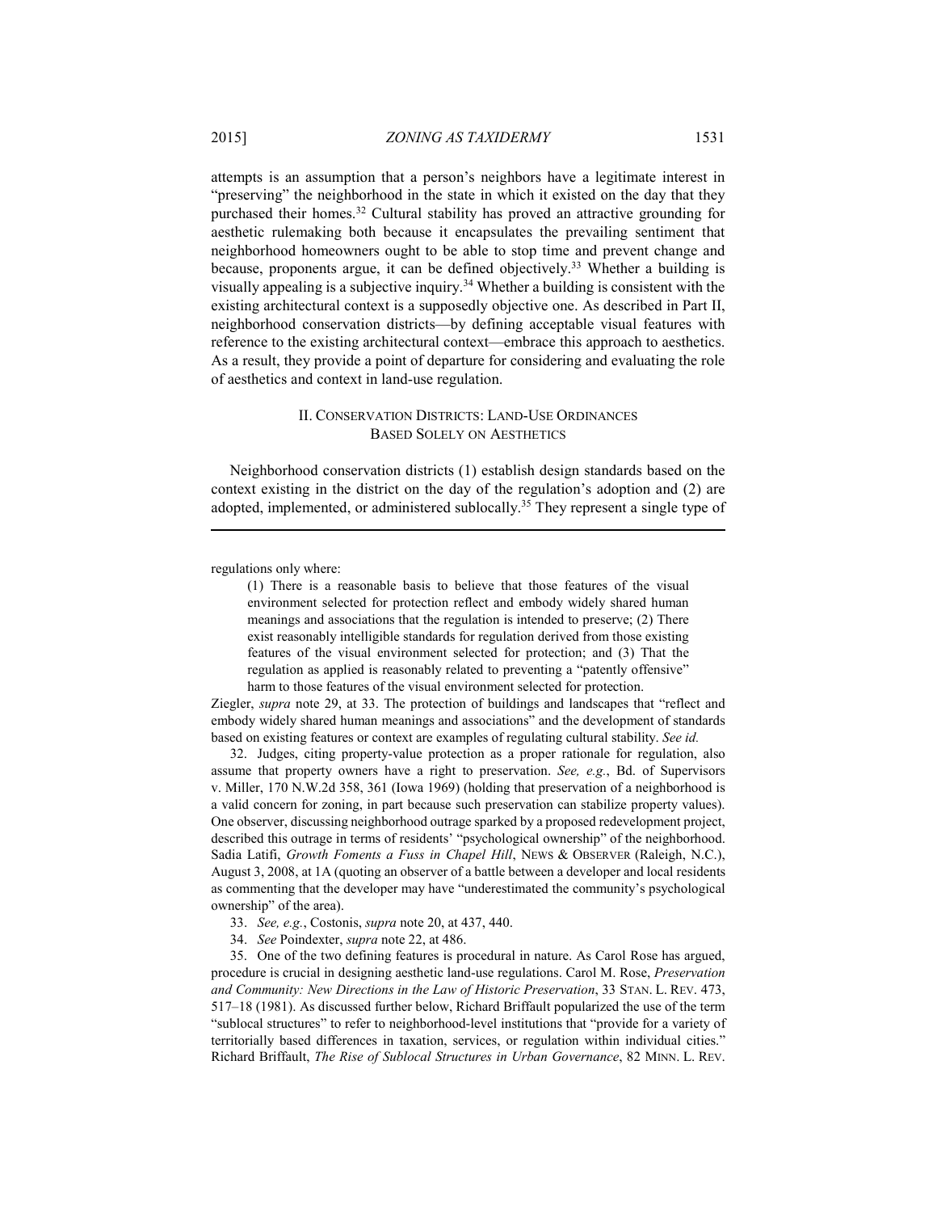attempts is an assumption that a person's neighbors have a legitimate interest in "preserving" the neighborhood in the state in which it existed on the day that they purchased their homes.[32] Cultural stability has proved an attractive grounding for aesthetic rulemaking both because it encapsulates the prevailing sentiment that neighborhood homeowners ought to be able to stop time and prevent change and because, proponents argue, it can be defined objectively.[33] Whether a building is visually appealing is a subjective inquiry.[34] Whether a building is consistent with the existing architectural context is a supposedly objective one. As described in Part II, neighborhood conservation districts—by defining acceptable visual features with reference to the existing architectural context—embrace this approach to aesthetics. As a result, they provide a point of departure for considering and evaluating the role of aesthetics and context in land-use regulation.

## II. CONSERVATION DISTRICTS: LAND-USE ORDINANCES BASED SOLELY ON AESTHETICS

Neighborhood conservation districts (1) establish design standards based on the context existing in the district on the day of the regulation's adoption and (2) are adopted, implemented, or administered sublocally.[35] They represent a single type of

---

regulations only where:

> (1) There is a reasonable basis to believe that those features of the visual environment selected for protection reflect and embody widely shared human meanings and associations that the regulation is intended to preserve; (2) There exist reasonably intelligible standards for regulation derived from those existing features of the visual environment selected for protection; and (3) That the regulation as applied is reasonably related to preventing a "patently offensive" harm to those features of the visual environment selected for protection.

Ziegler, *supra* note 29, at 33. The protection of buildings and landscapes that "reflect and embody widely shared human meanings and associations" and the development of standards based on existing features or context are examples of regulating cultural stability. *See id.*

32. Judges, citing property-value protection as a proper rationale for regulation, also assume that property owners have a right to preservation. *See, e.g.*, Bd. of Supervisors v. Miller, 170 N.W.2d 358, 361 (Iowa 1969) (holding that preservation of a neighborhood is a valid concern for zoning, in part because such preservation can stabilize property values). One observer, discussing neighborhood outrage sparked by a proposed redevelopment project, described this outrage in terms of residents' "psychological ownership" of the neighborhood. Sadia Latifi, *Growth Foments a Fuss in Chapel Hill*, NEWS & OBSERVER (Raleigh, N.C.), August 3, 2008, at 1A (quoting an observer of a battle between a developer and local residents as commenting that the developer may have "underestimated the community's psychological ownership" of the area).

33. *See, e.g.*, Costonis, *supra* note 20, at 437, 440.

34. *See* Poindexter, *supra* note 22, at 486.

35. One of the two defining features is procedural in nature. As Carol Rose has argued, procedure is crucial in designing aesthetic land-use regulations. Carol M. Rose, *Preservation and Community: New Directions in the Law of Historic Preservation*, 33 STAN. L. REV. 473, 517–18 (1981). As discussed further below, Richard Briffault popularized the use of the term "sublocal structures" to refer to neighborhood-level institutions that "provide for a variety of territorially based differences in taxation, services, or regulation within individual cities." Richard Briffault, *The Rise of Sublocal Structures in Urban Governance*, 82 MINN. L. REV.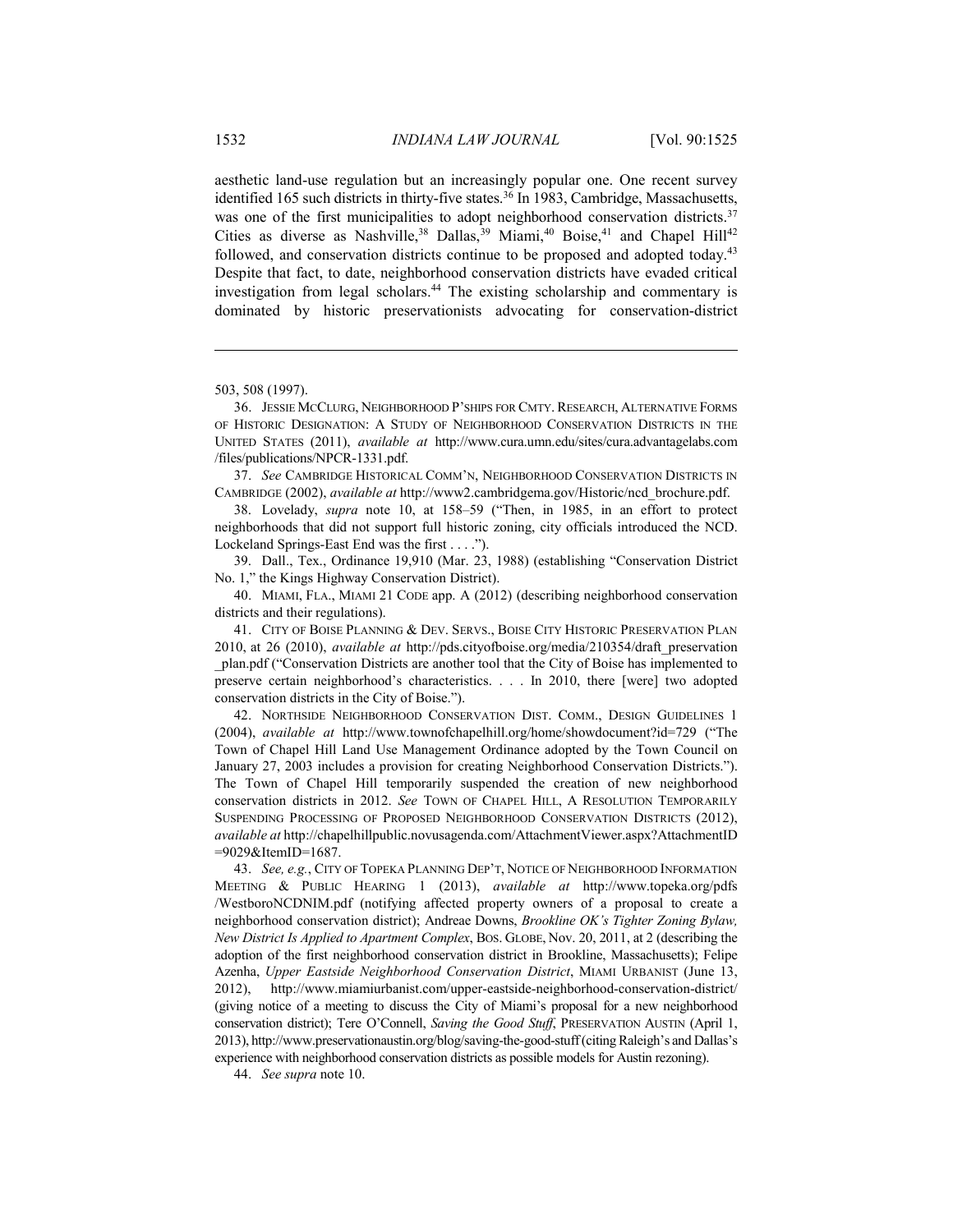aesthetic land-use regulation but an increasingly popular one. One recent survey identified 165 such districts in thirty-five states.[36] In 1983, Cambridge, Massachusetts, was one of the first municipalities to adopt neighborhood conservation districts.[37] Cities as diverse as Nashville,[38] Dallas,[39] Miami,[40] Boise,[41] and Chapel Hill[42] followed, and conservation districts continue to be proposed and adopted today.[43] Despite that fact, to date, neighborhood conservation districts have evaded critical investigation from legal scholars.[44] The existing scholarship and commentary is dominated by historic preservationists advocating for conservation-district

---

503, 508 (1997).

36. JESSIE MCCLURG, NEIGHBORHOOD P'SHIPS FOR CMTY. RESEARCH, ALTERNATIVE FORMS OF HISTORIC DESIGNATION: A STUDY OF NEIGHBORHOOD CONSERVATION DISTRICTS IN THE UNITED STATES (2011), *available at* http://www.cura.umn.edu/sites/cura.advantagelabs.com /files/publications/NPCR-1331.pdf.

37. *See* CAMBRIDGE HISTORICAL COMM'N, NEIGHBORHOOD CONSERVATION DISTRICTS IN CAMBRIDGE (2002), *available at* http://www2.cambridgema.gov/Historic/ncd_brochure.pdf.

38. Lovelady, *supra* note 10, at 158–59 ("Then, in 1985, in an effort to protect neighborhoods that did not support full historic zoning, city officials introduced the NCD. Lockeland Springs-East End was the first . . . .").

39. Dall., Tex., Ordinance 19,910 (Mar. 23, 1988) (establishing "Conservation District No. 1," the Kings Highway Conservation District).

40. MIAMI, FLA., MIAMI 21 CODE app. A (2012) (describing neighborhood conservation districts and their regulations).

41. CITY OF BOISE PLANNING & DEV. SERVS., BOISE CITY HISTORIC PRESERVATION PLAN 2010, at 26 (2010), *available at* http://pds.cityofboise.org/media/210354/draft_preservation _plan.pdf ("Conservation Districts are another tool that the City of Boise has implemented to preserve certain neighborhood's characteristics. . . . In 2010, there [were] two adopted conservation districts in the City of Boise.").

42. NORTHSIDE NEIGHBORHOOD CONSERVATION DIST. COMM., DESIGN GUIDELINES 1 (2004), *available at* http://www.townofchapelhill.org/home/showdocument?id=729 ("The Town of Chapel Hill Land Use Management Ordinance adopted by the Town Council on January 27, 2003 includes a provision for creating Neighborhood Conservation Districts."). The Town of Chapel Hill temporarily suspended the creation of new neighborhood conservation districts in 2012. *See* TOWN OF CHAPEL HILL, A RESOLUTION TEMPORARILY SUSPENDING PROCESSING OF PROPOSED NEIGHBORHOOD CONSERVATION DISTRICTS (2012), *available at* http://chapelhillpublic.novusagenda.com/AttachmentViewer.aspx?AttachmentID =9029&ItemID=1687.

43. *See, e.g.*, CITY OF TOPEKA PLANNING DEP'T, NOTICE OF NEIGHBORHOOD INFORMATION MEETING & PUBLIC HEARING 1 (2013), *available at* http://www.topeka.org/pdfs /WestboroNCDNIM.pdf (notifying affected property owners of a proposal to create a neighborhood conservation district); Andreae Downs, *Brookline OK's Tighter Zoning Bylaw, New District Is Applied to Apartment Complex*, BOS. GLOBE, Nov. 20, 2011, at 2 (describing the adoption of the first neighborhood conservation district in Brookline, Massachusetts); Felipe Azenha, *Upper Eastside Neighborhood Conservation District*, MIAMI URBANIST (June 13, 2012), http://www.miamiurbanist.com/upper-eastside-neighborhood-conservation-district/ (giving notice of a meeting to discuss the City of Miami's proposal for a new neighborhood conservation district); Tere O'Connell, *Saving the Good Stuff*, PRESERVATION AUSTIN (April 1, 2013), http://www.preservationaustin.org/blog/saving-the-good-stuff (citing Raleigh's and Dallas's experience with neighborhood conservation districts as possible models for Austin rezoning).

44. *See supra* note 10.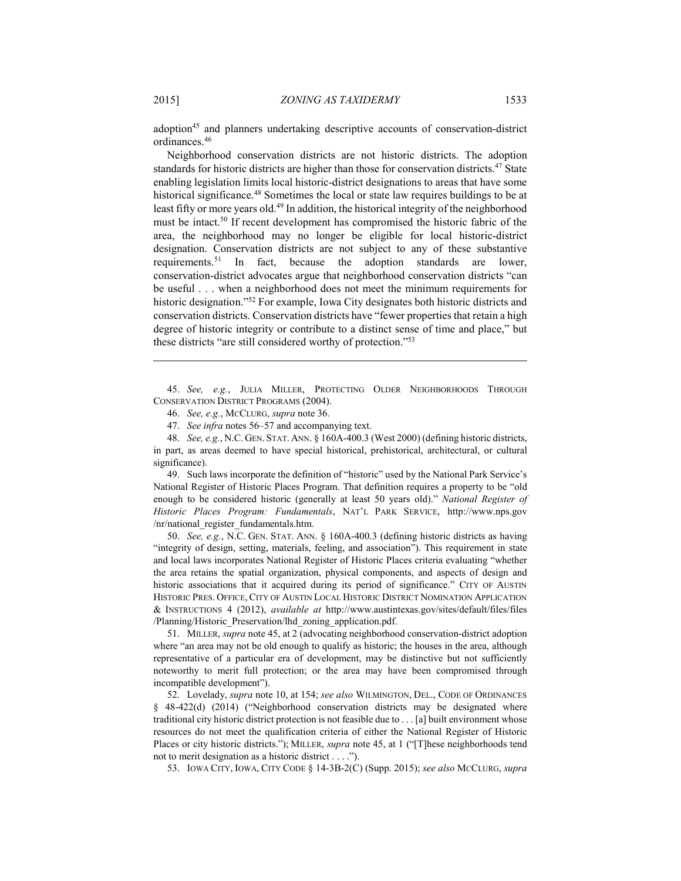adoption[45] and planners undertaking descriptive accounts of conservation-district ordinances.[46]

Neighborhood conservation districts are not historic districts. The adoption standards for historic districts are higher than those for conservation districts.[47] State enabling legislation limits local historic-district designations to areas that have some historical significance.[48] Sometimes the local or state law requires buildings to be at least fifty or more years old.[49] In addition, the historical integrity of the neighborhood must be intact.[50] If recent development has compromised the historic fabric of the area, the neighborhood may no longer be eligible for local historic-district designation. Conservation districts are not subject to any of these substantive requirements.[51] In fact, because the adoption standards are lower, conservation-district advocates argue that neighborhood conservation districts "can be useful . . . when a neighborhood does not meet the minimum requirements for historic designation."[52] For example, Iowa City designates both historic districts and conservation districts. Conservation districts have "fewer properties that retain a high degree of historic integrity or contribute to a distinct sense of time and place," but these districts "are still considered worthy of protection."[53]

---

45. *See, e.g.*, JULIA MILLER, PROTECTING OLDER NEIGHBORHOODS THROUGH CONSERVATION DISTRICT PROGRAMS (2004).

46. *See, e.g.*, MCCLURG, *supra* note 36.

47. *See infra* notes 56–57 and accompanying text.

48. *See, e.g.*, N.C. GEN. STAT. ANN. § 160A-400.3 (West 2000) (defining historic districts, in part, as areas deemed to have special historical, prehistorical, architectural, or cultural significance).

49. Such laws incorporate the definition of "historic" used by the National Park Service's National Register of Historic Places Program. That definition requires a property to be "old enough to be considered historic (generally at least 50 years old)." *National Register of Historic Places Program: Fundamentals*, NAT'L PARK SERVICE, http://www.nps.gov /nr/national_register_fundamentals.htm.

50. *See, e.g.*, N.C. GEN. STAT. ANN. § 160A-400.3 (defining historic districts as having "integrity of design, setting, materials, feeling, and association"). This requirement in state and local laws incorporates National Register of Historic Places criteria evaluating "whether the area retains the spatial organization, physical components, and aspects of design and historic associations that it acquired during its period of significance." CITY OF AUSTIN HISTORIC PRES. OFFICE, CITY OF AUSTIN LOCAL HISTORIC DISTRICT NOMINATION APPLICATION & INSTRUCTIONS 4 (2012), *available at* http://www.austintexas.gov/sites/default/files/files /Planning/Historic_Preservation/lhd_zoning_application.pdf.

51. MILLER, *supra* note 45, at 2 (advocating neighborhood conservation-district adoption where "an area may not be old enough to qualify as historic; the houses in the area, although representative of a particular era of development, may be distinctive but not sufficiently noteworthy to merit full protection; or the area may have been compromised through incompatible development").

52. Lovelady, *supra* note 10, at 154; *see also* WILMINGTON, DEL., CODE OF ORDINANCES § 48-422(d) (2014) ("Neighborhood conservation districts may be designated where traditional city historic district protection is not feasible due to . . . [a] built environment whose resources do not meet the qualification criteria of either the National Register of Historic Places or city historic districts."); MILLER, *supra* note 45, at 1 ("[T]hese neighborhoods tend not to merit designation as a historic district . . . .").

53. IOWA CITY, IOWA, CITY CODE § 14-3B-2(C) (Supp. 2015); *see also* MCCLURG, *supra*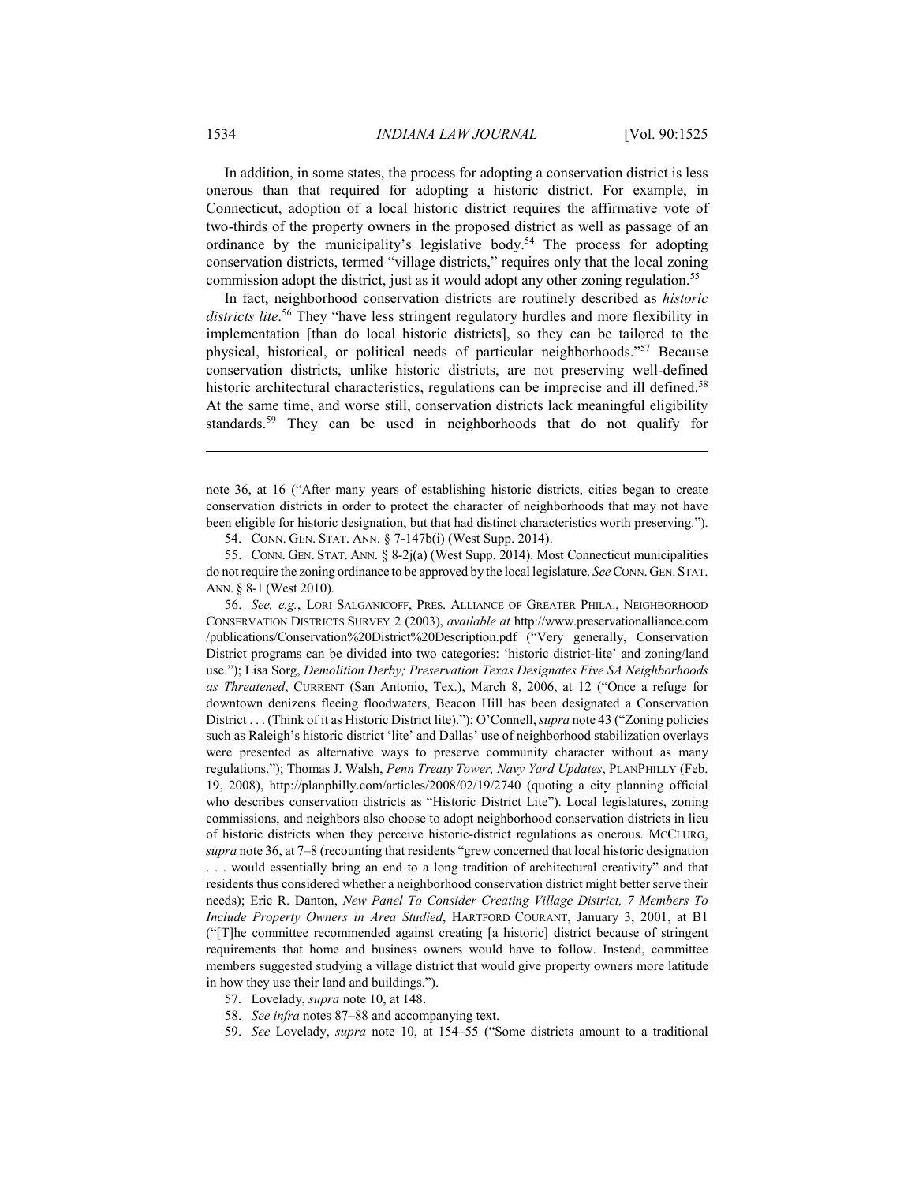In addition, in some states, the process for adopting a conservation district is less onerous than that required for adopting a historic district. For example, in Connecticut, adoption of a local historic district requires the affirmative vote of two-thirds of the property owners in the proposed district as well as passage of an ordinance by the municipality's legislative body.[54] The process for adopting conservation districts, termed "village districts," requires only that the local zoning commission adopt the district, just as it would adopt any other zoning regulation.[55]

In fact, neighborhood conservation districts are routinely described as *historic districts lite*.[56] They "have less stringent regulatory hurdles and more flexibility in implementation [than do local historic districts], so they can be tailored to the physical, historical, or political needs of particular neighborhoods."[57] Because conservation districts, unlike historic districts, are not preserving well-defined historic architectural characteristics, regulations can be imprecise and ill defined.[58] At the same time, and worse still, conservation districts lack meaningful eligibility standards.[59] They can be used in neighborhoods that do not qualify for

---

note 36, at 16 ("After many years of establishing historic districts, cities began to create conservation districts in order to protect the character of neighborhoods that may not have been eligible for historic designation, but that had distinct characteristics worth preserving.").

54. CONN. GEN. STAT. ANN. § 7-147b(i) (West Supp. 2014).

55. CONN. GEN. STAT. ANN. § 8-2j(a) (West Supp. 2014). Most Connecticut municipalities do not require the zoning ordinance to be approved by the local legislature. *See* CONN. GEN. STAT. ANN. § 8-1 (West 2010).

56. *See, e.g.*, LORI SALGANICOFF, PRES. ALLIANCE OF GREATER PHILA., NEIGHBORHOOD CONSERVATION DISTRICTS SURVEY 2 (2003), *available at* http://www.preservationalliance.com /publications/Conservation%20District%20Description.pdf ("Very generally, Conservation District programs can be divided into two categories: 'historic district-lite' and zoning/land use."); Lisa Sorg, *Demolition Derby; Preservation Texas Designates Five SA Neighborhoods as Threatened*, CURRENT (San Antonio, Tex.), March 8, 2006, at 12 ("Once a refuge for downtown denizens fleeing floodwaters, Beacon Hill has been designated a Conservation District . . . (Think of it as Historic District lite)."); O'Connell, *supra* note 43 ("Zoning policies such as Raleigh's historic district 'lite' and Dallas' use of neighborhood stabilization overlays were presented as alternative ways to preserve community character without as many regulations."); Thomas J. Walsh, *Penn Treaty Tower, Navy Yard Updates*, PLANPHILLY (Feb. 19, 2008), http://planphilly.com/articles/2008/02/19/2740 (quoting a city planning official who describes conservation districts as "Historic District Lite"). Local legislatures, zoning commissions, and neighbors also choose to adopt neighborhood conservation districts in lieu of historic districts when they perceive historic-district regulations as onerous. MCCLURG, *supra* note 36, at 7–8 (recounting that residents "grew concerned that local historic designation . . . would essentially bring an end to a long tradition of architectural creativity" and that residents thus considered whether a neighborhood conservation district might better serve their needs); Eric R. Danton, *New Panel To Consider Creating Village District, 7 Members To Include Property Owners in Area Studied*, HARTFORD COURANT, January 3, 2001, at B1 ("[T]he committee recommended against creating [a historic] district because of stringent requirements that home and business owners would have to follow. Instead, committee members suggested studying a village district that would give property owners more latitude in how they use their land and buildings.").

57. Lovelady, *supra* note 10, at 148.

58. *See infra* notes 87–88 and accompanying text.

59. *See* Lovelady, *supra* note 10, at 154–55 ("Some districts amount to a traditional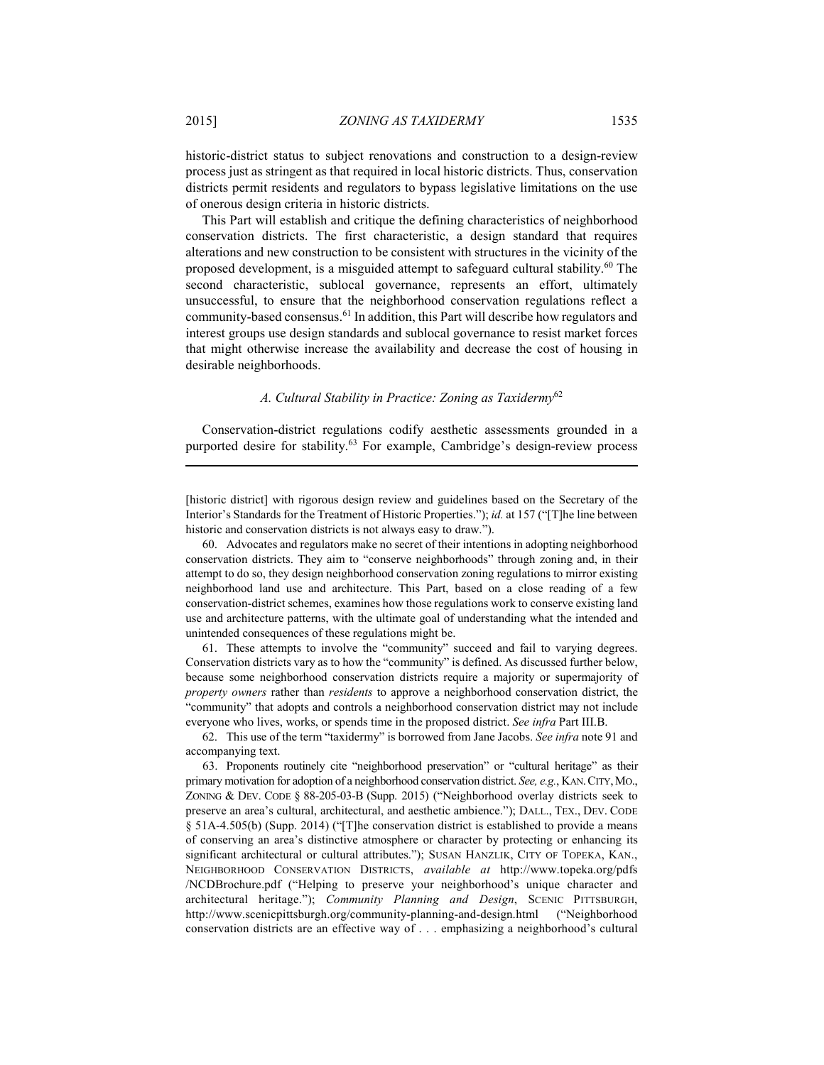historic-district status to subject renovations and construction to a design-review process just as stringent as that required in local historic districts. Thus, conservation districts permit residents and regulators to bypass legislative limitations on the use of onerous design criteria in historic districts.

This Part will establish and critique the defining characteristics of neighborhood conservation districts. The first characteristic, a design standard that requires alterations and new construction to be consistent with structures in the vicinity of the proposed development, is a misguided attempt to safeguard cultural stability.[60] The second characteristic, sublocal governance, represents an effort, ultimately unsuccessful, to ensure that the neighborhood conservation regulations reflect a community-based consensus.[61] In addition, this Part will describe how regulators and interest groups use design standards and sublocal governance to resist market forces that might otherwise increase the availability and decrease the cost of housing in desirable neighborhoods.

### *A. Cultural Stability in Practice: Zoning as Taxidermy*[62]

Conservation-district regulations codify aesthetic assessments grounded in a purported desire for stability.[63] For example, Cambridge's design-review process

---

[historic district] with rigorous design review and guidelines based on the Secretary of the Interior's Standards for the Treatment of Historic Properties."); *id.* at 157 ("[T]he line between historic and conservation districts is not always easy to draw.").

60. Advocates and regulators make no secret of their intentions in adopting neighborhood conservation districts. They aim to "conserve neighborhoods" through zoning and, in their attempt to do so, they design neighborhood conservation zoning regulations to mirror existing neighborhood land use and architecture. This Part, based on a close reading of a few conservation-district schemes, examines how those regulations work to conserve existing land use and architecture patterns, with the ultimate goal of understanding what the intended and unintended consequences of these regulations might be.

61. These attempts to involve the "community" succeed and fail to varying degrees. Conservation districts vary as to how the "community" is defined. As discussed further below, because some neighborhood conservation districts require a majority or supermajority of *property owners* rather than *residents* to approve a neighborhood conservation district, the "community" that adopts and controls a neighborhood conservation district may not include everyone who lives, works, or spends time in the proposed district. *See infra* Part III.B.

62. This use of the term "taxidermy" is borrowed from Jane Jacobs. *See infra* note 91 and accompanying text.

63. Proponents routinely cite "neighborhood preservation" or "cultural heritage" as their primary motivation for adoption of a neighborhood conservation district. *See, e.g.*, KAN. CITY, MO., ZONING & DEV. CODE § 88-205-03-B (Supp. 2015) ("Neighborhood overlay districts seek to preserve an area's cultural, architectural, and aesthetic ambience."); DALL., TEX., DEV. CODE § 51A-4.505(b) (Supp. 2014) ("[T]he conservation district is established to provide a means of conserving an area's distinctive atmosphere or character by protecting or enhancing its significant architectural or cultural attributes."); SUSAN HANZLIK, CITY OF TOPEKA, KAN., NEIGHBORHOOD CONSERVATION DISTRICTS, *available at* http://www.topeka.org/pdfs/NCDBrochure.pdf ("Helping to preserve your neighborhood's unique character and architectural heritage."); *Community Planning and Design*, SCENIC PITTSBURGH, http://www.scenicpittsburgh.org/community-planning-and-design.html ("Neighborhood conservation districts are an effective way of . . . emphasizing a neighborhood's cultural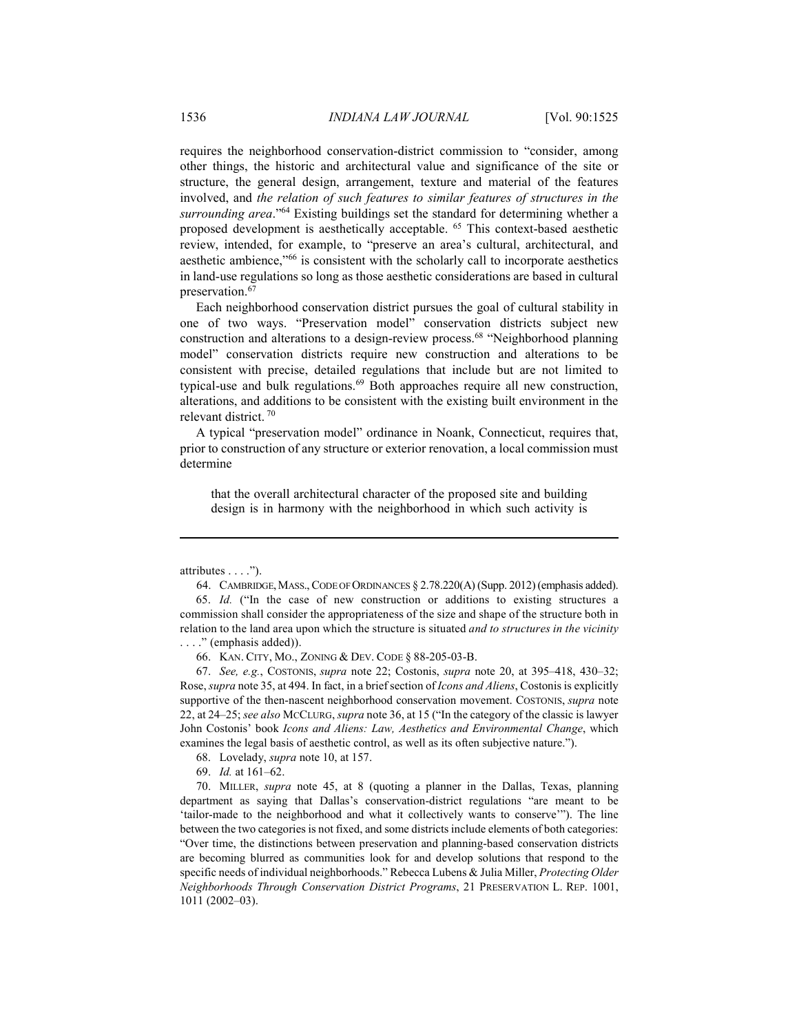requires the neighborhood conservation-district commission to "consider, among other things, the historic and architectural value and significance of the site or structure, the general design, arrangement, texture and material of the features involved, and *the relation of such features to similar features of structures in the surrounding area*."[64] Existing buildings set the standard for determining whether a proposed development is aesthetically acceptable. [65] This context-based aesthetic review, intended, for example, to "preserve an area's cultural, architectural, and aesthetic ambience,"[66] is consistent with the scholarly call to incorporate aesthetics in land-use regulations so long as those aesthetic considerations are based in cultural preservation.[67]

Each neighborhood conservation district pursues the goal of cultural stability in one of two ways. "Preservation model" conservation districts subject new construction and alterations to a design-review process.[68] "Neighborhood planning model" conservation districts require new construction and alterations to be consistent with precise, detailed regulations that include but are not limited to typical-use and bulk regulations.[69] Both approaches require all new construction, alterations, and additions to be consistent with the existing built environment in the relevant district. [70]

A typical "preservation model" ordinance in Noank, Connecticut, requires that, prior to construction of any structure or exterior renovation, a local commission must determine

> that the overall architectural character of the proposed site and building design is in harmony with the neighborhood in which such activity is

---

attributes . . . .").

64. CAMBRIDGE, MASS., CODE OF ORDINANCES § 2.78.220(A) (Supp. 2012) (emphasis added).

65. *Id.* ("In the case of new construction or additions to existing structures a commission shall consider the appropriateness of the size and shape of the structure both in relation to the land area upon which the structure is situated *and to structures in the vicinity* . . . ." (emphasis added)).

66. KAN. CITY, MO., ZONING & DEV. CODE § 88-205-03-B.

67. *See, e.g.*, COSTONIS, *supra* note 22; Costonis, *supra* note 20, at 395–418, 430–32; Rose, *supra* note 35, at 494. In fact, in a brief section of *Icons and Aliens*, Costonis is explicitly supportive of the then-nascent neighborhood conservation movement. COSTONIS, *supra* note 22, at 24–25; *see also* MCCLURG, *supra* note 36, at 15 ("In the category of the classic is lawyer John Costonis' book *Icons and Aliens: Law, Aesthetics and Environmental Change*, which examines the legal basis of aesthetic control, as well as its often subjective nature.").

68. Lovelady, *supra* note 10, at 157.

69. *Id.* at 161–62.

70. MILLER, *supra* note 45, at 8 (quoting a planner in the Dallas, Texas, planning department as saying that Dallas's conservation-district regulations "are meant to be 'tailor-made to the neighborhood and what it collectively wants to conserve'"). The line between the two categories is not fixed, and some districts include elements of both categories: "Over time, the distinctions between preservation and planning-based conservation districts are becoming blurred as communities look for and develop solutions that respond to the specific needs of individual neighborhoods." Rebecca Lubens & Julia Miller, *Protecting Older Neighborhoods Through Conservation District Programs*, 21 PRESERVATION L. REP. 1001, 1011 (2002–03).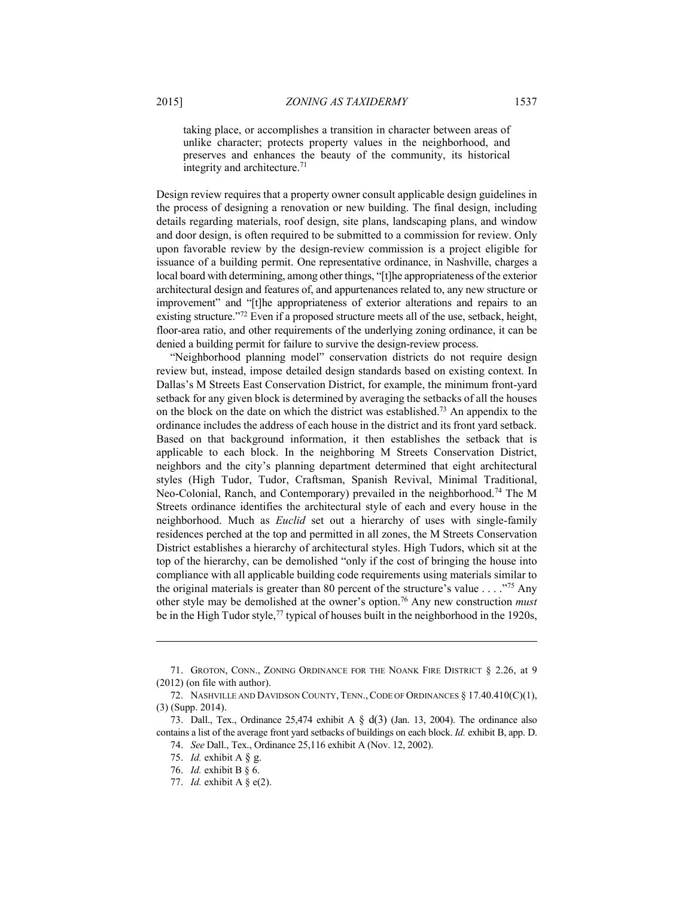> taking place, or accomplishes a transition in character between areas of unlike character; protects property values in the neighborhood, and preserves and enhances the beauty of the community, its historical integrity and architecture.[71]

Design review requires that a property owner consult applicable design guidelines in the process of designing a renovation or new building. The final design, including details regarding materials, roof design, site plans, landscaping plans, and window and door design, is often required to be submitted to a commission for review. Only upon favorable review by the design-review commission is a project eligible for issuance of a building permit. One representative ordinance, in Nashville, charges a local board with determining, among other things, "[t]he appropriateness of the exterior architectural design and features of, and appurtenances related to, any new structure or improvement" and "[t]he appropriateness of exterior alterations and repairs to an existing structure."[72] Even if a proposed structure meets all of the use, setback, height, floor-area ratio, and other requirements of the underlying zoning ordinance, it can be denied a building permit for failure to survive the design-review process.

"Neighborhood planning model" conservation districts do not require design review but, instead, impose detailed design standards based on existing context. In Dallas's M Streets East Conservation District, for example, the minimum front-yard setback for any given block is determined by averaging the setbacks of all the houses on the block on the date on which the district was established.[73] An appendix to the ordinance includes the address of each house in the district and its front yard setback. Based on that background information, it then establishes the setback that is applicable to each block. In the neighboring M Streets Conservation District, neighbors and the city's planning department determined that eight architectural styles (High Tudor, Tudor, Craftsman, Spanish Revival, Minimal Traditional, Neo-Colonial, Ranch, and Contemporary) prevailed in the neighborhood.[74] The M Streets ordinance identifies the architectural style of each and every house in the neighborhood. Much as *Euclid* set out a hierarchy of uses with single-family residences perched at the top and permitted in all zones, the M Streets Conservation District establishes a hierarchy of architectural styles. High Tudors, which sit at the top of the hierarchy, can be demolished "only if the cost of bringing the house into compliance with all applicable building code requirements using materials similar to the original materials is greater than 80 percent of the structure's value . . . ."[75] Any other style may be demolished at the owner's option.[76] Any new construction *must* be in the High Tudor style,[77] typical of houses built in the neighborhood in the 1920s,

---

71. GROTON, CONN., ZONING ORDINANCE FOR THE NOANK FIRE DISTRICT § 2.26, at 9 (2012) (on file with author).

72. NASHVILLE AND DAVIDSON COUNTY, TENN., CODE OF ORDINANCES § 17.40.410(C)(1), (3) (Supp. 2014).

73. Dall., Tex., Ordinance 25,474 exhibit A § d(3) (Jan. 13, 2004). The ordinance also contains a list of the average front yard setbacks of buildings on each block. *Id.* exhibit B, app. D.

74. *See* Dall., Tex., Ordinance 25,116 exhibit A (Nov. 12, 2002).

75. *Id.* exhibit A § g.

76. *Id.* exhibit B § 6.

77. *Id.* exhibit A § e(2).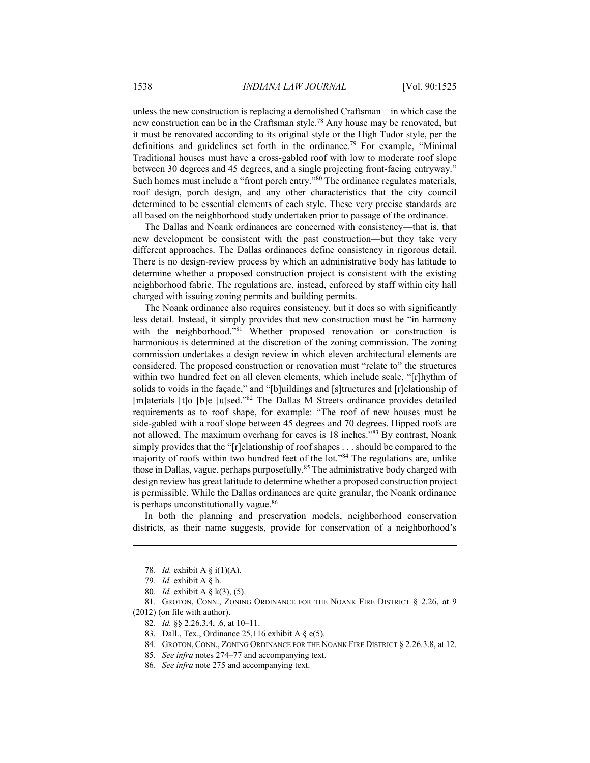unless the new construction is replacing a demolished Craftsman—in which case the new construction can be in the Craftsman style.[78] Any house may be renovated, but it must be renovated according to its original style or the High Tudor style, per the definitions and guidelines set forth in the ordinance.[79] For example, "Minimal Traditional houses must have a cross-gabled roof with low to moderate roof slope between 30 degrees and 45 degrees, and a single projecting front-facing entryway." Such homes must include a "front porch entry."[80] The ordinance regulates materials, roof design, porch design, and any other characteristics that the city council determined to be essential elements of each style. These very precise standards are all based on the neighborhood study undertaken prior to passage of the ordinance.

The Dallas and Noank ordinances are concerned with consistency—that is, that new development be consistent with the past construction—but they take very different approaches. The Dallas ordinances define consistency in rigorous detail. There is no design-review process by which an administrative body has latitude to determine whether a proposed construction project is consistent with the existing neighborhood fabric. The regulations are, instead, enforced by staff within city hall charged with issuing zoning permits and building permits.

The Noank ordinance also requires consistency, but it does so with significantly less detail. Instead, it simply provides that new construction must be "in harmony with the neighborhood."[81] Whether proposed renovation or construction is harmonious is determined at the discretion of the zoning commission. The zoning commission undertakes a design review in which eleven architectural elements are considered. The proposed construction or renovation must "relate to" the structures within two hundred feet on all eleven elements, which include scale, "[r]hythm of solids to voids in the façade," and "[b]uildings and [s]tructures and [r]elationship of [m]aterials [t]o [b]e [u]sed."[82] The Dallas M Streets ordinance provides detailed requirements as to roof shape, for example: "The roof of new houses must be side-gabled with a roof slope between 45 degrees and 70 degrees. Hipped roofs are not allowed. The maximum overhang for eaves is 18 inches."[83] By contrast, Noank simply provides that the "[r]elationship of roof shapes . . . should be compared to the majority of roofs within two hundred feet of the lot."[84] The regulations are, unlike those in Dallas, vague, perhaps purposefully.[85] The administrative body charged with design review has great latitude to determine whether a proposed construction project is permissible. While the Dallas ordinances are quite granular, the Noank ordinance is perhaps unconstitutionally vague.[86]

In both the planning and preservation models, neighborhood conservation districts, as their name suggests, provide for conservation of a neighborhood's

---

78. *Id.* exhibit A § i(1)(A).

79. *Id.* exhibit A § h.

80. *Id.* exhibit A § k(3), (5).

81. GROTON, CONN., ZONING ORDINANCE FOR THE NOANK FIRE DISTRICT § 2.26, at 9 (2012) (on file with author).

82. *Id.* §§ 2.26.3.4, .6, at 10–11.

83. Dall., Tex., Ordinance 25,116 exhibit A § e(5).

84. GROTON, CONN., ZONING ORDINANCE FOR THE NOANK FIRE DISTRICT § 2.26.3.8, at 12.

85. *See infra* notes 274–77 and accompanying text.

86. *See infra* note 275 and accompanying text.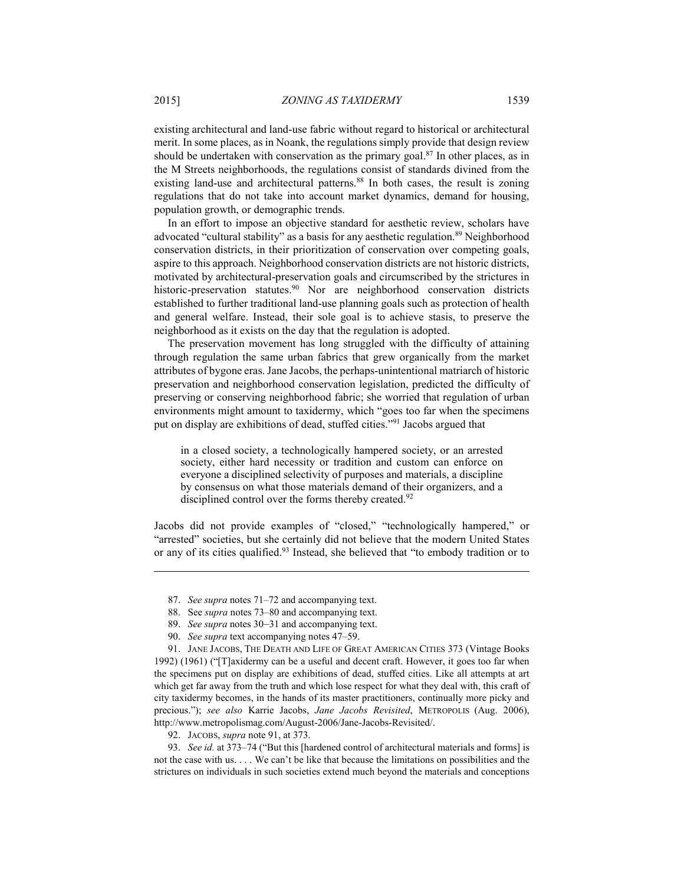existing architectural and land-use fabric without regard to historical or architectural merit. In some places, as in Noank, the regulations simply provide that design review should be undertaken with conservation as the primary goal.[87] In other places, as in the M Streets neighborhoods, the regulations consist of standards divined from the existing land-use and architectural patterns.[88] In both cases, the result is zoning regulations that do not take into account market dynamics, demand for housing, population growth, or demographic trends.

In an effort to impose an objective standard for aesthetic review, scholars have advocated "cultural stability" as a basis for any aesthetic regulation.[89] Neighborhood conservation districts, in their prioritization of conservation over competing goals, aspire to this approach. Neighborhood conservation districts are not historic districts, motivated by architectural-preservation goals and circumscribed by the strictures in historic-preservation statutes.[90] Nor are neighborhood conservation districts established to further traditional land-use planning goals such as protection of health and general welfare. Instead, their sole goal is to achieve stasis, to preserve the neighborhood as it exists on the day that the regulation is adopted.

The preservation movement has long struggled with the difficulty of attaining through regulation the same urban fabrics that grew organically from the market attributes of bygone eras. Jane Jacobs, the perhaps-unintentional matriarch of historic preservation and neighborhood conservation legislation, predicted the difficulty of preserving or conserving neighborhood fabric; she worried that regulation of urban environments might amount to taxidermy, which "goes too far when the specimens put on display are exhibitions of dead, stuffed cities."[91] Jacobs argued that

> in a closed society, a technologically hampered society, or an arrested society, either hard necessity or tradition and custom can enforce on everyone a disciplined selectivity of purposes and materials, a discipline by consensus on what those materials demand of their organizers, and a disciplined control over the forms thereby created.[92]

Jacobs did not provide examples of "closed," "technologically hampered," or "arrested" societies, but she certainly did not believe that the modern United States or any of its cities qualified.[93] Instead, she believed that "to embody tradition or to

---

87. *See supra* notes 71–72 and accompanying text.

88. See *supra* notes 73–80 and accompanying text.

89. *See supra* notes 30–31 and accompanying text.

90. *See supra* text accompanying notes 47–59.

91. JANE JACOBS, THE DEATH AND LIFE OF GREAT AMERICAN CITIES 373 (Vintage Books 1992) (1961) ("[T]axidermy can be a useful and decent craft. However, it goes too far when the specimens put on display are exhibitions of dead, stuffed cities. Like all attempts at art which get far away from the truth and which lose respect for what they deal with, this craft of city taxidermy becomes, in the hands of its master practitioners, continually more picky and precious."); *see also* Karrie Jacobs, *Jane Jacobs Revisited*, METROPOLIS (Aug. 2006), http://www.metropolismag.com/August-2006/Jane-Jacobs-Revisited/.

92. JACOBS, *supra* note 91, at 373.

93. *See id.* at 373–74 ("But this [hardened control of architectural materials and forms] is not the case with us. . . . We can't be like that because the limitations on possibilities and the strictures on individuals in such societies extend much beyond the materials and conceptions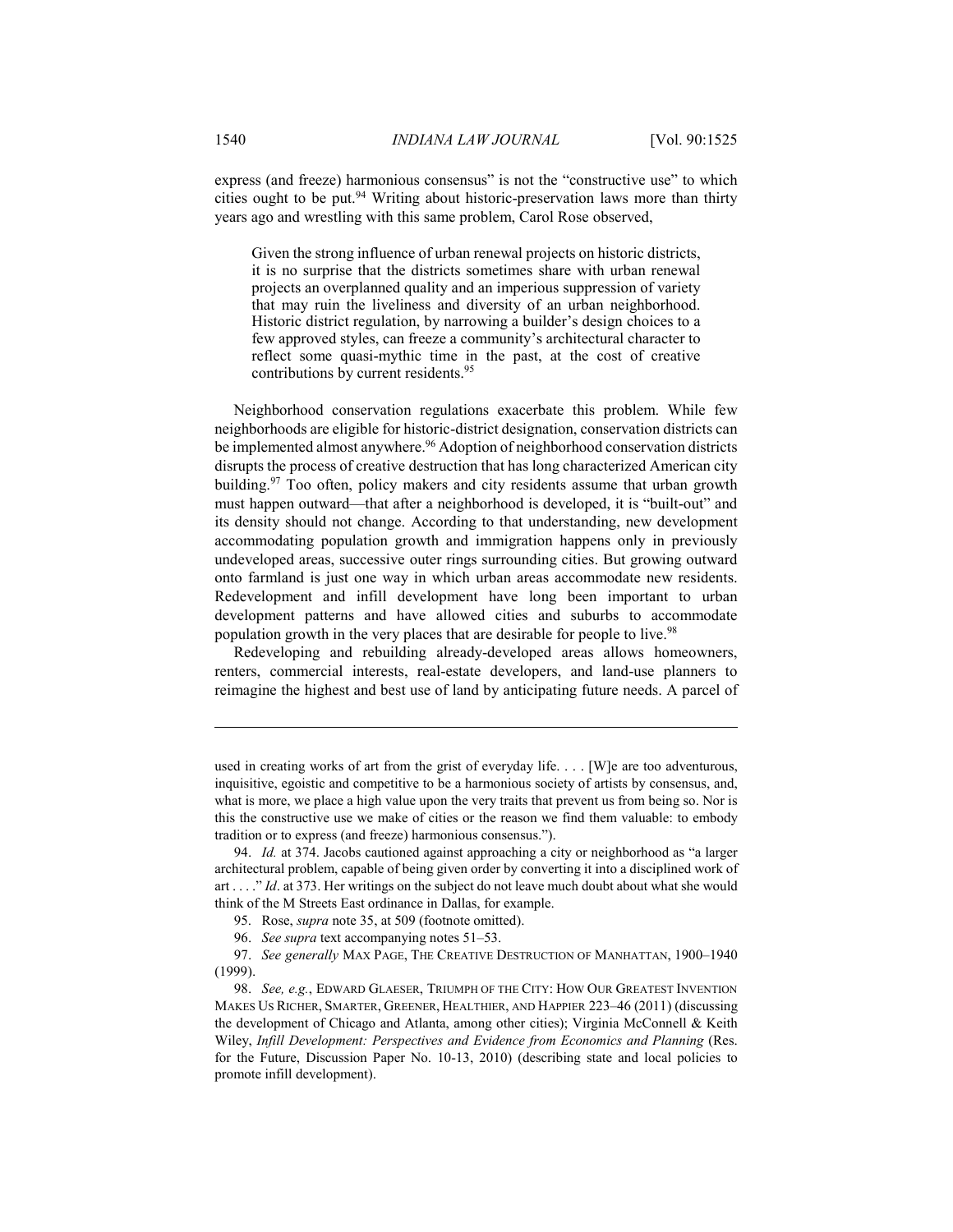express (and freeze) harmonious consensus" is not the "constructive use" to which cities ought to be put.[94] Writing about historic-preservation laws more than thirty years ago and wrestling with this same problem, Carol Rose observed,

> Given the strong influence of urban renewal projects on historic districts, it is no surprise that the districts sometimes share with urban renewal projects an overplanned quality and an imperious suppression of variety that may ruin the liveliness and diversity of an urban neighborhood. Historic district regulation, by narrowing a builder's design choices to a few approved styles, can freeze a community's architectural character to reflect some quasi-mythic time in the past, at the cost of creative contributions by current residents.[95]

Neighborhood conservation regulations exacerbate this problem. While few neighborhoods are eligible for historic-district designation, conservation districts can be implemented almost anywhere.[96] Adoption of neighborhood conservation districts disrupts the process of creative destruction that has long characterized American city building.[97] Too often, policy makers and city residents assume that urban growth must happen outward—that after a neighborhood is developed, it is "built-out" and its density should not change. According to that understanding, new development accommodating population growth and immigration happens only in previously undeveloped areas, successive outer rings surrounding cities. But growing outward onto farmland is just one way in which urban areas accommodate new residents. Redevelopment and infill development have long been important to urban development patterns and have allowed cities and suburbs to accommodate population growth in the very places that are desirable for people to live.[98]

Redeveloping and rebuilding already-developed areas allows homeowners, renters, commercial interests, real-estate developers, and land-use planners to reimagine the highest and best use of land by anticipating future needs. A parcel of

---

used in creating works of art from the grist of everyday life. . . . [W]e are too adventurous, inquisitive, egoistic and competitive to be a harmonious society of artists by consensus, and, what is more, we place a high value upon the very traits that prevent us from being so. Nor is this the constructive use we make of cities or the reason we find them valuable: to embody tradition or to express (and freeze) harmonious consensus.").

94. *Id.* at 374. Jacobs cautioned against approaching a city or neighborhood as "a larger architectural problem, capable of being given order by converting it into a disciplined work of art . . . ." *Id*. at 373. Her writings on the subject do not leave much doubt about what she would think of the M Streets East ordinance in Dallas, for example.

95. Rose, *supra* note 35, at 509 (footnote omitted).

96. *See supra* text accompanying notes 51–53.

97. *See generally* MAX PAGE, THE CREATIVE DESTRUCTION OF MANHATTAN, 1900–1940 (1999).

98. *See, e.g.*, EDWARD GLAESER, TRIUMPH OF THE CITY: HOW OUR GREATEST INVENTION MAKES US RICHER, SMARTER, GREENER, HEALTHIER, AND HAPPIER 223–46 (2011) (discussing the development of Chicago and Atlanta, among other cities); Virginia McConnell & Keith Wiley, *Infill Development: Perspectives and Evidence from Economics and Planning* (Res. for the Future, Discussion Paper No. 10-13, 2010) (describing state and local policies to promote infill development).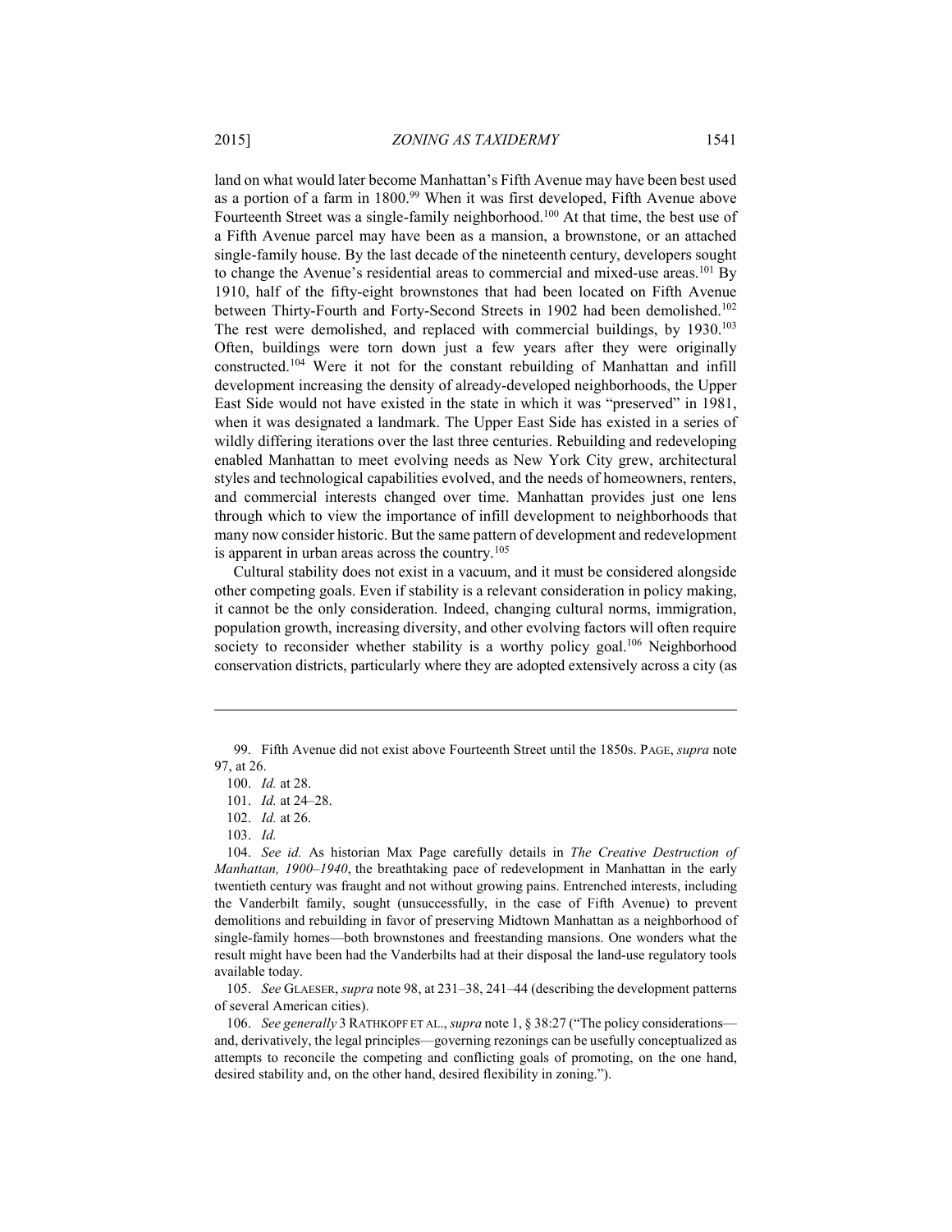land on what would later become Manhattan's Fifth Avenue may have been best used as a portion of a farm in 1800.[99] When it was first developed, Fifth Avenue above Fourteenth Street was a single-family neighborhood.[100] At that time, the best use of a Fifth Avenue parcel may have been as a mansion, a brownstone, or an attached single-family house. By the last decade of the nineteenth century, developers sought to change the Avenue's residential areas to commercial and mixed-use areas.[101] By 1910, half of the fifty-eight brownstones that had been located on Fifth Avenue between Thirty-Fourth and Forty-Second Streets in 1902 had been demolished.[102] The rest were demolished, and replaced with commercial buildings, by 1930.[103] Often, buildings were torn down just a few years after they were originally constructed.[104] Were it not for the constant rebuilding of Manhattan and infill development increasing the density of already-developed neighborhoods, the Upper East Side would not have existed in the state in which it was "preserved" in 1981, when it was designated a landmark. The Upper East Side has existed in a series of wildly differing iterations over the last three centuries. Rebuilding and redeveloping enabled Manhattan to meet evolving needs as New York City grew, architectural styles and technological capabilities evolved, and the needs of homeowners, renters, and commercial interests changed over time. Manhattan provides just one lens through which to view the importance of infill development to neighborhoods that many now consider historic. But the same pattern of development and redevelopment is apparent in urban areas across the country.[105]

Cultural stability does not exist in a vacuum, and it must be considered alongside other competing goals. Even if stability is a relevant consideration in policy making, it cannot be the only consideration. Indeed, changing cultural norms, immigration, population growth, increasing diversity, and other evolving factors will often require society to reconsider whether stability is a worthy policy goal.[106] Neighborhood conservation districts, particularly where they are adopted extensively across a city (as

---

99. Fifth Avenue did not exist above Fourteenth Street until the 1850s. PAGE, *supra* note 97, at 26.

100. *Id.* at 28.

101. *Id.* at 24–28.

102. *Id.* at 26.

103. *Id.*

104. *See id.* As historian Max Page carefully details in *The Creative Destruction of Manhattan, 1900–1940*, the breathtaking pace of redevelopment in Manhattan in the early twentieth century was fraught and not without growing pains. Entrenched interests, including the Vanderbilt family, sought (unsuccessfully, in the case of Fifth Avenue) to prevent demolitions and rebuilding in favor of preserving Midtown Manhattan as a neighborhood of single-family homes—both brownstones and freestanding mansions. One wonders what the result might have been had the Vanderbilts had at their disposal the land-use regulatory tools available today.

105. *See* GLAESER, *supra* note 98, at 231–38, 241–44 (describing the development patterns of several American cities).

106. *See generally* 3 RATHKOPF ET AL., *supra* note 1, § 38:27 ("The policy considerations—and, derivatively, the legal principles—governing rezonings can be usefully conceptualized as attempts to reconcile the competing and conflicting goals of promoting, on the one hand, desired stability and, on the other hand, desired flexibility in zoning.").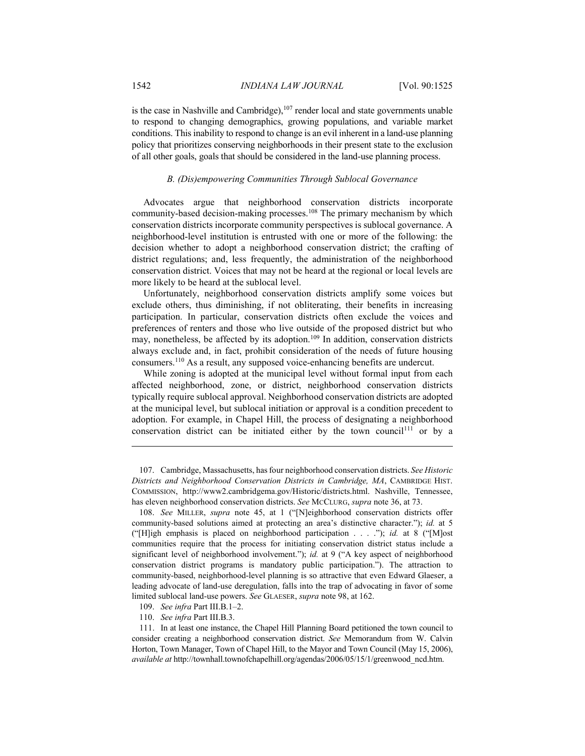is the case in Nashville and Cambridge),[107] render local and state governments unable to respond to changing demographics, growing populations, and variable market conditions. This inability to respond to change is an evil inherent in a land-use planning policy that prioritizes conserving neighborhoods in their present state to the exclusion of all other goals, goals that should be considered in the land-use planning process.

### *B. (Dis)empowering Communities Through Sublocal Governance*

Advocates argue that neighborhood conservation districts incorporate community-based decision-making processes.[108] The primary mechanism by which conservation districts incorporate community perspectives is sublocal governance. A neighborhood-level institution is entrusted with one or more of the following: the decision whether to adopt a neighborhood conservation district; the crafting of district regulations; and, less frequently, the administration of the neighborhood conservation district. Voices that may not be heard at the regional or local levels are more likely to be heard at the sublocal level.

Unfortunately, neighborhood conservation districts amplify some voices but exclude others, thus diminishing, if not obliterating, their benefits in increasing participation. In particular, conservation districts often exclude the voices and preferences of renters and those who live outside of the proposed district but who may, nonetheless, be affected by its adoption.[109] In addition, conservation districts always exclude and, in fact, prohibit consideration of the needs of future housing consumers.[110] As a result, any supposed voice-enhancing benefits are undercut.

While zoning is adopted at the municipal level without formal input from each affected neighborhood, zone, or district, neighborhood conservation districts typically require sublocal approval. Neighborhood conservation districts are adopted at the municipal level, but sublocal initiation or approval is a condition precedent to adoption. For example, in Chapel Hill, the process of designating a neighborhood conservation district can be initiated either by the town council[111] or by a

---

107. Cambridge, Massachusetts, has four neighborhood conservation districts. *See Historic Districts and Neighborhood Conservation Districts in Cambridge, MA*, CAMBRIDGE HIST. COMMISSION, http://www2.cambridgema.gov/Historic/districts.html. Nashville, Tennessee, has eleven neighborhood conservation districts. *See* MCCLURG, *supra* note 36, at 73.

108. *See* MILLER, *supra* note 45, at 1 ("[N]eighborhood conservation districts offer community-based solutions aimed at protecting an area's distinctive character."); *id.* at 5 ("[H]igh emphasis is placed on neighborhood participation . . . ."); *id.* at 8 ("[M]ost communities require that the process for initiating conservation district status include a significant level of neighborhood involvement."); *id.* at 9 ("A key aspect of neighborhood conservation district programs is mandatory public participation."). The attraction to community-based, neighborhood-level planning is so attractive that even Edward Glaeser, a leading advocate of land-use deregulation, falls into the trap of advocating in favor of some limited sublocal land-use powers. *See* GLAESER, *supra* note 98, at 162.

109. *See infra* Part III.B.1–2.

110. *See infra* Part III.B.3.

111. In at least one instance, the Chapel Hill Planning Board petitioned the town council to consider creating a neighborhood conservation district. *See* Memorandum from W. Calvin Horton, Town Manager, Town of Chapel Hill, to the Mayor and Town Council (May 15, 2006), *available at* http://townhall.townofchapelhill.org/agendas/2006/05/15/1/greenwood_ncd.htm.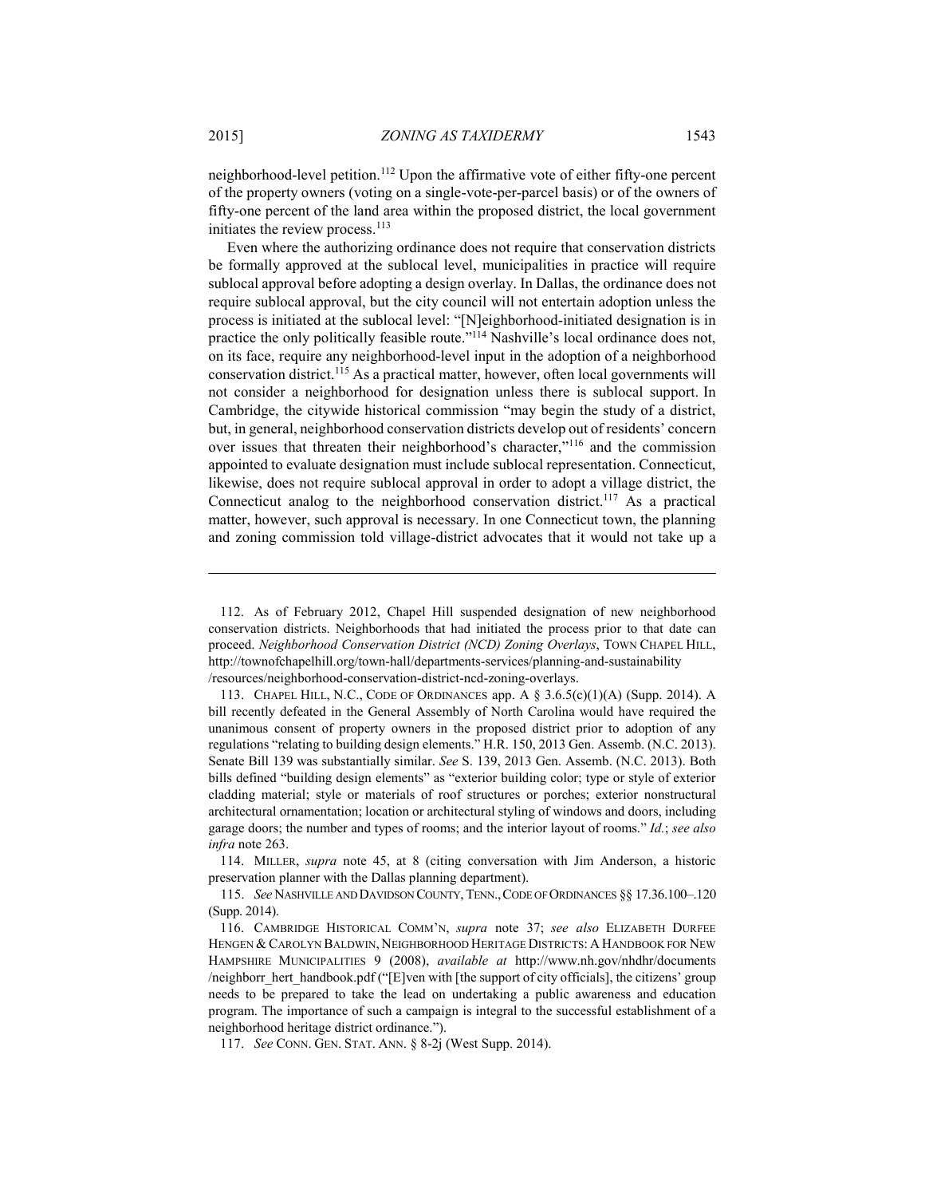neighborhood-level petition.[112] Upon the affirmative vote of either fifty-one percent of the property owners (voting on a single-vote-per-parcel basis) or of the owners of fifty-one percent of the land area within the proposed district, the local government initiates the review process.[113]

Even where the authorizing ordinance does not require that conservation districts be formally approved at the sublocal level, municipalities in practice will require sublocal approval before adopting a design overlay. In Dallas, the ordinance does not require sublocal approval, but the city council will not entertain adoption unless the process is initiated at the sublocal level: "[N]eighborhood-initiated designation is in practice the only politically feasible route."[114] Nashville's local ordinance does not, on its face, require any neighborhood-level input in the adoption of a neighborhood conservation district.[115] As a practical matter, however, often local governments will not consider a neighborhood for designation unless there is sublocal support. In Cambridge, the citywide historical commission "may begin the study of a district, but, in general, neighborhood conservation districts develop out of residents' concern over issues that threaten their neighborhood's character,"[116] and the commission appointed to evaluate designation must include sublocal representation. Connecticut, likewise, does not require sublocal approval in order to adopt a village district, the Connecticut analog to the neighborhood conservation district.[117] As a practical matter, however, such approval is necessary. In one Connecticut town, the planning and zoning commission told village-district advocates that it would not take up a

---

112. As of February 2012, Chapel Hill suspended designation of new neighborhood conservation districts. Neighborhoods that had initiated the process prior to that date can proceed. *Neighborhood Conservation District (NCD) Zoning Overlays*, TOWN CHAPEL HILL, http://townofchapelhill.org/town-hall/departments-services/planning-and-sustainability/resources/neighborhood-conservation-district-ncd-zoning-overlays.

113. CHAPEL HILL, N.C., CODE OF ORDINANCES app. A § 3.6.5(c)(1)(A) (Supp. 2014). A bill recently defeated in the General Assembly of North Carolina would have required the unanimous consent of property owners in the proposed district prior to adoption of any regulations "relating to building design elements." H.R. 150, 2013 Gen. Assemb. (N.C. 2013). Senate Bill 139 was substantially similar. *See* S. 139, 2013 Gen. Assemb. (N.C. 2013). Both bills defined "building design elements" as "exterior building color; type or style of exterior cladding material; style or materials of roof structures or porches; exterior nonstructural architectural ornamentation; location or architectural styling of windows and doors, including garage doors; the number and types of rooms; and the interior layout of rooms." *Id.*; *see also infra* note 263.

114. MILLER, *supra* note 45, at 8 (citing conversation with Jim Anderson, a historic preservation planner with the Dallas planning department).

115. *See* NASHVILLE AND DAVIDSON COUNTY, TENN., CODE OF ORDINANCES §§ 17.36.100–.120 (Supp. 2014).

116. CAMBRIDGE HISTORICAL COMM'N, *supra* note 37; *see also* ELIZABETH DURFEE HENGEN & CAROLYN BALDWIN, NEIGHBORHOOD HERITAGE DISTRICTS: A HANDBOOK FOR NEW HAMPSHIRE MUNICIPALITIES 9 (2008), *available at* http://www.nh.gov/nhdhr/documents/neighborr_hert_handbook.pdf ("[E]ven with [the support of city officials], the citizens' group needs to be prepared to take the lead on undertaking a public awareness and education program. The importance of such a campaign is integral to the successful establishment of a neighborhood heritage district ordinance.").

117. *See* CONN. GEN. STAT. ANN. § 8-2j (West Supp. 2014).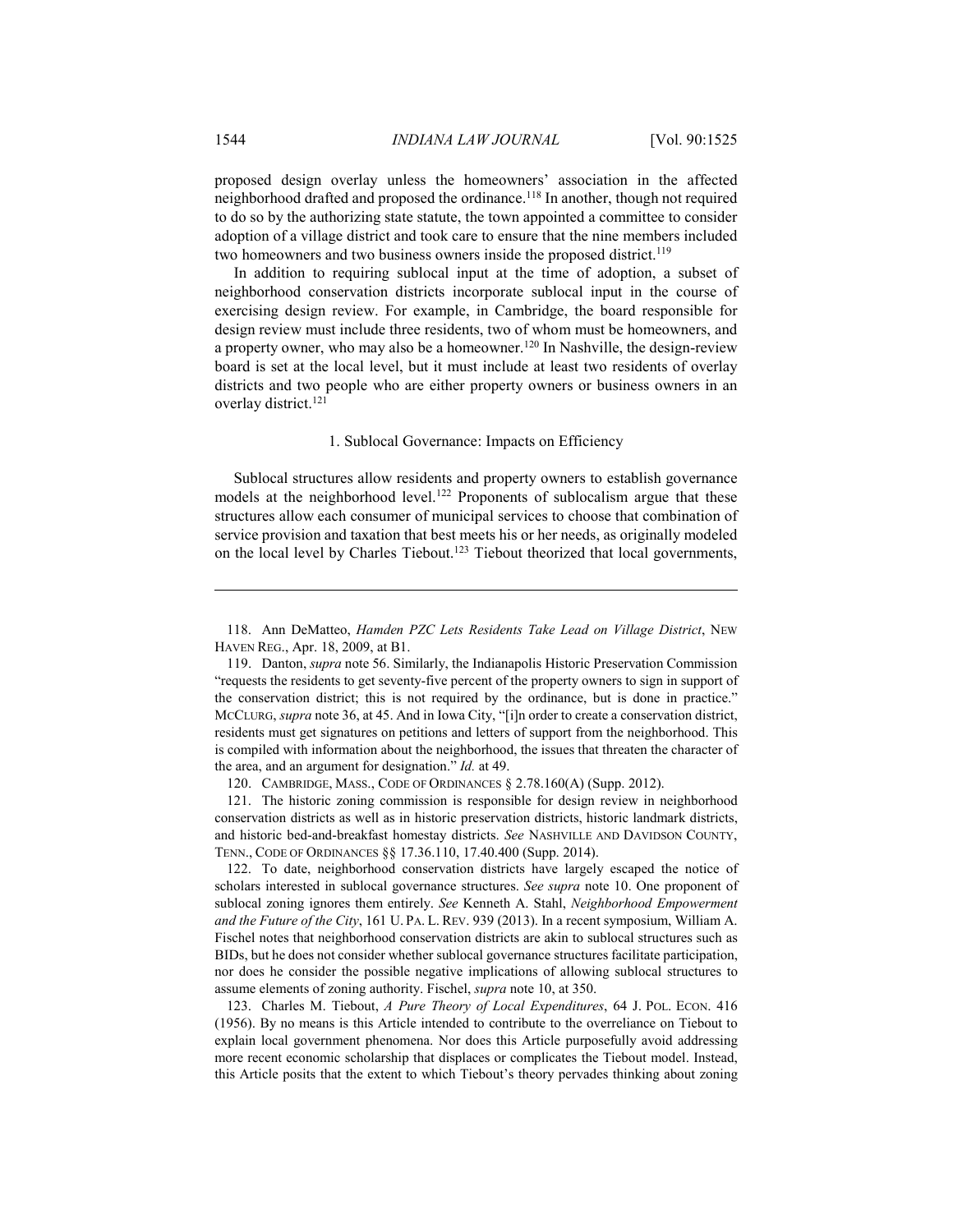proposed design overlay unless the homeowners' association in the affected neighborhood drafted and proposed the ordinance.[118] In another, though not required to do so by the authorizing state statute, the town appointed a committee to consider adoption of a village district and took care to ensure that the nine members included two homeowners and two business owners inside the proposed district.[119]

In addition to requiring sublocal input at the time of adoption, a subset of neighborhood conservation districts incorporate sublocal input in the course of exercising design review. For example, in Cambridge, the board responsible for design review must include three residents, two of whom must be homeowners, and a property owner, who may also be a homeowner.[120] In Nashville, the design-review board is set at the local level, but it must include at least two residents of overlay districts and two people who are either property owners or business owners in an overlay district.[121]

### 1. Sublocal Governance: Impacts on Efficiency

Sublocal structures allow residents and property owners to establish governance models at the neighborhood level.[122] Proponents of sublocalism argue that these structures allow each consumer of municipal services to choose that combination of service provision and taxation that best meets his or her needs, as originally modeled on the local level by Charles Tiebout.[123] Tiebout theorized that local governments,

---

118. Ann DeMatteo, *Hamden PZC Lets Residents Take Lead on Village District*, NEW HAVEN REG., Apr. 18, 2009, at B1.

119. Danton, *supra* note 56. Similarly, the Indianapolis Historic Preservation Commission "requests the residents to get seventy-five percent of the property owners to sign in support of the conservation district; this is not required by the ordinance, but is done in practice." MCCLURG, *supra* note 36, at 45. And in Iowa City, "[i]n order to create a conservation district, residents must get signatures on petitions and letters of support from the neighborhood. This is compiled with information about the neighborhood, the issues that threaten the character of the area, and an argument for designation." *Id.* at 49.

120. CAMBRIDGE, MASS., CODE OF ORDINANCES § 2.78.160(A) (Supp. 2012).

121. The historic zoning commission is responsible for design review in neighborhood conservation districts as well as in historic preservation districts, historic landmark districts, and historic bed-and-breakfast homestay districts. *See* NASHVILLE AND DAVIDSON COUNTY, TENN., CODE OF ORDINANCES §§ 17.36.110, 17.40.400 (Supp. 2014).

122. To date, neighborhood conservation districts have largely escaped the notice of scholars interested in sublocal governance structures. *See supra* note 10. One proponent of sublocal zoning ignores them entirely. *See* Kenneth A. Stahl, *Neighborhood Empowerment and the Future of the City*, 161 U. PA. L. REV. 939 (2013). In a recent symposium, William A. Fischel notes that neighborhood conservation districts are akin to sublocal structures such as BIDs, but he does not consider whether sublocal governance structures facilitate participation, nor does he consider the possible negative implications of allowing sublocal structures to assume elements of zoning authority. Fischel, *supra* note 10, at 350.

123. Charles M. Tiebout, *A Pure Theory of Local Expenditures*, 64 J. POL. ECON. 416 (1956). By no means is this Article intended to contribute to the overreliance on Tiebout to explain local government phenomena. Nor does this Article purposefully avoid addressing more recent economic scholarship that displaces or complicates the Tiebout model. Instead, this Article posits that the extent to which Tiebout's theory pervades thinking about zoning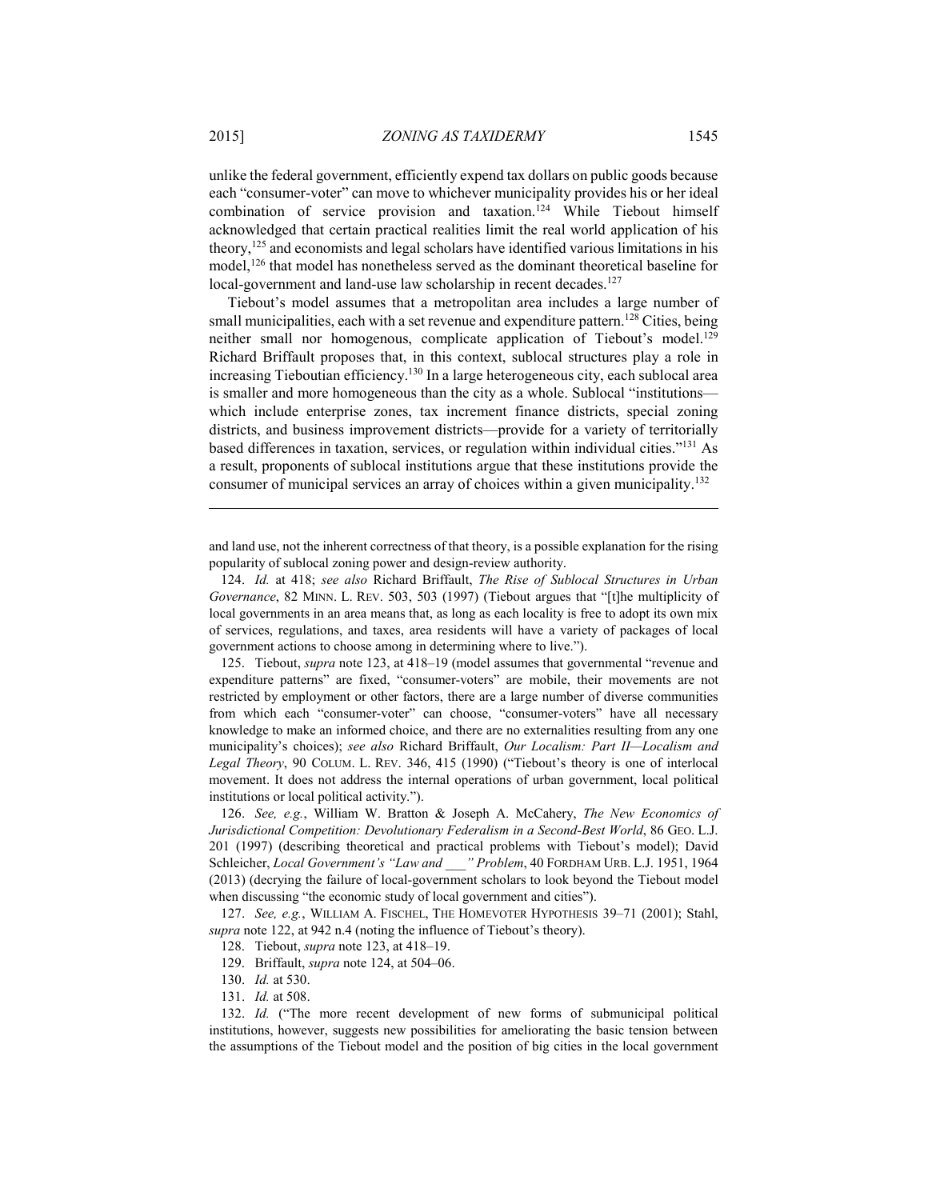unlike the federal government, efficiently expend tax dollars on public goods because each "consumer-voter" can move to whichever municipality provides his or her ideal combination of service provision and taxation.[124] While Tiebout himself acknowledged that certain practical realities limit the real world application of his theory,[125] and economists and legal scholars have identified various limitations in his model,[126] that model has nonetheless served as the dominant theoretical baseline for local-government and land-use law scholarship in recent decades.[127]

Tiebout's model assumes that a metropolitan area includes a large number of small municipalities, each with a set revenue and expenditure pattern.[128] Cities, being neither small nor homogenous, complicate application of Tiebout's model.[129] Richard Briffault proposes that, in this context, sublocal structures play a role in increasing Tieboutian efficiency.[130] In a large heterogeneous city, each sublocal area is smaller and more homogeneous than the city as a whole. Sublocal "institutions—which include enterprise zones, tax increment finance districts, special zoning districts, and business improvement districts—provide for a variety of territorially based differences in taxation, services, or regulation within individual cities."[131] As a result, proponents of sublocal institutions argue that these institutions provide the consumer of municipal services an array of choices within a given municipality.[132]

---

and land use, not the inherent correctness of that theory, is a possible explanation for the rising popularity of sublocal zoning power and design-review authority.

124. *Id.* at 418; *see also* Richard Briffault, *The Rise of Sublocal Structures in Urban Governance*, 82 MINN. L. REV. 503, 503 (1997) (Tiebout argues that "[t]he multiplicity of local governments in an area means that, as long as each locality is free to adopt its own mix of services, regulations, and taxes, area residents will have a variety of packages of local government actions to choose among in determining where to live.").

125. Tiebout, *supra* note 123, at 418–19 (model assumes that governmental "revenue and expenditure patterns" are fixed, "consumer-voters" are mobile, their movements are not restricted by employment or other factors, there are a large number of diverse communities from which each "consumer-voter" can choose, "consumer-voters" have all necessary knowledge to make an informed choice, and there are no externalities resulting from any one municipality's choices); *see also* Richard Briffault, *Our Localism: Part II—Localism and Legal Theory*, 90 COLUM. L. REV. 346, 415 (1990) ("Tiebout's theory is one of interlocal movement. It does not address the internal operations of urban government, local political institutions or local political activity.").

126. *See, e.g.*, William W. Bratton & Joseph A. McCahery, *The New Economics of Jurisdictional Competition: Devolutionary Federalism in a Second-Best World*, 86 GEO. L.J. 201 (1997) (describing theoretical and practical problems with Tiebout's model); David Schleicher, *Local Government's "Law and \_\_\_" Problem*, 40 FORDHAM URB. L.J. 1951, 1964 (2013) (decrying the failure of local-government scholars to look beyond the Tiebout model when discussing "the economic study of local government and cities").

127. *See, e.g.*, WILLIAM A. FISCHEL, THE HOMEVOTER HYPOTHESIS 39–71 (2001); Stahl, *supra* note 122, at 942 n.4 (noting the influence of Tiebout's theory).

128. Tiebout, *supra* note 123, at 418–19.

129. Briffault, *supra* note 124, at 504–06.

130. *Id.* at 530.

131. *Id.* at 508.

132. *Id.* ("The more recent development of new forms of submunicipal political institutions, however, suggests new possibilities for ameliorating the basic tension between the assumptions of the Tiebout model and the position of big cities in the local government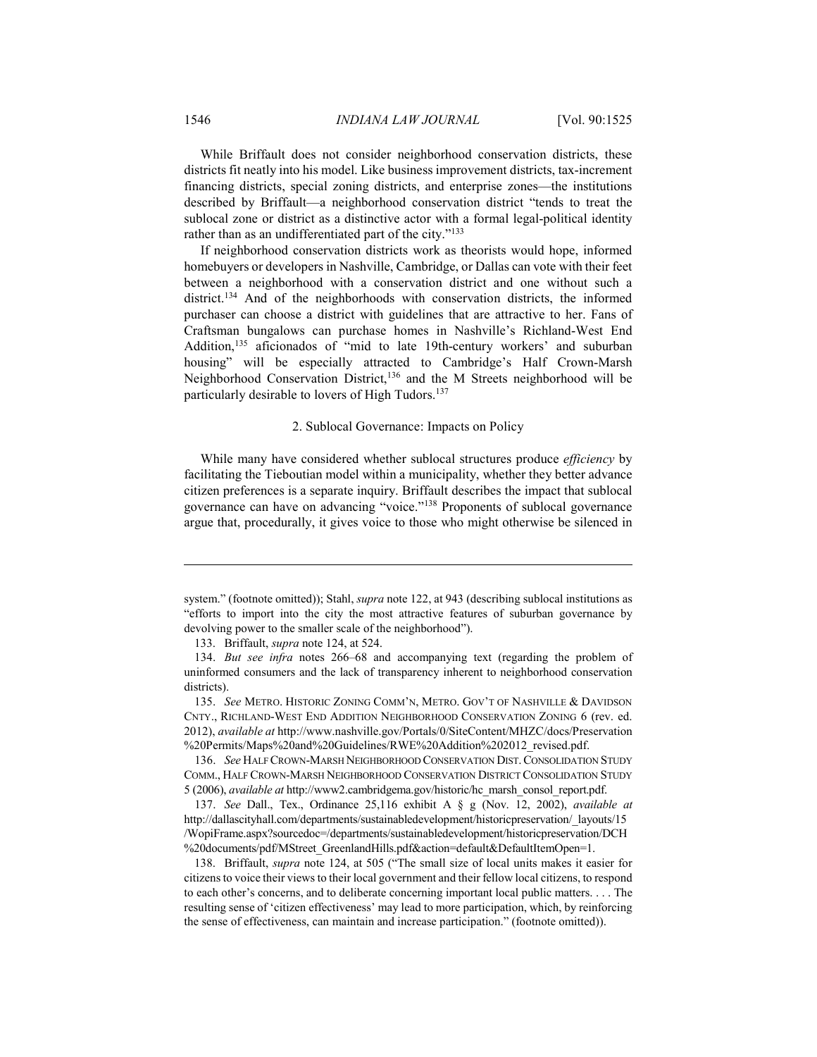While Briffault does not consider neighborhood conservation districts, these districts fit neatly into his model. Like business improvement districts, tax-increment financing districts, special zoning districts, and enterprise zones—the institutions described by Briffault—a neighborhood conservation district "tends to treat the sublocal zone or district as a distinctive actor with a formal legal-political identity rather than as an undifferentiated part of the city."[133]

If neighborhood conservation districts work as theorists would hope, informed homebuyers or developers in Nashville, Cambridge, or Dallas can vote with their feet between a neighborhood with a conservation district and one without such a district.[134] And of the neighborhoods with conservation districts, the informed purchaser can choose a district with guidelines that are attractive to her. Fans of Craftsman bungalows can purchase homes in Nashville's Richland-West End Addition,[135] aficionados of "mid to late 19th-century workers' and suburban housing" will be especially attracted to Cambridge's Half Crown-Marsh Neighborhood Conservation District,[136] and the M Streets neighborhood will be particularly desirable to lovers of High Tudors.[137]

### 2. Sublocal Governance: Impacts on Policy

While many have considered whether sublocal structures produce *efficiency* by facilitating the Tieboutian model within a municipality, whether they better advance citizen preferences is a separate inquiry. Briffault describes the impact that sublocal governance can have on advancing "voice."[138] Proponents of sublocal governance argue that, procedurally, it gives voice to those who might otherwise be silenced in

---

system." (footnote omitted)); Stahl, *supra* note 122, at 943 (describing sublocal institutions as "efforts to import into the city the most attractive features of suburban governance by devolving power to the smaller scale of the neighborhood").

133. Briffault, *supra* note 124, at 524.

134. *But see infra* notes 266–68 and accompanying text (regarding the problem of uninformed consumers and the lack of transparency inherent to neighborhood conservation districts).

135. *See* METRO. HISTORIC ZONING COMM'N, METRO. GOV'T OF NASHVILLE & DAVIDSON CNTY., RICHLAND-WEST END ADDITION NEIGHBORHOOD CONSERVATION ZONING 6 (rev. ed. 2012), *available at* http://www.nashville.gov/Portals/0/SiteContent/MHZC/docs/Preservation%20Permits/Maps%20and%20Guidelines/RWE%20Addition%202012_revised.pdf.

136. *See* HALF CROWN-MARSH NEIGHBORHOOD CONSERVATION DIST. CONSOLIDATION STUDY COMM., HALF CROWN-MARSH NEIGHBORHOOD CONSERVATION DISTRICT CONSOLIDATION STUDY 5 (2006), *available at* http://www2.cambridgema.gov/historic/hc_marsh_consol_report.pdf.

137. *See* Dall., Tex., Ordinance 25,116 exhibit A § g (Nov. 12, 2002), *available at* http://dallascityhall.com/departments/sustainabledevelopment/historicpreservation/_layouts/15/WopiFrame.aspx?sourcedoc=/departments/sustainabledevelopment/historicpreservation/DCH%20documents/pdf/MStreet_GreenlandHills.pdf&action=default&DefaultItemOpen=1.

138. Briffault, *supra* note 124, at 505 ("The small size of local units makes it easier for citizens to voice their views to their local government and their fellow local citizens, to respond to each other's concerns, and to deliberate concerning important local public matters. . . . The resulting sense of 'citizen effectiveness' may lead to more participation, which, by reinforcing the sense of effectiveness, can maintain and increase participation." (footnote omitted)).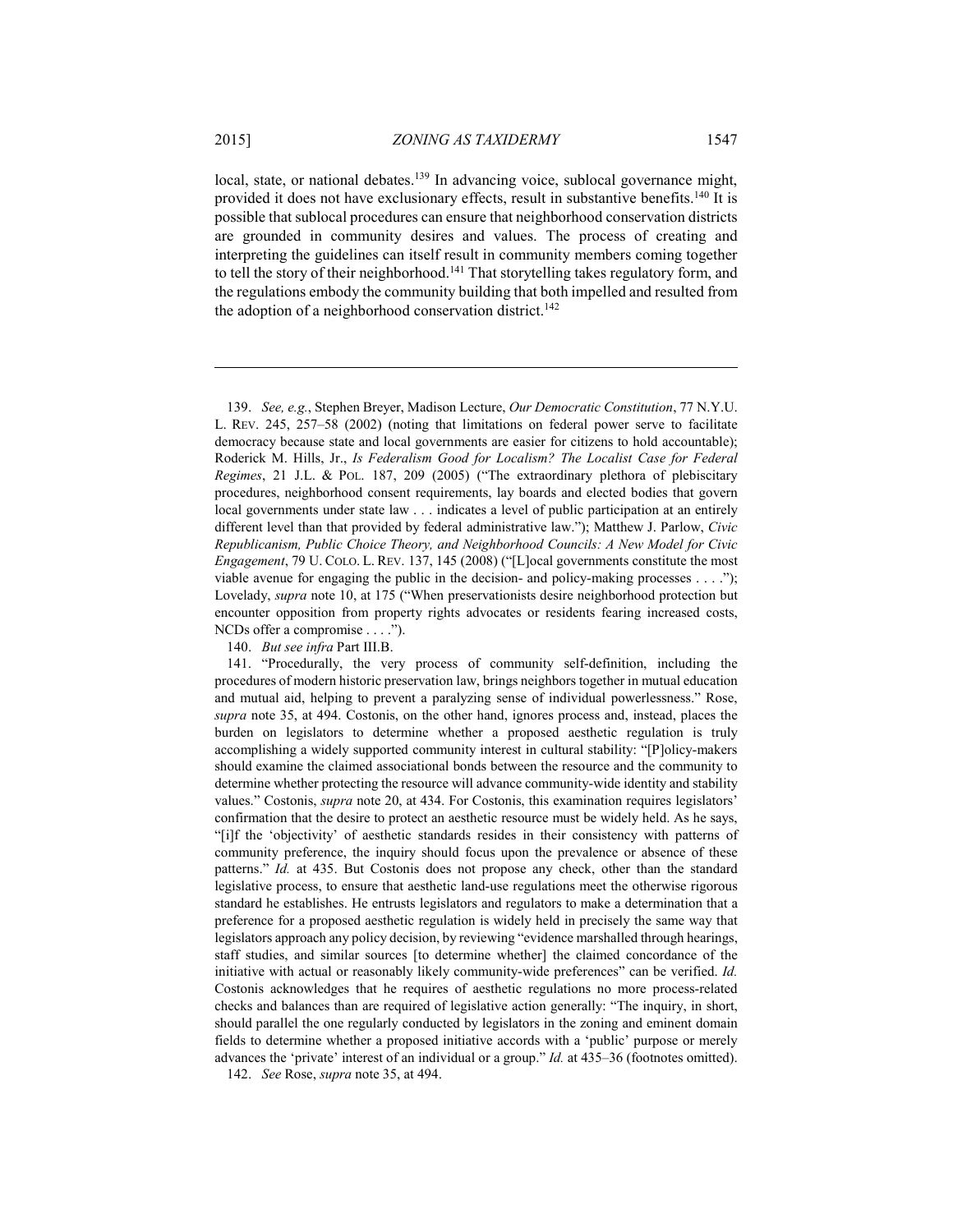local, state, or national debates.[139] In advancing voice, sublocal governance might, provided it does not have exclusionary effects, result in substantive benefits.[140] It is possible that sublocal procedures can ensure that neighborhood conservation districts are grounded in community desires and values. The process of creating and interpreting the guidelines can itself result in community members coming together to tell the story of their neighborhood.[141] That storytelling takes regulatory form, and the regulations embody the community building that both impelled and resulted from the adoption of a neighborhood conservation district.[142]

---

139. *See, e.g.*, Stephen Breyer, Madison Lecture, *Our Democratic Constitution*, 77 N.Y.U. L. REV. 245, 257–58 (2002) (noting that limitations on federal power serve to facilitate democracy because state and local governments are easier for citizens to hold accountable); Roderick M. Hills, Jr., *Is Federalism Good for Localism? The Localist Case for Federal Regimes*, 21 J.L. & POL. 187, 209 (2005) ("The extraordinary plethora of plebiscitary procedures, neighborhood consent requirements, lay boards and elected bodies that govern local governments under state law . . . indicates a level of public participation at an entirely different level than that provided by federal administrative law."); Matthew J. Parlow, *Civic Republicanism, Public Choice Theory, and Neighborhood Councils: A New Model for Civic Engagement*, 79 U. COLO. L. REV. 137, 145 (2008) ("[L]ocal governments constitute the most viable avenue for engaging the public in the decision- and policy-making processes . . . ."); Lovelady, *supra* note 10, at 175 ("When preservationists desire neighborhood protection but encounter opposition from property rights advocates or residents fearing increased costs, NCDs offer a compromise . . . .").

140. *But see infra* Part III.B.

141. "Procedurally, the very process of community self-definition, including the procedures of modern historic preservation law, brings neighbors together in mutual education and mutual aid, helping to prevent a paralyzing sense of individual powerlessness." Rose, *supra* note 35, at 494. Costonis, on the other hand, ignores process and, instead, places the burden on legislators to determine whether a proposed aesthetic regulation is truly accomplishing a widely supported community interest in cultural stability: "[P]olicy-makers should examine the claimed associational bonds between the resource and the community to determine whether protecting the resource will advance community-wide identity and stability values." Costonis, *supra* note 20, at 434. For Costonis, this examination requires legislators' confirmation that the desire to protect an aesthetic resource must be widely held. As he says, "[i]f the 'objectivity' of aesthetic standards resides in their consistency with patterns of community preference, the inquiry should focus upon the prevalence or absence of these patterns." *Id.* at 435. But Costonis does not propose any check, other than the standard legislative process, to ensure that aesthetic land-use regulations meet the otherwise rigorous standard he establishes. He entrusts legislators and regulators to make a determination that a preference for a proposed aesthetic regulation is widely held in precisely the same way that legislators approach any policy decision, by reviewing "evidence marshalled through hearings, staff studies, and similar sources [to determine whether] the claimed concordance of the initiative with actual or reasonably likely community-wide preferences" can be verified. *Id.* Costonis acknowledges that he requires of aesthetic regulations no more process-related checks and balances than are required of legislative action generally: "The inquiry, in short, should parallel the one regularly conducted by legislators in the zoning and eminent domain fields to determine whether a proposed initiative accords with a 'public' purpose or merely advances the 'private' interest of an individual or a group." *Id.* at 435–36 (footnotes omitted).

142. *See* Rose, *supra* note 35, at 494.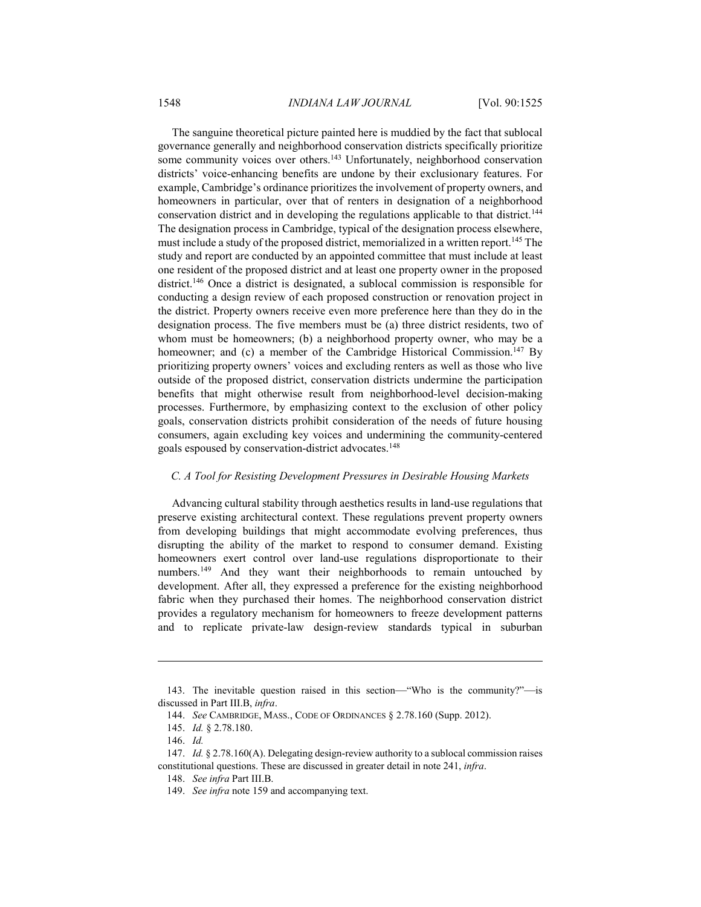The sanguine theoretical picture painted here is muddied by the fact that sublocal governance generally and neighborhood conservation districts specifically prioritize some community voices over others.[143] Unfortunately, neighborhood conservation districts' voice-enhancing benefits are undone by their exclusionary features. For example, Cambridge's ordinance prioritizes the involvement of property owners, and homeowners in particular, over that of renters in designation of a neighborhood conservation district and in developing the regulations applicable to that district.[144] The designation process in Cambridge, typical of the designation process elsewhere, must include a study of the proposed district, memorialized in a written report.[145] The study and report are conducted by an appointed committee that must include at least one resident of the proposed district and at least one property owner in the proposed district.[146] Once a district is designated, a sublocal commission is responsible for conducting a design review of each proposed construction or renovation project in the district. Property owners receive even more preference here than they do in the designation process. The five members must be (a) three district residents, two of whom must be homeowners; (b) a neighborhood property owner, who may be a homeowner; and (c) a member of the Cambridge Historical Commission.[147] By prioritizing property owners' voices and excluding renters as well as those who live outside of the proposed district, conservation districts undermine the participation benefits that might otherwise result from neighborhood-level decision-making processes. Furthermore, by emphasizing context to the exclusion of other policy goals, conservation districts prohibit consideration of the needs of future housing consumers, again excluding key voices and undermining the community-centered goals espoused by conservation-district advocates.[148]

### *C. A Tool for Resisting Development Pressures in Desirable Housing Markets*

Advancing cultural stability through aesthetics results in land-use regulations that preserve existing architectural context. These regulations prevent property owners from developing buildings that might accommodate evolving preferences, thus disrupting the ability of the market to respond to consumer demand. Existing homeowners exert control over land-use regulations disproportionate to their numbers.[149] And they want their neighborhoods to remain untouched by development. After all, they expressed a preference for the existing neighborhood fabric when they purchased their homes. The neighborhood conservation district provides a regulatory mechanism for homeowners to freeze development patterns and to replicate private-law design-review standards typical in suburban

---

143. The inevitable question raised in this section—"Who is the community?"—is discussed in Part III.B, *infra*.

144. *See* CAMBRIDGE, MASS., CODE OF ORDINANCES § 2.78.160 (Supp. 2012).

145. *Id.* § 2.78.180.

146. *Id.*

147. *Id.* § 2.78.160(A). Delegating design-review authority to a sublocal commission raises constitutional questions. These are discussed in greater detail in note 241, *infra*.

148. *See infra* Part III.B.

149. *See infra* note 159 and accompanying text.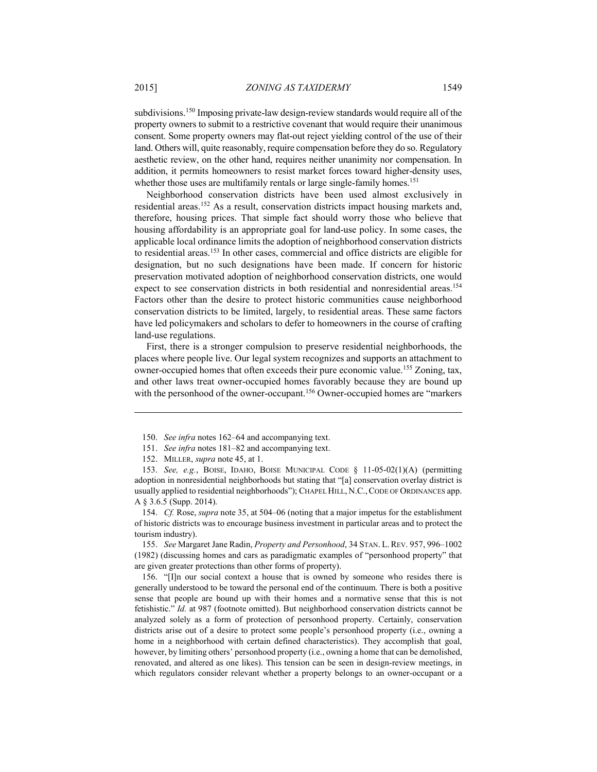subdivisions.[150] Imposing private-law design-review standards would require all of the property owners to submit to a restrictive covenant that would require their unanimous consent. Some property owners may flat-out reject yielding control of the use of their land. Others will, quite reasonably, require compensation before they do so. Regulatory aesthetic review, on the other hand, requires neither unanimity nor compensation. In addition, it permits homeowners to resist market forces toward higher-density uses, whether those uses are multifamily rentals or large single-family homes.[151]

Neighborhood conservation districts have been used almost exclusively in residential areas.[152] As a result, conservation districts impact housing markets and, therefore, housing prices. That simple fact should worry those who believe that housing affordability is an appropriate goal for land-use policy. In some cases, the applicable local ordinance limits the adoption of neighborhood conservation districts to residential areas.[153] In other cases, commercial and office districts are eligible for designation, but no such designations have been made. If concern for historic preservation motivated adoption of neighborhood conservation districts, one would expect to see conservation districts in both residential and nonresidential areas.[154] Factors other than the desire to protect historic communities cause neighborhood conservation districts to be limited, largely, to residential areas. These same factors have led policymakers and scholars to defer to homeowners in the course of crafting land-use regulations.

First, there is a stronger compulsion to preserve residential neighborhoods, the places where people live. Our legal system recognizes and supports an attachment to owner-occupied homes that often exceeds their pure economic value.[155] Zoning, tax, and other laws treat owner-occupied homes favorably because they are bound up with the personhood of the owner-occupant.[156] Owner-occupied homes are "markers

---

150. *See infra* notes 162–64 and accompanying text.

151. *See infra* notes 181–82 and accompanying text.

152. MILLER, *supra* note 45, at 1.

153. *See, e.g.*, BOISE, IDAHO, BOISE MUNICIPAL CODE § 11-05-02(1)(A) (permitting adoption in nonresidential neighborhoods but stating that "[a] conservation overlay district is usually applied to residential neighborhoods"); CHAPEL HILL, N.C., CODE OF ORDINANCES app. A § 3.6.5 (Supp. 2014).

154. *Cf.* Rose, *supra* note 35, at 504–06 (noting that a major impetus for the establishment of historic districts was to encourage business investment in particular areas and to protect the tourism industry).

155. *See* Margaret Jane Radin, *Property and Personhood*, 34 STAN. L. REV. 957, 996–1002 (1982) (discussing homes and cars as paradigmatic examples of "personhood property" that are given greater protections than other forms of property).

156. "[I]n our social context a house that is owned by someone who resides there is generally understood to be toward the personal end of the continuum. There is both a positive sense that people are bound up with their homes and a normative sense that this is not fetishistic." *Id.* at 987 (footnote omitted). But neighborhood conservation districts cannot be analyzed solely as a form of protection of personhood property. Certainly, conservation districts arise out of a desire to protect some people's personhood property (i.e., owning a home in a neighborhood with certain defined characteristics). They accomplish that goal, however, by limiting others' personhood property (i.e., owning a home that can be demolished, renovated, and altered as one likes). This tension can be seen in design-review meetings, in which regulators consider relevant whether a property belongs to an owner-occupant or a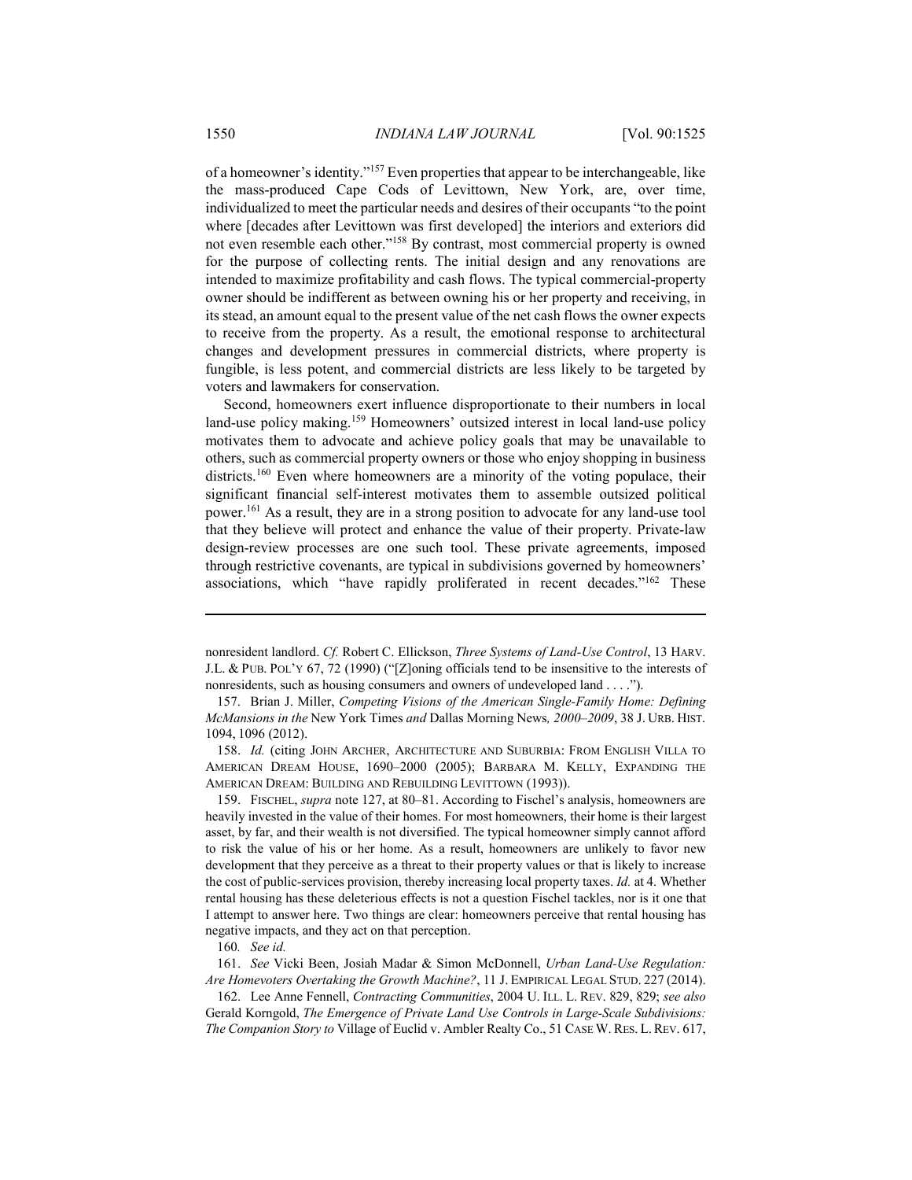of a homeowner's identity."[157] Even properties that appear to be interchangeable, like the mass-produced Cape Cods of Levittown, New York, are, over time, individualized to meet the particular needs and desires of their occupants "to the point where [decades after Levittown was first developed] the interiors and exteriors did not even resemble each other."[158] By contrast, most commercial property is owned for the purpose of collecting rents. The initial design and any renovations are intended to maximize profitability and cash flows. The typical commercial-property owner should be indifferent as between owning his or her property and receiving, in its stead, an amount equal to the present value of the net cash flows the owner expects to receive from the property. As a result, the emotional response to architectural changes and development pressures in commercial districts, where property is fungible, is less potent, and commercial districts are less likely to be targeted by voters and lawmakers for conservation.

Second, homeowners exert influence disproportionate to their numbers in local land-use policy making.[159] Homeowners' outsized interest in local land-use policy motivates them to advocate and achieve policy goals that may be unavailable to others, such as commercial property owners or those who enjoy shopping in business districts.[160] Even where homeowners are a minority of the voting populace, their significant financial self-interest motivates them to assemble outsized political power.[161] As a result, they are in a strong position to advocate for any land-use tool that they believe will protect and enhance the value of their property. Private-law design-review processes are one such tool. These private agreements, imposed through restrictive covenants, are typical in subdivisions governed by homeowners' associations, which "have rapidly proliferated in recent decades."[162] These

---

nonresident landlord. *Cf.* Robert C. Ellickson, *Three Systems of Land-Use Control*, 13 HARV. J.L. & PUB. POL'Y 67, 72 (1990) ("[Z]oning officials tend to be insensitive to the interests of nonresidents, such as housing consumers and owners of undeveloped land . . . .").

157. Brian J. Miller, *Competing Visions of the American Single-Family Home: Defining McMansions in the* New York Times *and* Dallas Morning News*, 2000–2009*, 38 J. URB. HIST. 1094, 1096 (2012).

158. *Id.* (citing JOHN ARCHER, ARCHITECTURE AND SUBURBIA: FROM ENGLISH VILLA TO AMERICAN DREAM HOUSE, 1690–2000 (2005); BARBARA M. KELLY, EXPANDING THE AMERICAN DREAM: BUILDING AND REBUILDING LEVITTOWN (1993)).

159. FISCHEL, *supra* note 127, at 80–81. According to Fischel's analysis, homeowners are heavily invested in the value of their homes. For most homeowners, their home is their largest asset, by far, and their wealth is not diversified. The typical homeowner simply cannot afford to risk the value of his or her home. As a result, homeowners are unlikely to favor new development that they perceive as a threat to their property values or that is likely to increase the cost of public-services provision, thereby increasing local property taxes. *Id.* at 4. Whether rental housing has these deleterious effects is not a question Fischel tackles, nor is it one that I attempt to answer here. Two things are clear: homeowners perceive that rental housing has negative impacts, and they act on that perception.

160. *See id.*

161. *See* Vicki Been, Josiah Madar & Simon McDonnell, *Urban Land-Use Regulation: Are Homevoters Overtaking the Growth Machine?*, 11 J. EMPIRICAL LEGAL STUD. 227 (2014).

162. Lee Anne Fennell, *Contracting Communities*, 2004 U. ILL. L. REV. 829, 829; *see also* Gerald Korngold, *The Emergence of Private Land Use Controls in Large-Scale Subdivisions: The Companion Story to* Village of Euclid v. Ambler Realty Co., 51 CASE W. RES. L. REV. 617,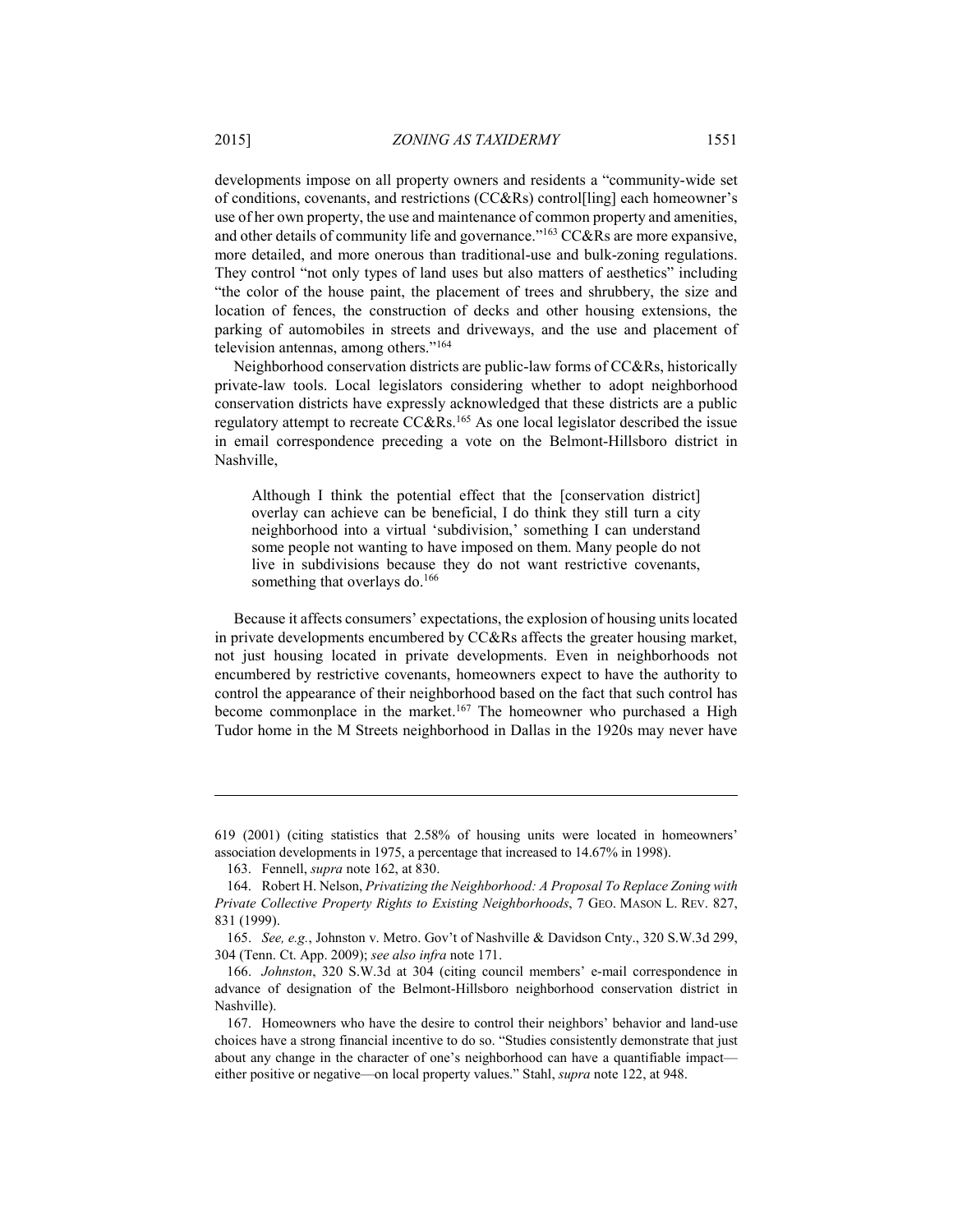developments impose on all property owners and residents a "community-wide set of conditions, covenants, and restrictions (CC&Rs) control[ling] each homeowner's use of her own property, the use and maintenance of common property and amenities, and other details of community life and governance."[163] CC&Rs are more expansive, more detailed, and more onerous than traditional-use and bulk-zoning regulations. They control "not only types of land uses but also matters of aesthetics" including "the color of the house paint, the placement of trees and shrubbery, the size and location of fences, the construction of decks and other housing extensions, the parking of automobiles in streets and driveways, and the use and placement of television antennas, among others."[164]

Neighborhood conservation districts are public-law forms of CC&Rs, historically private-law tools. Local legislators considering whether to adopt neighborhood conservation districts have expressly acknowledged that these districts are a public regulatory attempt to recreate CC&Rs.[165] As one local legislator described the issue in email correspondence preceding a vote on the Belmont-Hillsboro district in Nashville,

> Although I think the potential effect that the [conservation district] overlay can achieve can be beneficial, I do think they still turn a city neighborhood into a virtual 'subdivision,' something I can understand some people not wanting to have imposed on them. Many people do not live in subdivisions because they do not want restrictive covenants, something that overlays do.[166]

Because it affects consumers' expectations, the explosion of housing units located in private developments encumbered by CC&Rs affects the greater housing market, not just housing located in private developments. Even in neighborhoods not encumbered by restrictive covenants, homeowners expect to have the authority to control the appearance of their neighborhood based on the fact that such control has become commonplace in the market.[167] The homeowner who purchased a High Tudor home in the M Streets neighborhood in Dallas in the 1920s may never have

---

619 (2001) (citing statistics that 2.58% of housing units were located in homeowners' association developments in 1975, a percentage that increased to 14.67% in 1998).

163. Fennell, *supra* note 162, at 830.

164. Robert H. Nelson, *Privatizing the Neighborhood: A Proposal To Replace Zoning with Private Collective Property Rights to Existing Neighborhoods*, 7 GEO. MASON L. REV. 827, 831 (1999).

165. *See, e.g.*, Johnston v. Metro. Gov't of Nashville & Davidson Cnty., 320 S.W.3d 299, 304 (Tenn. Ct. App. 2009); *see also infra* note 171.

166. *Johnston*, 320 S.W.3d at 304 (citing council members' e-mail correspondence in advance of designation of the Belmont-Hillsboro neighborhood conservation district in Nashville).

167. Homeowners who have the desire to control their neighbors' behavior and land-use choices have a strong financial incentive to do so. "Studies consistently demonstrate that just about any change in the character of one's neighborhood can have a quantifiable impact—either positive or negative—on local property values." Stahl, *supra* note 122, at 948.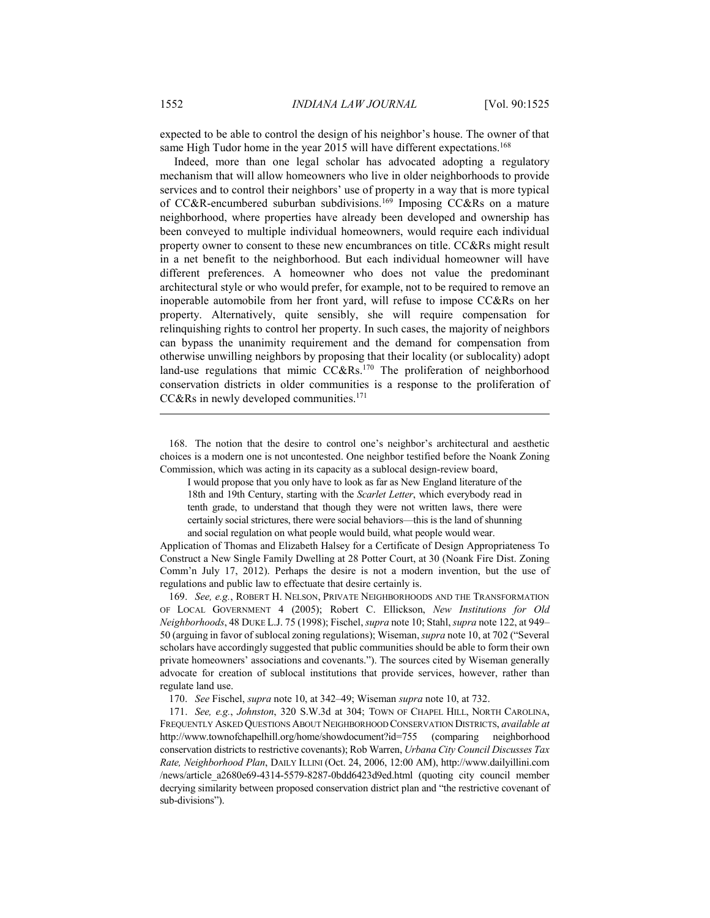expected to be able to control the design of his neighbor's house. The owner of that same High Tudor home in the year 2015 will have different expectations.[168]

Indeed, more than one legal scholar has advocated adopting a regulatory mechanism that will allow homeowners who live in older neighborhoods to provide services and to control their neighbors' use of property in a way that is more typical of CC&R-encumbered suburban subdivisions.[169] Imposing CC&Rs on a mature neighborhood, where properties have already been developed and ownership has been conveyed to multiple individual homeowners, would require each individual property owner to consent to these new encumbrances on title. CC&Rs might result in a net benefit to the neighborhood. But each individual homeowner will have different preferences. A homeowner who does not value the predominant architectural style or who would prefer, for example, not to be required to remove an inoperable automobile from her front yard, will refuse to impose CC&Rs on her property. Alternatively, quite sensibly, she will require compensation for relinquishing rights to control her property. In such cases, the majority of neighbors can bypass the unanimity requirement and the demand for compensation from otherwise unwilling neighbors by proposing that their locality (or sublocality) adopt land-use regulations that mimic CC&Rs.[170] The proliferation of neighborhood conservation districts in older communities is a response to the proliferation of CC&Rs in newly developed communities.[171]

---

168. The notion that the desire to control one's neighbor's architectural and aesthetic choices is a modern one is not uncontested. One neighbor testified before the Noank Zoning Commission, which was acting in its capacity as a sublocal design-review board,

> I would propose that you only have to look as far as New England literature of the 18th and 19th Century, starting with the *Scarlet Letter*, which everybody read in tenth grade, to understand that though they were not written laws, there were certainly social strictures, there were social behaviors—this is the land of shunning and social regulation on what people would build, what people would wear.

Application of Thomas and Elizabeth Halsey for a Certificate of Design Appropriateness To Construct a New Single Family Dwelling at 28 Potter Court, at 30 (Noank Fire Dist. Zoning Comm'n July 17, 2012). Perhaps the desire is not a modern invention, but the use of regulations and public law to effectuate that desire certainly is.

169. *See, e.g.*, ROBERT H. NELSON, PRIVATE NEIGHBORHOODS AND THE TRANSFORMATION OF LOCAL GOVERNMENT 4 (2005); Robert C. Ellickson, *New Institutions for Old Neighborhoods*, 48 DUKE L.J. 75 (1998); Fischel, *supra* note 10; Stahl, *supra* note 122, at 949–50 (arguing in favor of sublocal zoning regulations); Wiseman, *supra* note 10, at 702 ("Several scholars have accordingly suggested that public communities should be able to form their own private homeowners' associations and covenants."). The sources cited by Wiseman generally advocate for creation of sublocal institutions that provide services, however, rather than regulate land use.

170. *See* Fischel, *supra* note 10, at 342–49; Wiseman *supra* note 10, at 732.

171. *See, e.g.*, *Johnston*, 320 S.W.3d at 304; TOWN OF CHAPEL HILL, NORTH CAROLINA, FREQUENTLY ASKED QUESTIONS ABOUT NEIGHBORHOOD CONSERVATION DISTRICTS, *available at* http://www.townofchapelhill.org/home/showdocument?id=755 (comparing neighborhood conservation districts to restrictive covenants); Rob Warren, *Urbana City Council Discusses Tax Rate, Neighborhood Plan*, DAILY ILLINI (Oct. 24, 2006, 12:00 AM), http://www.dailyillini.com/news/article_a2680e69-4314-5579-8287-0bdd6423d9ed.html (quoting city council member decrying similarity between proposed conservation district plan and "the restrictive covenant of sub-divisions").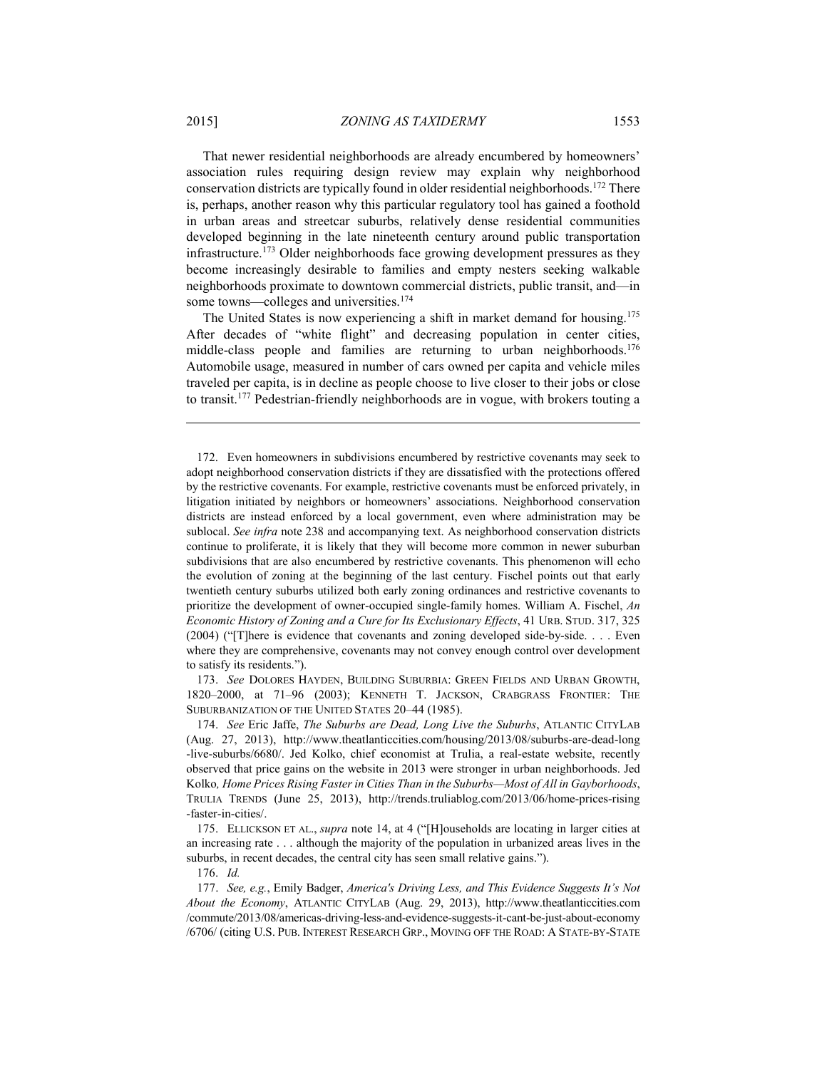That newer residential neighborhoods are already encumbered by homeowners' association rules requiring design review may explain why neighborhood conservation districts are typically found in older residential neighborhoods.[172] There is, perhaps, another reason why this particular regulatory tool has gained a foothold in urban areas and streetcar suburbs, relatively dense residential communities developed beginning in the late nineteenth century around public transportation infrastructure.[173] Older neighborhoods face growing development pressures as they become increasingly desirable to families and empty nesters seeking walkable neighborhoods proximate to downtown commercial districts, public transit, and—in some towns—colleges and universities.[174]

The United States is now experiencing a shift in market demand for housing.[175] After decades of "white flight" and decreasing population in center cities, middle-class people and families are returning to urban neighborhoods.[176] Automobile usage, measured in number of cars owned per capita and vehicle miles traveled per capita, is in decline as people choose to live closer to their jobs or close to transit.[177] Pedestrian-friendly neighborhoods are in vogue, with brokers touting a

---

172. Even homeowners in subdivisions encumbered by restrictive covenants may seek to adopt neighborhood conservation districts if they are dissatisfied with the protections offered by the restrictive covenants. For example, restrictive covenants must be enforced privately, in litigation initiated by neighbors or homeowners' associations. Neighborhood conservation districts are instead enforced by a local government, even where administration may be sublocal. *See infra* note 238 and accompanying text. As neighborhood conservation districts continue to proliferate, it is likely that they will become more common in newer suburban subdivisions that are also encumbered by restrictive covenants. This phenomenon will echo the evolution of zoning at the beginning of the last century. Fischel points out that early twentieth century suburbs utilized both early zoning ordinances and restrictive covenants to prioritize the development of owner-occupied single-family homes. William A. Fischel, *An Economic History of Zoning and a Cure for Its Exclusionary Effects*, 41 URB. STUD. 317, 325 (2004) ("[T]here is evidence that covenants and zoning developed side-by-side. . . . Even where they are comprehensive, covenants may not convey enough control over development to satisfy its residents.").

173. *See* DOLORES HAYDEN, BUILDING SUBURBIA: GREEN FIELDS AND URBAN GROWTH, 1820–2000, at 71–96 (2003); KENNETH T. JACKSON, CRABGRASS FRONTIER: THE SUBURBANIZATION OF THE UNITED STATES 20–44 (1985).

174. *See* Eric Jaffe, *The Suburbs are Dead, Long Live the Suburbs*, ATLANTIC CITYLAB (Aug. 27, 2013), http://www.theatlanticcities.com/housing/2013/08/suburbs-are-dead-long-live-suburbs/6680/. Jed Kolko, chief economist at Trulia, a real-estate website, recently observed that price gains on the website in 2013 were stronger in urban neighborhoods. Jed Kolko, *Home Prices Rising Faster in Cities Than in the Suburbs—Most of All in Gayborhoods*, TRULIA TRENDS (June 25, 2013), http://trends.truliablog.com/2013/06/home-prices-rising-faster-in-cities/.

175. ELLICKSON ET AL., *supra* note 14, at 4 ("[H]ouseholds are locating in larger cities at an increasing rate . . . although the majority of the population in urbanized areas lives in the suburbs, in recent decades, the central city has seen small relative gains.").

176. *Id.*

177. *See, e.g.*, Emily Badger, *America's Driving Less, and This Evidence Suggests It's Not About the Economy*, ATLANTIC CITYLAB (Aug. 29, 2013), http://www.theatlanticcities.com/commute/2013/08/americas-driving-less-and-evidence-suggests-it-cant-be-just-about-economy/6706/ (citing U.S. PUB. INTEREST RESEARCH GRP., MOVING OFF THE ROAD: A STATE-BY-STATE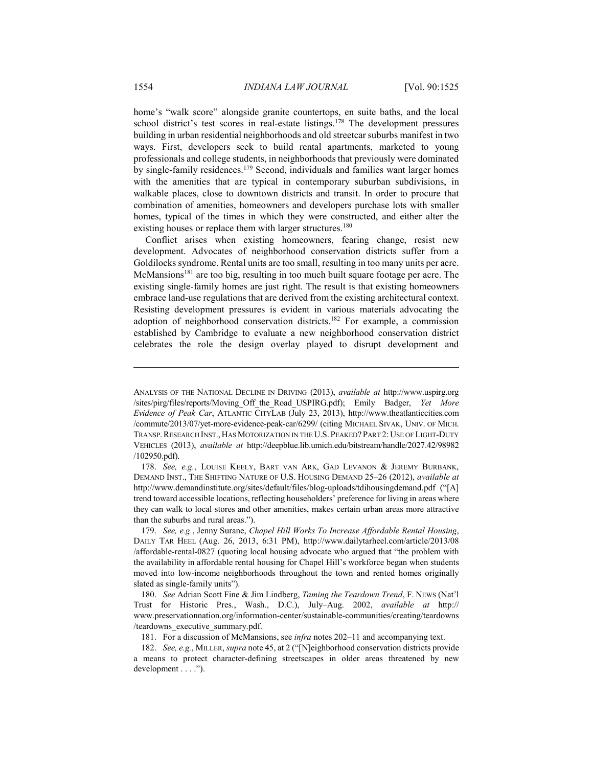home's "walk score" alongside granite countertops, en suite baths, and the local school district's test scores in real-estate listings.[178] The development pressures building in urban residential neighborhoods and old streetcar suburbs manifest in two ways. First, developers seek to build rental apartments, marketed to young professionals and college students, in neighborhoods that previously were dominated by single-family residences.[179] Second, individuals and families want larger homes with the amenities that are typical in contemporary suburban subdivisions, in walkable places, close to downtown districts and transit. In order to procure that combination of amenities, homeowners and developers purchase lots with smaller homes, typical of the times in which they were constructed, and either alter the existing houses or replace them with larger structures.[180]

Conflict arises when existing homeowners, fearing change, resist new development. Advocates of neighborhood conservation districts suffer from a Goldilocks syndrome. Rental units are too small, resulting in too many units per acre. McMansions[181] are too big, resulting in too much built square footage per acre. The existing single-family homes are just right. The result is that existing homeowners embrace land-use regulations that are derived from the existing architectural context. Resisting development pressures is evident in various materials advocating the adoption of neighborhood conservation districts.[182] For example, a commission established by Cambridge to evaluate a new neighborhood conservation district celebrates the role the design overlay played to disrupt development and

---

ANALYSIS OF THE NATIONAL DECLINE IN DRIVING (2013), *available at* http://www.uspirg.org/sites/pirg/files/reports/Moving_Off_the_Road_USPIRG.pdf); Emily Badger, *Yet More Evidence of Peak Car*, ATLANTIC CITYLAB (July 23, 2013), http://www.theatlanticcities.com/commute/2013/07/yet-more-evidence-peak-car/6299/ (citing MICHAEL SIVAK, UNIV. OF MICH. TRANSP. RESEARCH INST., HAS MOTORIZATION IN THE U.S. PEAKED? PART 2: USE OF LIGHT-DUTY VEHICLES (2013), *available at* http://deepblue.lib.umich.edu/bitstream/handle/2027.42/98982/102950.pdf).

178. *See, e.g.*, LOUISE KEELY, BART VAN ARK, GAD LEVANON & JEREMY BURBANK, DEMAND INST., THE SHIFTING NATURE OF U.S. HOUSING DEMAND 25–26 (2012), *available at* http://www.demandinstitute.org/sites/default/files/blog-uploads/tdihousingdemand.pdf ("[A] trend toward accessible locations, reflecting householders' preference for living in areas where they can walk to local stores and other amenities, makes certain urban areas more attractive than the suburbs and rural areas.").

179. *See, e.g.*, Jenny Surane, *Chapel Hill Works To Increase Affordable Rental Housing*, DAILY TAR HEEL (Aug. 26, 2013, 6:31 PM), http://www.dailytarheel.com/article/2013/08/affordable-rental-0827 (quoting local housing advocate who argued that "the problem with the availability in affordable rental housing for Chapel Hill's workforce began when students moved into low-income neighborhoods throughout the town and rented homes originally slated as single-family units").

180. *See* Adrian Scott Fine & Jim Lindberg, *Taming the Teardown Trend*, F. NEWS (Nat'l Trust for Historic Pres., Wash., D.C.), July–Aug. 2002, *available at* http://www.preservationnation.org/information-center/sustainable-communities/creating/teardowns/teardowns_executive_summary.pdf.

181. For a discussion of McMansions, see *infra* notes 202–11 and accompanying text.

182. *See, e.g.*, MILLER, *supra* note 45, at 2 ("[N]eighborhood conservation districts provide a means to protect character-defining streetscapes in older areas threatened by new development . . . .").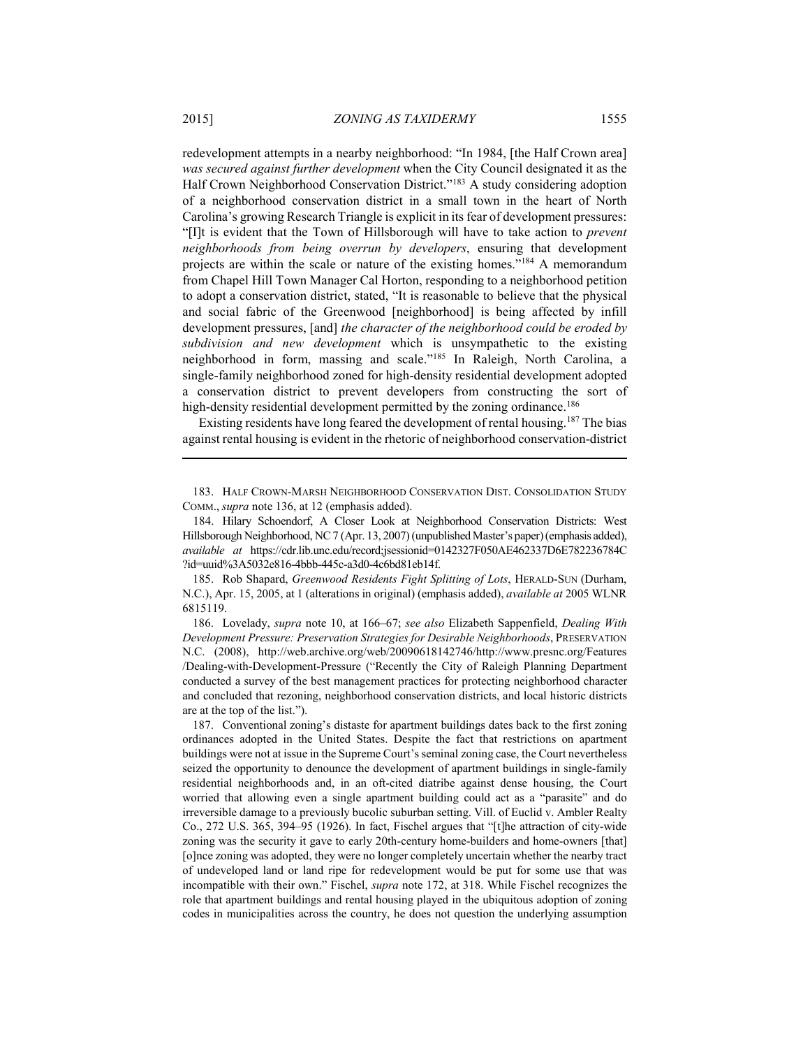redevelopment attempts in a nearby neighborhood: "In 1984, [the Half Crown area] *was secured against further development* when the City Council designated it as the Half Crown Neighborhood Conservation District."[183] A study considering adoption of a neighborhood conservation district in a small town in the heart of North Carolina's growing Research Triangle is explicit in its fear of development pressures: "[I]t is evident that the Town of Hillsborough will have to take action to *prevent neighborhoods from being overrun by developers*, ensuring that development projects are within the scale or nature of the existing homes."[184] A memorandum from Chapel Hill Town Manager Cal Horton, responding to a neighborhood petition to adopt a conservation district, stated, "It is reasonable to believe that the physical and social fabric of the Greenwood [neighborhood] is being affected by infill development pressures, [and] *the character of the neighborhood could be eroded by subdivision and new development* which is unsympathetic to the existing neighborhood in form, massing and scale."[185] In Raleigh, North Carolina, a single-family neighborhood zoned for high-density residential development adopted a conservation district to prevent developers from constructing the sort of high-density residential development permitted by the zoning ordinance.[186]

Existing residents have long feared the development of rental housing.[187] The bias against rental housing is evident in the rhetoric of neighborhood conservation-district

---

183. HALF CROWN-MARSH NEIGHBORHOOD CONSERVATION DIST. CONSOLIDATION STUDY COMM., *supra* note 136, at 12 (emphasis added).

184. Hilary Schoendorf, A Closer Look at Neighborhood Conservation Districts: West Hillsborough Neighborhood, NC 7 (Apr. 13, 2007) (unpublished Master's paper) (emphasis added), *available at* https://cdr.lib.unc.edu/record;jsessionid=0142327F050AE462337D6E782236784C?id=uuid%3A5032e816-4bbb-445c-a3d0-4c6bd81eb14f.

185. Rob Shapard, *Greenwood Residents Fight Splitting of Lots*, HERALD-SUN (Durham, N.C.), Apr. 15, 2005, at 1 (alterations in original) (emphasis added), *available at* 2005 WLNR 6815119.

186. Lovelady, *supra* note 10, at 166–67; *see also* Elizabeth Sappenfield, *Dealing With Development Pressure: Preservation Strategies for Desirable Neighborhoods*, PRESERVATION N.C. (2008), http://web.archive.org/web/20090618142746/http://www.presnc.org/Features/Dealing-with-Development-Pressure ("Recently the City of Raleigh Planning Department conducted a survey of the best management practices for protecting neighborhood character and concluded that rezoning, neighborhood conservation districts, and local historic districts are at the top of the list.").

187. Conventional zoning's distaste for apartment buildings dates back to the first zoning ordinances adopted in the United States. Despite the fact that restrictions on apartment buildings were not at issue in the Supreme Court's seminal zoning case, the Court nevertheless seized the opportunity to denounce the development of apartment buildings in single-family residential neighborhoods and, in an oft-cited diatribe against dense housing, the Court worried that allowing even a single apartment building could act as a "parasite" and do irreversible damage to a previously bucolic suburban setting. Vill. of Euclid v. Ambler Realty Co., 272 U.S. 365, 394–95 (1926). In fact, Fischel argues that "[t]he attraction of city-wide zoning was the security it gave to early 20th-century home-builders and home-owners [that] [o]nce zoning was adopted, they were no longer completely uncertain whether the nearby tract of undeveloped land or land ripe for redevelopment would be put for some use that was incompatible with their own." Fischel, *supra* note 172, at 318. While Fischel recognizes the role that apartment buildings and rental housing played in the ubiquitous adoption of zoning codes in municipalities across the country, he does not question the underlying assumption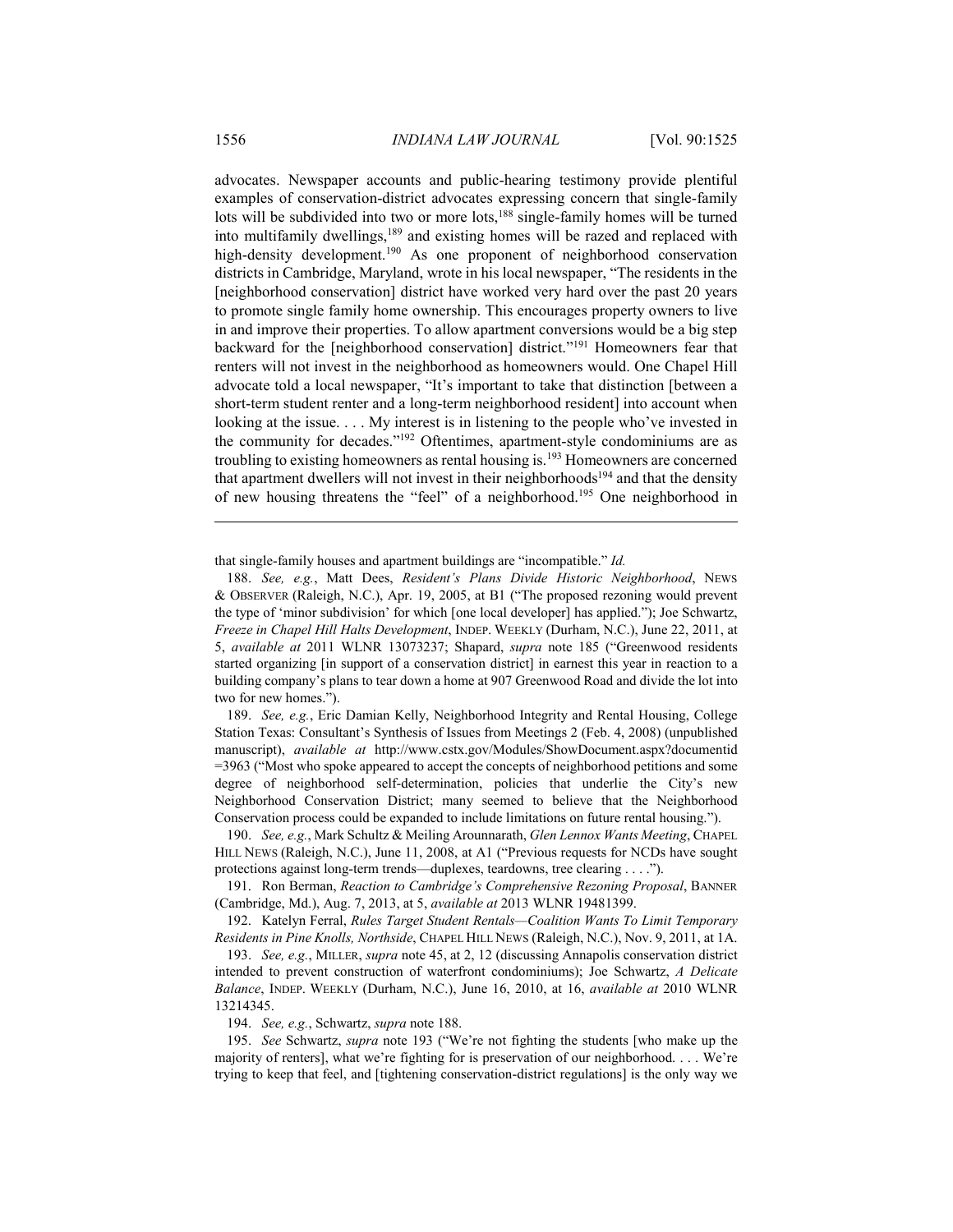advocates. Newspaper accounts and public-hearing testimony provide plentiful examples of conservation-district advocates expressing concern that single-family lots will be subdivided into two or more lots,[188] single-family homes will be turned into multifamily dwellings,[189] and existing homes will be razed and replaced with high-density development.[190] As one proponent of neighborhood conservation districts in Cambridge, Maryland, wrote in his local newspaper, "The residents in the [neighborhood conservation] district have worked very hard over the past 20 years to promote single family home ownership. This encourages property owners to live in and improve their properties. To allow apartment conversions would be a big step backward for the [neighborhood conservation] district."[191] Homeowners fear that renters will not invest in the neighborhood as homeowners would. One Chapel Hill advocate told a local newspaper, "It's important to take that distinction [between a short-term student renter and a long-term neighborhood resident] into account when looking at the issue. . . . My interest is in listening to the people who've invested in the community for decades."[192] Oftentimes, apartment-style condominiums are as troubling to existing homeowners as rental housing is.[193] Homeowners are concerned that apartment dwellers will not invest in their neighborhoods[194] and that the density of new housing threatens the "feel" of a neighborhood.[195] One neighborhood in

---

that single-family houses and apartment buildings are "incompatible." *Id.*

188. *See, e.g.*, Matt Dees, *Resident's Plans Divide Historic Neighborhood*, NEWS & OBSERVER (Raleigh, N.C.), Apr. 19, 2005, at B1 ("The proposed rezoning would prevent the type of 'minor subdivision' for which [one local developer] has applied."); Joe Schwartz, *Freeze in Chapel Hill Halts Development*, INDEP. WEEKLY (Durham, N.C.), June 22, 2011, at 5, *available at* 2011 WLNR 13073237; Shapard, *supra* note 185 ("Greenwood residents started organizing [in support of a conservation district] in earnest this year in reaction to a building company's plans to tear down a home at 907 Greenwood Road and divide the lot into two for new homes.").

189. *See, e.g.*, Eric Damian Kelly, Neighborhood Integrity and Rental Housing, College Station Texas: Consultant's Synthesis of Issues from Meetings 2 (Feb. 4, 2008) (unpublished manuscript), *available at* http://www.cstx.gov/Modules/ShowDocument.aspx?documentid=3963 ("Most who spoke appeared to accept the concepts of neighborhood petitions and some degree of neighborhood self-determination, policies that underlie the City's new Neighborhood Conservation District; many seemed to believe that the Neighborhood Conservation process could be expanded to include limitations on future rental housing.").

190. *See, e.g.*, Mark Schultz & Meiling Arounnarath, *Glen Lennox Wants Meeting*, CHAPEL HILL NEWS (Raleigh, N.C.), June 11, 2008, at A1 ("Previous requests for NCDs have sought protections against long-term trends—duplexes, teardowns, tree clearing . . . .").

191. Ron Berman, *Reaction to Cambridge's Comprehensive Rezoning Proposal*, BANNER (Cambridge, Md.), Aug. 7, 2013, at 5, *available at* 2013 WLNR 19481399.

192. Katelyn Ferral, *Rules Target Student Rentals—Coalition Wants To Limit Temporary Residents in Pine Knolls, Northside*, CHAPEL HILL NEWS (Raleigh, N.C.), Nov. 9, 2011, at 1A.

193. *See, e.g.*, MILLER, *supra* note 45, at 2, 12 (discussing Annapolis conservation district intended to prevent construction of waterfront condominiums); Joe Schwartz, *A Delicate Balance*, INDEP. WEEKLY (Durham, N.C.), June 16, 2010, at 16, *available at* 2010 WLNR 13214345.

194. *See, e.g.*, Schwartz, *supra* note 188.

195. *See* Schwartz, *supra* note 193 ("We're not fighting the students [who make up the majority of renters], what we're fighting for is preservation of our neighborhood. . . . We're trying to keep that feel, and [tightening conservation-district regulations] is the only way we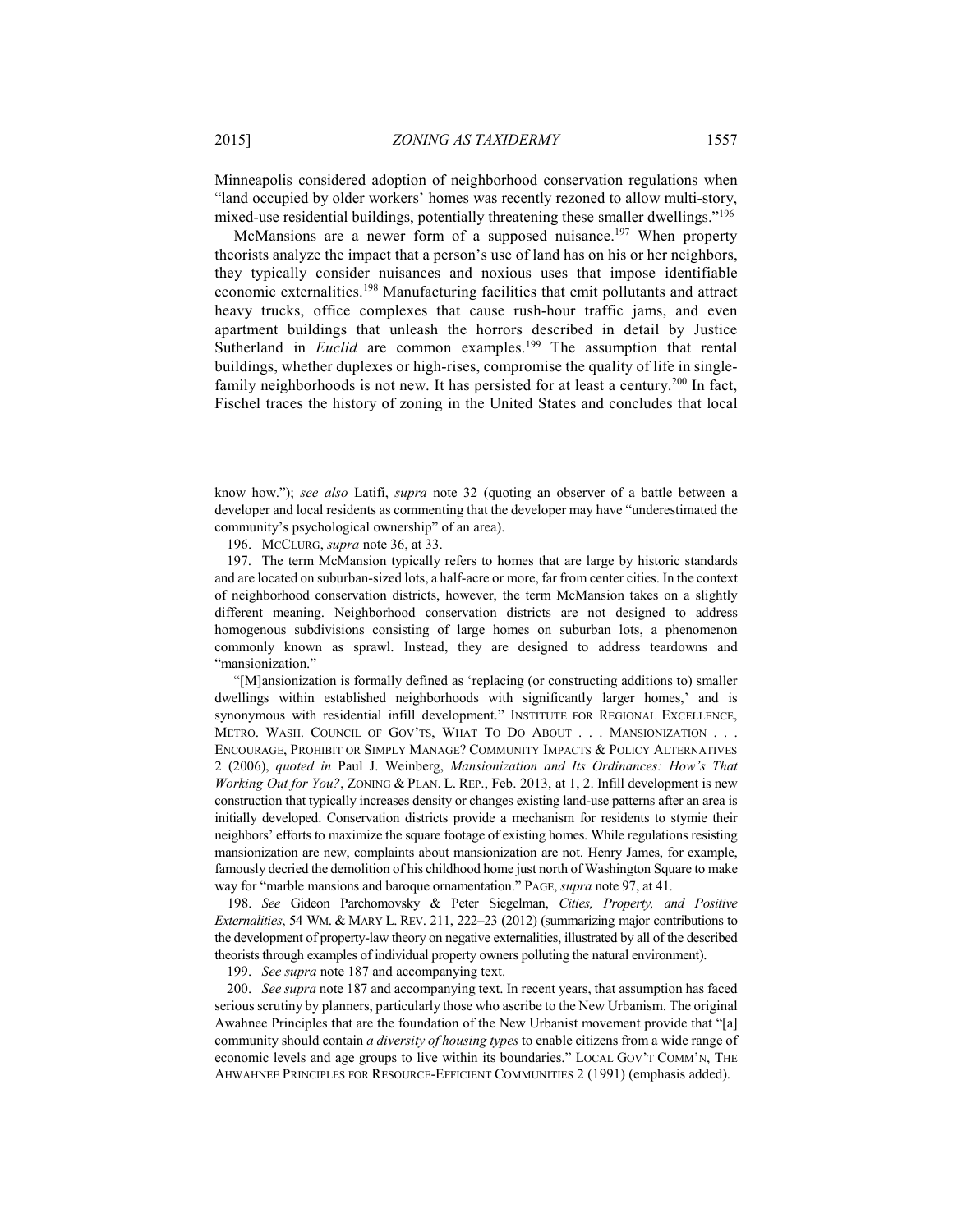Minneapolis considered adoption of neighborhood conservation regulations when "land occupied by older workers' homes was recently rezoned to allow multi-story, mixed-use residential buildings, potentially threatening these smaller dwellings."[196]

McMansions are a newer form of a supposed nuisance.[197] When property theorists analyze the impact that a person's use of land has on his or her neighbors, they typically consider nuisances and noxious uses that impose identifiable economic externalities.[198] Manufacturing facilities that emit pollutants and attract heavy trucks, office complexes that cause rush-hour traffic jams, and even apartment buildings that unleash the horrors described in detail by Justice Sutherland in *Euclid* are common examples.[199] The assumption that rental buildings, whether duplexes or high-rises, compromise the quality of life in single-family neighborhoods is not new. It has persisted for at least a century.[200] In fact, Fischel traces the history of zoning in the United States and concludes that local

---

know how."); *see also* Latifi, *supra* note 32 (quoting an observer of a battle between a developer and local residents as commenting that the developer may have "underestimated the community's psychological ownership" of an area).

196. McCLURG, *supra* note 36, at 33.

197. The term McMansion typically refers to homes that are large by historic standards and are located on suburban-sized lots, a half-acre or more, far from center cities. In the context of neighborhood conservation districts, however, the term McMansion takes on a slightly different meaning. Neighborhood conservation districts are not designed to address homogenous subdivisions consisting of large homes on suburban lots, a phenomenon commonly known as sprawl. Instead, they are designed to address teardowns and "mansionization."

"[M]ansionization is formally defined as 'replacing (or constructing additions to) smaller dwellings within established neighborhoods with significantly larger homes,' and is synonymous with residential infill development." INSTITUTE FOR REGIONAL EXCELLENCE, METRO. WASH. COUNCIL OF GOV'TS, WHAT TO DO ABOUT . . . MANSIONIZATION . . . ENCOURAGE, PROHIBIT OR SIMPLY MANAGE? COMMUNITY IMPACTS & POLICY ALTERNATIVES 2 (2006), *quoted in* Paul J. Weinberg, *Mansionization and Its Ordinances: How's That Working Out for You?*, ZONING & PLAN. L. REP., Feb. 2013, at 1, 2. Infill development is new construction that typically increases density or changes existing land-use patterns after an area is initially developed. Conservation districts provide a mechanism for residents to stymie their neighbors' efforts to maximize the square footage of existing homes. While regulations resisting mansionization are new, complaints about mansionization are not. Henry James, for example, famously decried the demolition of his childhood home just north of Washington Square to make way for "marble mansions and baroque ornamentation." PAGE, *supra* note 97, at 41.

198. *See* Gideon Parchomovsky & Peter Siegelman, *Cities, Property, and Positive Externalities*, 54 WM. & MARY L. REV. 211, 222–23 (2012) (summarizing major contributions to the development of property-law theory on negative externalities, illustrated by all of the described theorists through examples of individual property owners polluting the natural environment).

199. *See supra* note 187 and accompanying text.

200. *See supra* note 187 and accompanying text. In recent years, that assumption has faced serious scrutiny by planners, particularly those who ascribe to the New Urbanism. The original Awahnee Principles that are the foundation of the New Urbanist movement provide that "[a] community should contain *a diversity of housing types* to enable citizens from a wide range of economic levels and age groups to live within its boundaries." LOCAL GOV'T COMM'N, THE AHWAHNEE PRINCIPLES FOR RESOURCE-EFFICIENT COMMUNITIES 2 (1991) (emphasis added).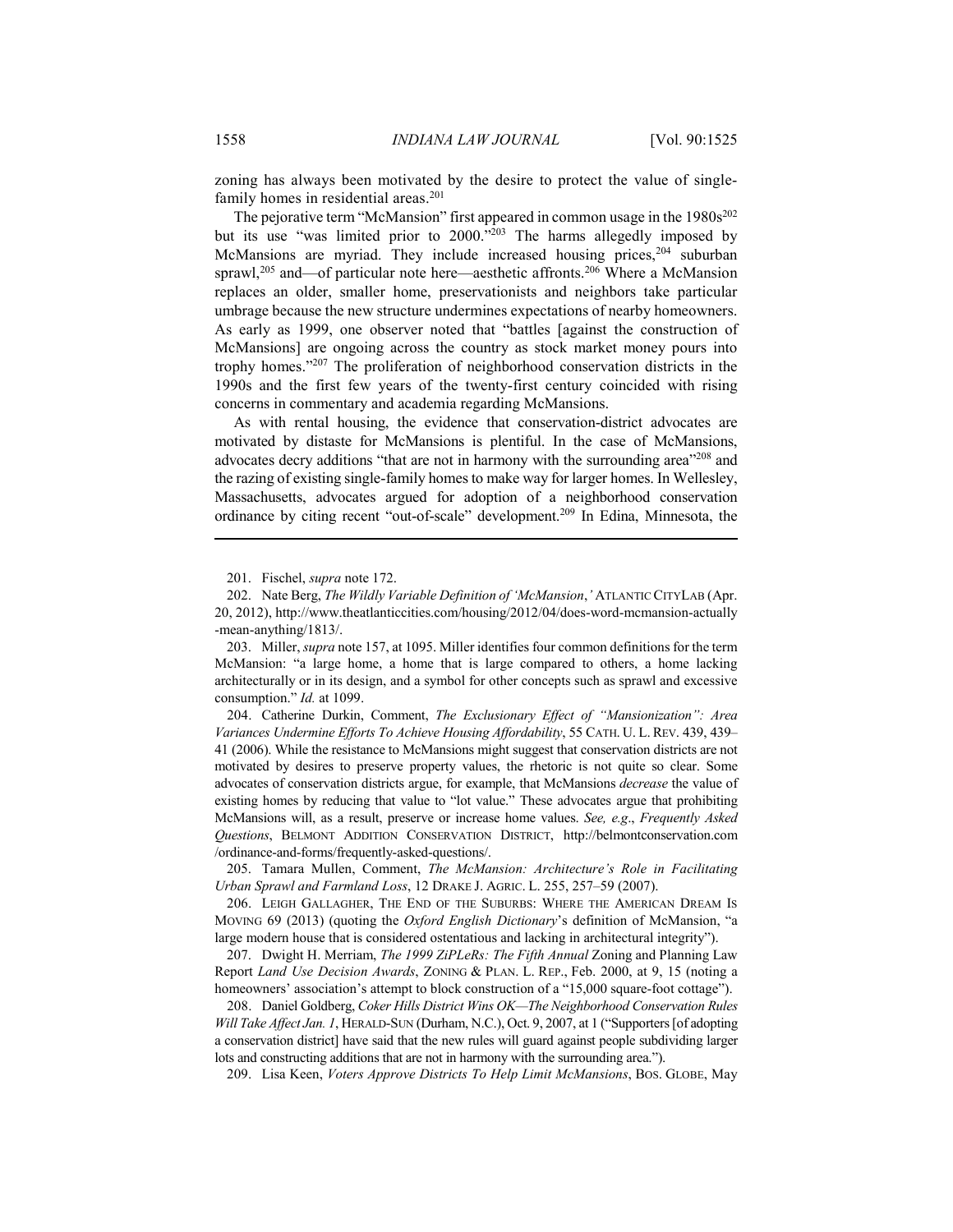zoning has always been motivated by the desire to protect the value of single-family homes in residential areas.[201]

The pejorative term "McMansion" first appeared in common usage in the 1980s[202] but its use "was limited prior to 2000."[203] The harms allegedly imposed by McMansions are myriad. They include increased housing prices,[204] suburban sprawl,[205] and—of particular note here—aesthetic affronts.[206] Where a McMansion replaces an older, smaller home, preservationists and neighbors take particular umbrage because the new structure undermines expectations of nearby homeowners. As early as 1999, one observer noted that "battles [against the construction of McMansions] are ongoing across the country as stock market money pours into trophy homes."[207] The proliferation of neighborhood conservation districts in the 1990s and the first few years of the twenty-first century coincided with rising concerns in commentary and academia regarding McMansions.

As with rental housing, the evidence that conservation-district advocates are motivated by distaste for McMansions is plentiful. In the case of McMansions, advocates decry additions "that are not in harmony with the surrounding area"[208] and the razing of existing single-family homes to make way for larger homes. In Wellesley, Massachusetts, advocates argued for adoption of a neighborhood conservation ordinance by citing recent "out-of-scale" development.[209] In Edina, Minnesota, the

---

201. Fischel, *supra* note 172.

202. Nate Berg, *The Wildly Variable Definition of 'McMansion*,*'* ATLANTIC CITYLAB (Apr. 20, 2012), http://www.theatlanticcities.com/housing/2012/04/does-word-mcmansion-actually-mean-anything/1813/.

203. Miller, *supra* note 157, at 1095. Miller identifies four common definitions for the term McMansion: "a large home, a home that is large compared to others, a home lacking architecturally or in its design, and a symbol for other concepts such as sprawl and excessive consumption." *Id.* at 1099.

204. Catherine Durkin, Comment, *The Exclusionary Effect of "Mansionization": Area Variances Undermine Efforts To Achieve Housing Affordability*, 55 CATH. U. L. REV. 439, 439–41 (2006). While the resistance to McMansions might suggest that conservation districts are not motivated by desires to preserve property values, the rhetoric is not quite so clear. Some advocates of conservation districts argue, for example, that McMansions *decrease* the value of existing homes by reducing that value to "lot value." These advocates argue that prohibiting McMansions will, as a result, preserve or increase home values. *See, e.g*., *Frequently Asked Questions*, BELMONT ADDITION CONSERVATION DISTRICT, http://belmontconservation.com/ordinance-and-forms/frequently-asked-questions/.

205. Tamara Mullen, Comment, *The McMansion: Architecture's Role in Facilitating Urban Sprawl and Farmland Loss*, 12 DRAKE J. AGRIC. L. 255, 257–59 (2007).

206. LEIGH GALLAGHER, THE END OF THE SUBURBS: WHERE THE AMERICAN DREAM IS MOVING 69 (2013) (quoting the *Oxford English Dictionary*'s definition of McMansion, "a large modern house that is considered ostentatious and lacking in architectural integrity").

207. Dwight H. Merriam, *The 1999 ZiPLeRs: The Fifth Annual* Zoning and Planning Law Report *Land Use Decision Awards*, ZONING & PLAN. L. REP., Feb. 2000, at 9, 15 (noting a homeowners' association's attempt to block construction of a "15,000 square-foot cottage").

208. Daniel Goldberg, *Coker Hills District Wins OK—The Neighborhood Conservation Rules Will Take Affect Jan. 1*, HERALD-SUN (Durham, N.C.), Oct. 9, 2007, at 1 ("Supporters [of adopting a conservation district] have said that the new rules will guard against people subdividing larger lots and constructing additions that are not in harmony with the surrounding area.").

209. Lisa Keen, *Voters Approve Districts To Help Limit McMansions*, BOS. GLOBE, May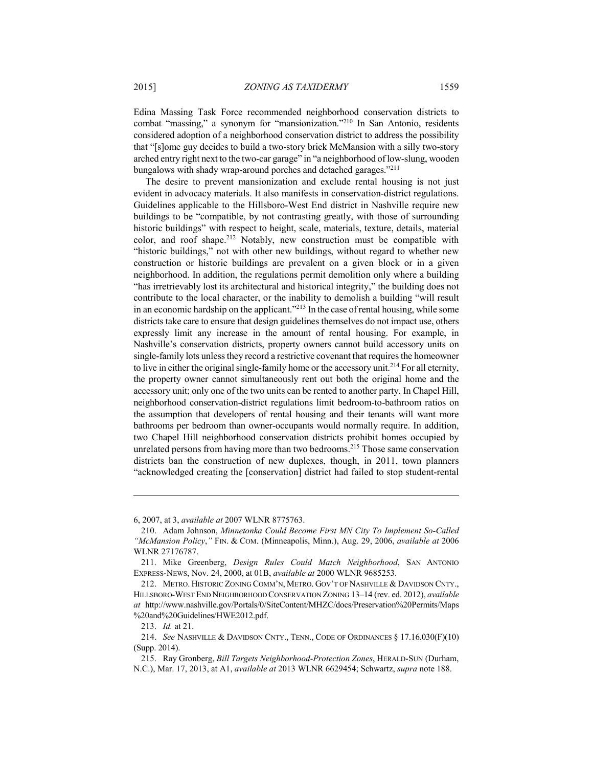Edina Massing Task Force recommended neighborhood conservation districts to combat "massing," a synonym for "mansionization."[210] In San Antonio, residents considered adoption of a neighborhood conservation district to address the possibility that "[s]ome guy decides to build a two-story brick McMansion with a silly two-story arched entry right next to the two-car garage" in "a neighborhood of low-slung, wooden bungalows with shady wrap-around porches and detached garages."[211]

The desire to prevent mansionization and exclude rental housing is not just evident in advocacy materials. It also manifests in conservation-district regulations. Guidelines applicable to the Hillsboro-West End district in Nashville require new buildings to be "compatible, by not contrasting greatly, with those of surrounding historic buildings" with respect to height, scale, materials, texture, details, material color, and roof shape.[212] Notably, new construction must be compatible with "historic buildings," not with other new buildings, without regard to whether new construction or historic buildings are prevalent on a given block or in a given neighborhood. In addition, the regulations permit demolition only where a building "has irretrievably lost its architectural and historical integrity," the building does not contribute to the local character, or the inability to demolish a building "will result in an economic hardship on the applicant."[213] In the case of rental housing, while some districts take care to ensure that design guidelines themselves do not impact use, others expressly limit any increase in the amount of rental housing. For example, in Nashville's conservation districts, property owners cannot build accessory units on single-family lots unless they record a restrictive covenant that requires the homeowner to live in either the original single-family home or the accessory unit.[214] For all eternity, the property owner cannot simultaneously rent out both the original home and the accessory unit; only one of the two units can be rented to another party. In Chapel Hill, neighborhood conservation-district regulations limit bedroom-to-bathroom ratios on the assumption that developers of rental housing and their tenants will want more bathrooms per bedroom than owner-occupants would normally require. In addition, two Chapel Hill neighborhood conservation districts prohibit homes occupied by unrelated persons from having more than two bedrooms.[215] Those same conservation districts ban the construction of new duplexes, though, in 2011, town planners "acknowledged creating the [conservation] district had failed to stop student-rental

---

6, 2007, at 3, *available at* 2007 WLNR 8775763.

210. Adam Johnson, *Minnetonka Could Become First MN City To Implement So-Called "McMansion Policy*,*"* FIN. & COM. (Minneapolis, Minn.), Aug. 29, 2006, *available at* 2006 WLNR 27176787.

211. Mike Greenberg, *Design Rules Could Match Neighborhood*, SAN ANTONIO EXPRESS-NEWS, Nov. 24, 2000, at 01B, *available at* 2000 WLNR 9685253.

212. METRO. HISTORIC ZONING COMM'N, METRO. GOV'T OF NASHVILLE & DAVIDSON CNTY., HILLSBORO-WEST END NEIGHBORHOOD CONSERVATION ZONING 13–14 (rev. ed. 2012), *available at* http://www.nashville.gov/Portals/0/SiteContent/MHZC/docs/Preservation%20Permits/Maps%20and%20Guidelines/HWE2012.pdf.

213. *Id.* at 21.

214. *See* NASHVILLE & DAVIDSON CNTY., TENN., CODE OF ORDINANCES § 17.16.030(F)(10) (Supp. 2014).

215. Ray Gronberg, *Bill Targets Neighborhood-Protection Zones*, HERALD-SUN (Durham, N.C.), Mar. 17, 2013, at A1, *available at* 2013 WLNR 6629454; Schwartz, *supra* note 188.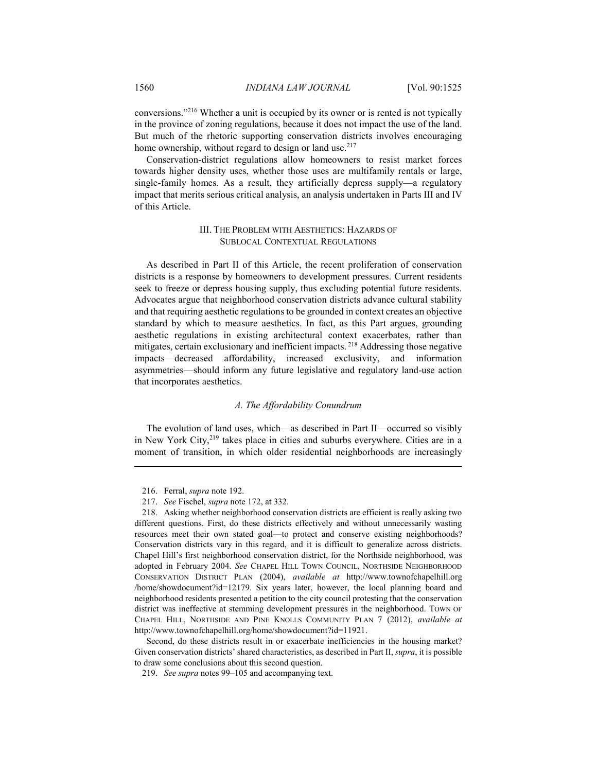conversions."[216] Whether a unit is occupied by its owner or is rented is not typically in the province of zoning regulations, because it does not impact the use of the land. But much of the rhetoric supporting conservation districts involves encouraging home ownership, without regard to design or land use.[217]

Conservation-district regulations allow homeowners to resist market forces towards higher density uses, whether those uses are multifamily rentals or large, single-family homes. As a result, they artificially depress supply—a regulatory impact that merits serious critical analysis, an analysis undertaken in Parts III and IV of this Article.

## III. The Problem with Aesthetics: Hazards of Sublocal Contextual Regulations

As described in Part II of this Article, the recent proliferation of conservation districts is a response by homeowners to development pressures. Current residents seek to freeze or depress housing supply, thus excluding potential future residents. Advocates argue that neighborhood conservation districts advance cultural stability and that requiring aesthetic regulations to be grounded in context creates an objective standard by which to measure aesthetics. In fact, as this Part argues, grounding aesthetic regulations in existing architectural context exacerbates, rather than mitigates, certain exclusionary and inefficient impacts.[218] Addressing those negative impacts—decreased affordability, increased exclusivity, and information asymmetries—should inform any future legislative and regulatory land-use action that incorporates aesthetics.

### *A. The Affordability Conundrum*

The evolution of land uses, which—as described in Part II—occurred so visibly in New York City,[219] takes place in cities and suburbs everywhere. Cities are in a moment of transition, in which older residential neighborhoods are increasingly

---

216. Ferral, *supra* note 192.

217. *See* Fischel, *supra* note 172, at 332.

218. Asking whether neighborhood conservation districts are efficient is really asking two different questions. First, do these districts effectively and without unnecessarily wasting resources meet their own stated goal—to protect and conserve existing neighborhoods? Conservation districts vary in this regard, and it is difficult to generalize across districts. Chapel Hill's first neighborhood conservation district, for the Northside neighborhood, was adopted in February 2004. *See* Chapel Hill Town Council, Northside Neighborhood Conservation District Plan (2004), *available at* http://www.townofchapelhill.org /home/showdocument?id=12179. Six years later, however, the local planning board and neighborhood residents presented a petition to the city council protesting that the conservation district was ineffective at stemming development pressures in the neighborhood. Town of Chapel Hill, Northside and Pine Knolls Community Plan 7 (2012), *available at* http://www.townofchapelhill.org/home/showdocument?id=11921.

Second, do these districts result in or exacerbate inefficiencies in the housing market? Given conservation districts' shared characteristics, as described in Part II, *supra*, it is possible to draw some conclusions about this second question.

219. *See supra* notes 99–105 and accompanying text.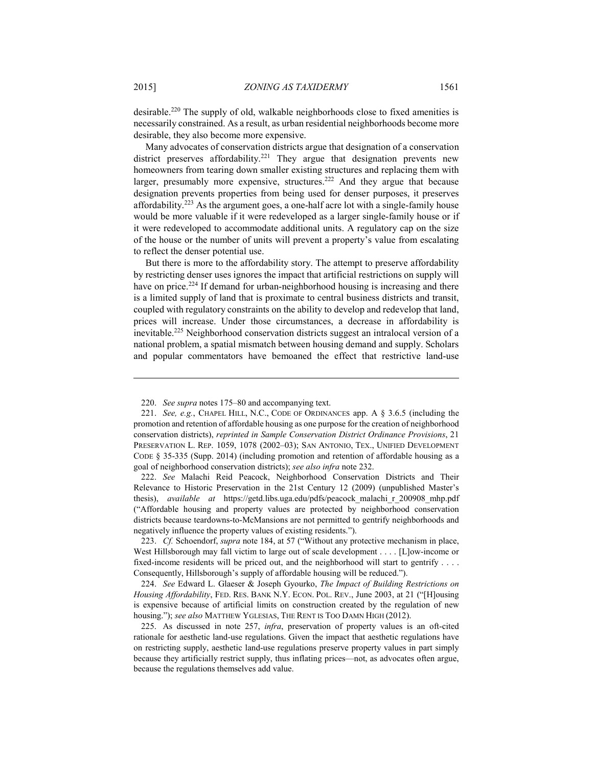desirable.[220] The supply of old, walkable neighborhoods close to fixed amenities is necessarily constrained. As a result, as urban residential neighborhoods become more desirable, they also become more expensive.

Many advocates of conservation districts argue that designation of a conservation district preserves affordability.[221] They argue that designation prevents new homeowners from tearing down smaller existing structures and replacing them with larger, presumably more expensive, structures.[222] And they argue that because designation prevents properties from being used for denser purposes, it preserves affordability.[223] As the argument goes, a one-half acre lot with a single-family house would be more valuable if it were redeveloped as a larger single-family house or if it were redeveloped to accommodate additional units. A regulatory cap on the size of the house or the number of units will prevent a property's value from escalating to reflect the denser potential use.

But there is more to the affordability story. The attempt to preserve affordability by restricting denser uses ignores the impact that artificial restrictions on supply will have on price.[224] If demand for urban-neighborhood housing is increasing and there is a limited supply of land that is proximate to central business districts and transit, coupled with regulatory constraints on the ability to develop and redevelop that land, prices will increase. Under those circumstances, a decrease in affordability is inevitable.[225] Neighborhood conservation districts suggest an intralocal version of a national problem, a spatial mismatch between housing demand and supply. Scholars and popular commentators have bemoaned the effect that restrictive land-use

---

220. *See supra* notes 175–80 and accompanying text.

221. *See, e.g.*, CHAPEL HILL, N.C., CODE OF ORDINANCES app. A § 3.6.5 (including the promotion and retention of affordable housing as one purpose for the creation of neighborhood conservation districts), *reprinted in Sample Conservation District Ordinance Provisions*, 21 PRESERVATION L. REP. 1059, 1078 (2002–03); SAN ANTONIO, TEX., UNIFIED DEVELOPMENT CODE § 35-335 (Supp. 2014) (including promotion and retention of affordable housing as a goal of neighborhood conservation districts); *see also infra* note 232.

222. *See* Malachi Reid Peacock, Neighborhood Conservation Districts and Their Relevance to Historic Preservation in the 21st Century 12 (2009) (unpublished Master's thesis), *available at* https://getd.libs.uga.edu/pdfs/peacock_malachi_r_200908_mhp.pdf ("Affordable housing and property values are protected by neighborhood conservation districts because teardowns-to-McMansions are not permitted to gentrify neighborhoods and negatively influence the property values of existing residents.").

223. *Cf.* Schoendorf, *supra* note 184, at 57 ("Without any protective mechanism in place, West Hillsborough may fall victim to large out of scale development . . . . [L]ow-income or fixed-income residents will be priced out, and the neighborhood will start to gentrify . . . . Consequently, Hillsborough's supply of affordable housing will be reduced.").

224. *See* Edward L. Glaeser & Joseph Gyourko, *The Impact of Building Restrictions on Housing Affordability*, FED. RES. BANK N.Y. ECON. POL. REV., June 2003, at 21 ("[H]ousing is expensive because of artificial limits on construction created by the regulation of new housing."); *see also* MATTHEW YGLESIAS, THE RENT IS TOO DAMN HIGH (2012).

225. As discussed in note 257, *infra*, preservation of property values is an oft-cited rationale for aesthetic land-use regulations. Given the impact that aesthetic regulations have on restricting supply, aesthetic land-use regulations preserve property values in part simply because they artificially restrict supply, thus inflating prices—not, as advocates often argue, because the regulations themselves add value.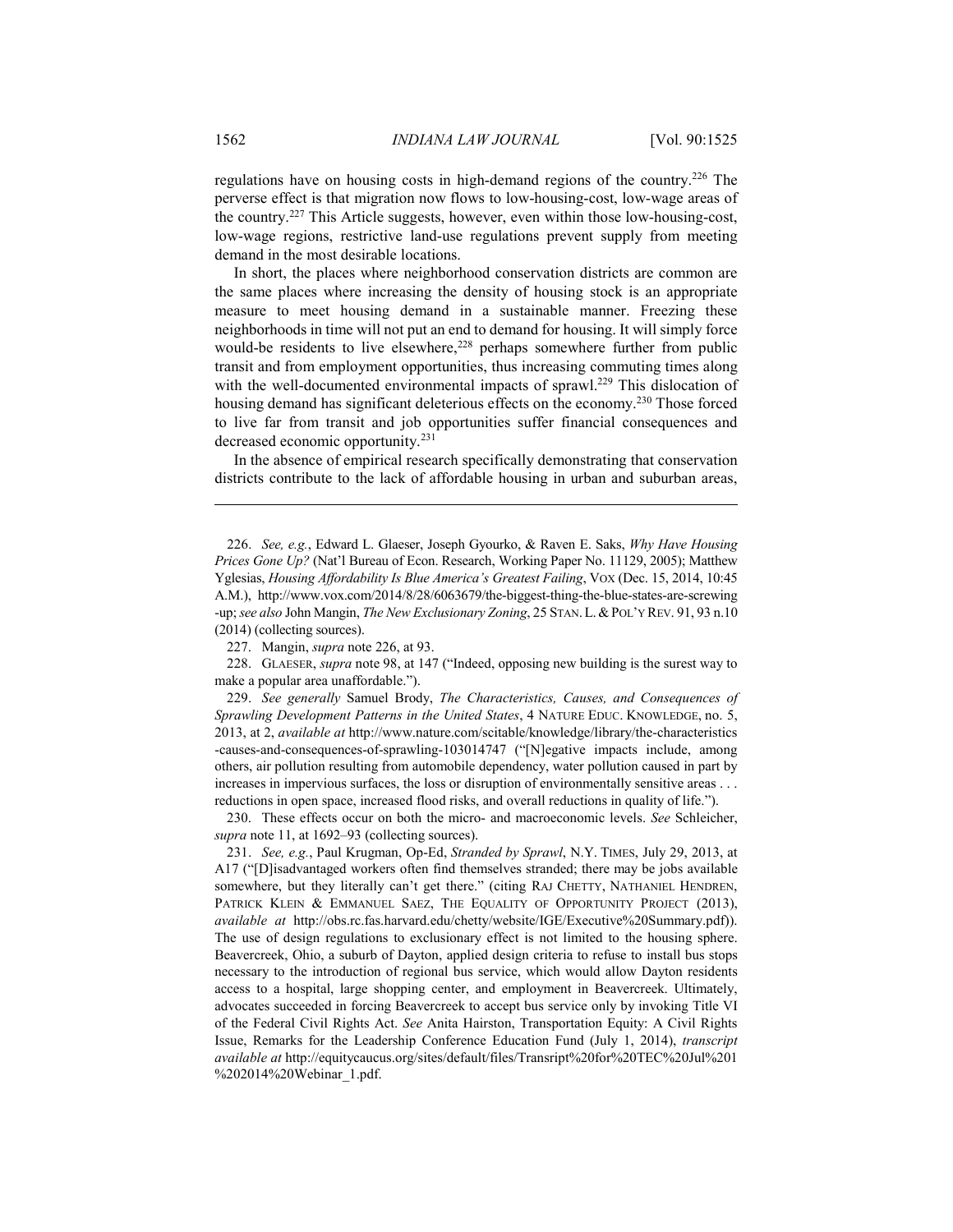regulations have on housing costs in high-demand regions of the country.[226] The perverse effect is that migration now flows to low-housing-cost, low-wage areas of the country.[227] This Article suggests, however, even within those low-housing-cost, low-wage regions, restrictive land-use regulations prevent supply from meeting demand in the most desirable locations.

In short, the places where neighborhood conservation districts are common are the same places where increasing the density of housing stock is an appropriate measure to meet housing demand in a sustainable manner. Freezing these neighborhoods in time will not put an end to demand for housing. It will simply force would-be residents to live elsewhere,[228] perhaps somewhere further from public transit and from employment opportunities, thus increasing commuting times along with the well-documented environmental impacts of sprawl.[229] This dislocation of housing demand has significant deleterious effects on the economy.[230] Those forced to live far from transit and job opportunities suffer financial consequences and decreased economic opportunity.[231]

In the absence of empirical research specifically demonstrating that conservation districts contribute to the lack of affordable housing in urban and suburban areas,

---

226. *See, e.g.*, Edward L. Glaeser, Joseph Gyourko, & Raven E. Saks, *Why Have Housing Prices Gone Up?* (Nat'l Bureau of Econ. Research, Working Paper No. 11129, 2005); Matthew Yglesias, *Housing Affordability Is Blue America's Greatest Failing*, VOX (Dec. 15, 2014, 10:45 A.M.), http://www.vox.com/2014/8/28/6063679/the-biggest-thing-the-blue-states-are-screwing-up; *see also* John Mangin, *The New Exclusionary Zoning*, 25 STAN. L. & POL'Y REV. 91, 93 n.10 (2014) (collecting sources).

227. Mangin, *supra* note 226, at 93.

228. GLAESER, *supra* note 98, at 147 ("Indeed, opposing new building is the surest way to make a popular area unaffordable.").

229. *See generally* Samuel Brody, *The Characteristics, Causes, and Consequences of Sprawling Development Patterns in the United States*, 4 NATURE EDUC. KNOWLEDGE, no. 5, 2013, at 2, *available at* http://www.nature.com/scitable/knowledge/library/the-characteristics-causes-and-consequences-of-sprawling-103014747 ("[N]egative impacts include, among others, air pollution resulting from automobile dependency, water pollution caused in part by increases in impervious surfaces, the loss or disruption of environmentally sensitive areas . . . reductions in open space, increased flood risks, and overall reductions in quality of life.").

230. These effects occur on both the micro- and macroeconomic levels. *See* Schleicher, *supra* note 11, at 1692–93 (collecting sources).

231. *See, e.g.*, Paul Krugman, Op-Ed, *Stranded by Sprawl*, N.Y. TIMES, July 29, 2013, at A17 ("[D]isadvantaged workers often find themselves stranded; there may be jobs available somewhere, but they literally can't get there." (citing RAJ CHETTY, NATHANIEL HENDREN, PATRICK KLEIN & EMMANUEL SAEZ, THE EQUALITY OF OPPORTUNITY PROJECT (2013), *available at* http://obs.rc.fas.harvard.edu/chetty/website/IGE/Executive%20Summary.pdf)). The use of design regulations to exclusionary effect is not limited to the housing sphere. Beavercreek, Ohio, a suburb of Dayton, applied design criteria to refuse to install bus stops necessary to the introduction of regional bus service, which would allow Dayton residents access to a hospital, large shopping center, and employment in Beavercreek. Ultimately, advocates succeeded in forcing Beavercreek to accept bus service only by invoking Title VI of the Federal Civil Rights Act. *See* Anita Hairston, Transportation Equity: A Civil Rights Issue, Remarks for the Leadership Conference Education Fund (July 1, 2014), *transcript available at* http://equitycaucus.org/sites/default/files/Transript%20for%20TEC%20Jul%201%202014%20Webinar_1.pdf.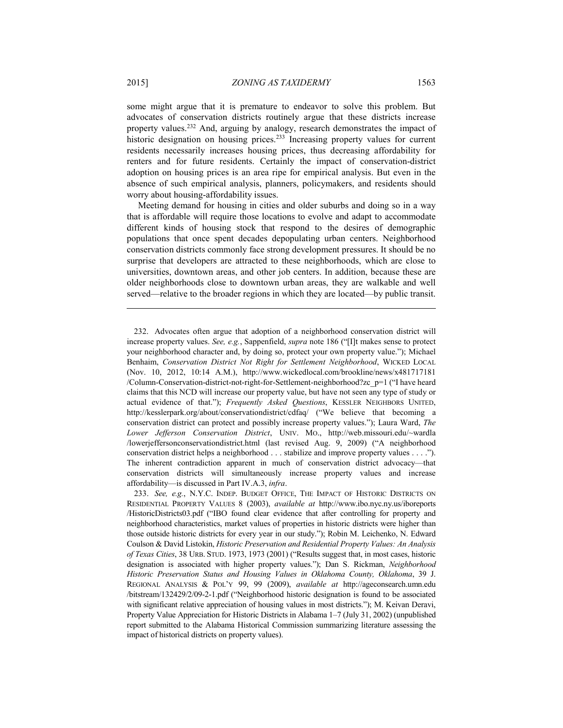some might argue that it is premature to endeavor to solve this problem. But advocates of conservation districts routinely argue that these districts increase property values.[232] And, arguing by analogy, research demonstrates the impact of historic designation on housing prices.[233] Increasing property values for current residents necessarily increases housing prices, thus decreasing affordability for renters and for future residents. Certainly the impact of conservation-district adoption on housing prices is an area ripe for empirical analysis. But even in the absence of such empirical analysis, planners, policymakers, and residents should worry about housing-affordability issues.

Meeting demand for housing in cities and older suburbs and doing so in a way that is affordable will require those locations to evolve and adapt to accommodate different kinds of housing stock that respond to the desires of demographic populations that once spent decades depopulating urban centers. Neighborhood conservation districts commonly face strong development pressures. It should be no surprise that developers are attracted to these neighborhoods, which are close to universities, downtown areas, and other job centers. In addition, because these are older neighborhoods close to downtown urban areas, they are walkable and well served—relative to the broader regions in which they are located—by public transit.

---

232. Advocates often argue that adoption of a neighborhood conservation district will increase property values. *See, e.g.*, Sappenfield, *supra* note 186 ("[I]t makes sense to protect your neighborhood character and, by doing so, protect your own property value."); Michael Benhaim, *Conservation District Not Right for Settlement Neighborhood*, WICKED LOCAL (Nov. 10, 2012, 10:14 A.M.), http://www.wickedlocal.com/brookline/news/x481717181/Column-Conservation-district-not-right-for-Settlement-neighborhood?zc_p=1 ("I have heard claims that this NCD will increase our property value, but have not seen any type of study or actual evidence of that."); *Frequently Asked Questions*, KESSLER NEIGHBORS UNITED, http://kesslerpark.org/about/conservationdistrict/cdfaq/ ("We believe that becoming a conservation district can protect and possibly increase property values."); Laura Ward, *The Lower Jefferson Conservation District*, UNIV. MO., http://web.missouri.edu/~wardla/lowerjeffersonconservationdistrict.html (last revised Aug. 9, 2009) ("A neighborhood conservation district helps a neighborhood . . . stabilize and improve property values . . . ."). The inherent contradiction apparent in much of conservation district advocacy—that conservation districts will simultaneously increase property values and increase affordability—is discussed in Part IV.A.3, *infra*.

233. *See, e.g.*, N.Y.C. INDEP. BUDGET OFFICE, THE IMPACT OF HISTORIC DISTRICTS ON RESIDENTIAL PROPERTY VALUES 8 (2003), *available at* http://www.ibo.nyc.ny.us/iboreports/HistoricDistricts03.pdf ("IBO found clear evidence that after controlling for property and neighborhood characteristics, market values of properties in historic districts were higher than those outside historic districts for every year in our study."); Robin M. Leichenko, N. Edward Coulson & David Listokin, *Historic Preservation and Residential Property Values: An Analysis of Texas Cities*, 38 URB. STUD. 1973, 1973 (2001) ("Results suggest that, in most cases, historic designation is associated with higher property values."); Dan S. Rickman, *Neighborhood Historic Preservation Status and Housing Values in Oklahoma County, Oklahoma*, 39 J. REGIONAL ANALYSIS & POL'Y 99, 99 (2009), *available at* http://ageconsearch.umn.edu/bitstream/132429/2/09-2-1.pdf ("Neighborhood historic designation is found to be associated with significant relative appreciation of housing values in most districts."); M. Keivan Deravi, Property Value Appreciation for Historic Districts in Alabama 1–7 (July 31, 2002) (unpublished report submitted to the Alabama Historical Commission summarizing literature assessing the impact of historical districts on property values).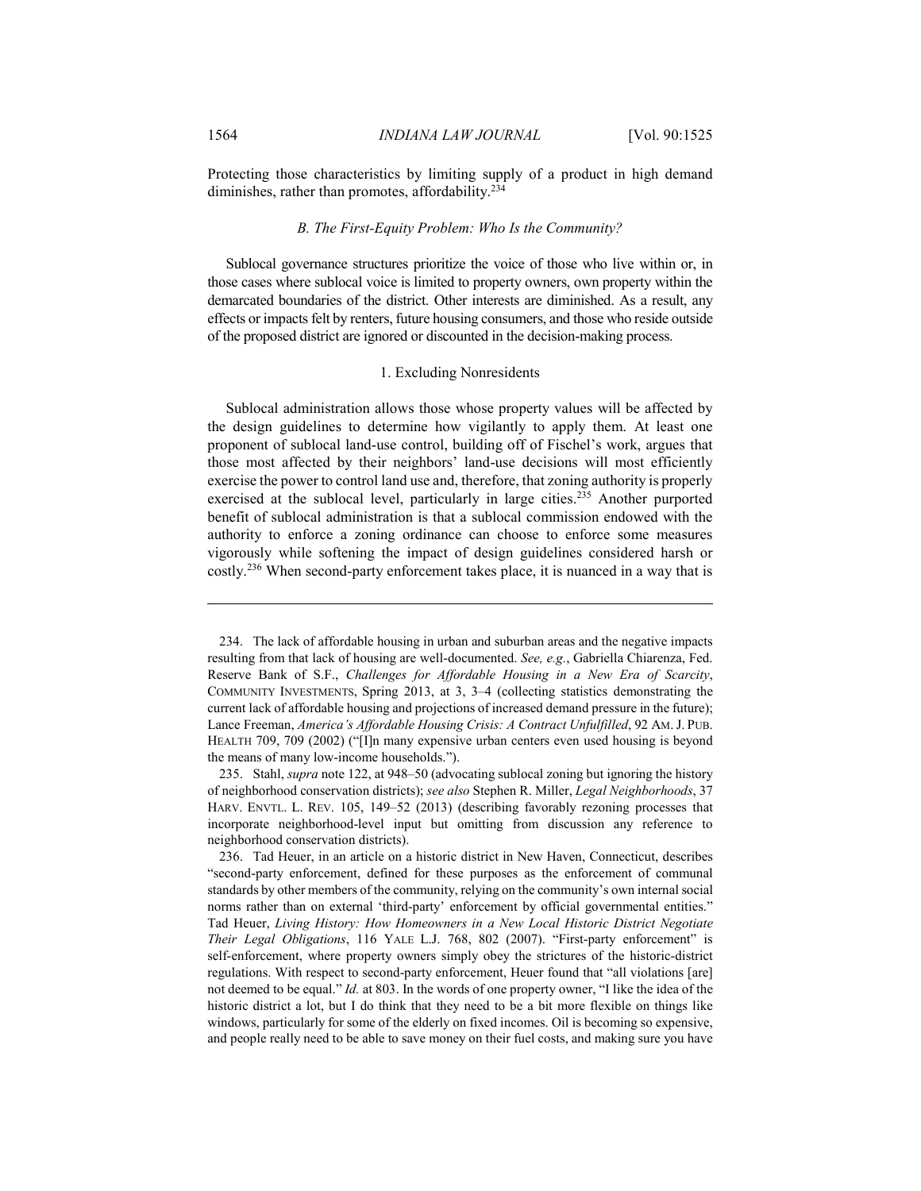Protecting those characteristics by limiting supply of a product in high demand diminishes, rather than promotes, affordability.[234]

### *B. The First-Equity Problem: Who Is the Community?*

Sublocal governance structures prioritize the voice of those who live within or, in those cases where sublocal voice is limited to property owners, own property within the demarcated boundaries of the district. Other interests are diminished. As a result, any effects or impacts felt by renters, future housing consumers, and those who reside outside of the proposed district are ignored or discounted in the decision-making process.

#### 1. Excluding Nonresidents

Sublocal administration allows those whose property values will be affected by the design guidelines to determine how vigilantly to apply them. At least one proponent of sublocal land-use control, building off of Fischel's work, argues that those most affected by their neighbors' land-use decisions will most efficiently exercise the power to control land use and, therefore, that zoning authority is properly exercised at the sublocal level, particularly in large cities.[235] Another purported benefit of sublocal administration is that a sublocal commission endowed with the authority to enforce a zoning ordinance can choose to enforce some measures vigorously while softening the impact of design guidelines considered harsh or costly.[236] When second-party enforcement takes place, it is nuanced in a way that is

---

234. The lack of affordable housing in urban and suburban areas and the negative impacts resulting from that lack of housing are well-documented. *See, e.g.*, Gabriella Chiarenza, Fed. Reserve Bank of S.F., *Challenges for Affordable Housing in a New Era of Scarcity*, COMMUNITY INVESTMENTS, Spring 2013, at 3, 3–4 (collecting statistics demonstrating the current lack of affordable housing and projections of increased demand pressure in the future); Lance Freeman, *America's Affordable Housing Crisis: A Contract Unfulfilled*, 92 AM. J. PUB. HEALTH 709, 709 (2002) ("[I]n many expensive urban centers even used housing is beyond the means of many low-income households.").

235. Stahl, *supra* note 122, at 948–50 (advocating sublocal zoning but ignoring the history of neighborhood conservation districts); *see also* Stephen R. Miller, *Legal Neighborhoods*, 37 HARV. ENVTL. L. REV. 105, 149–52 (2013) (describing favorably rezoning processes that incorporate neighborhood-level input but omitting from discussion any reference to neighborhood conservation districts).

236. Tad Heuer, in an article on a historic district in New Haven, Connecticut, describes "second-party enforcement, defined for these purposes as the enforcement of communal standards by other members of the community, relying on the community's own internal social norms rather than on external 'third-party' enforcement by official governmental entities." Tad Heuer, *Living History: How Homeowners in a New Local Historic District Negotiate Their Legal Obligations*, 116 YALE L.J. 768, 802 (2007). "First-party enforcement" is self-enforcement, where property owners simply obey the strictures of the historic-district regulations. With respect to second-party enforcement, Heuer found that "all violations [are] not deemed to be equal." *Id.* at 803. In the words of one property owner, "I like the idea of the historic district a lot, but I do think that they need to be a bit more flexible on things like windows, particularly for some of the elderly on fixed incomes. Oil is becoming so expensive, and people really need to be able to save money on their fuel costs, and making sure you have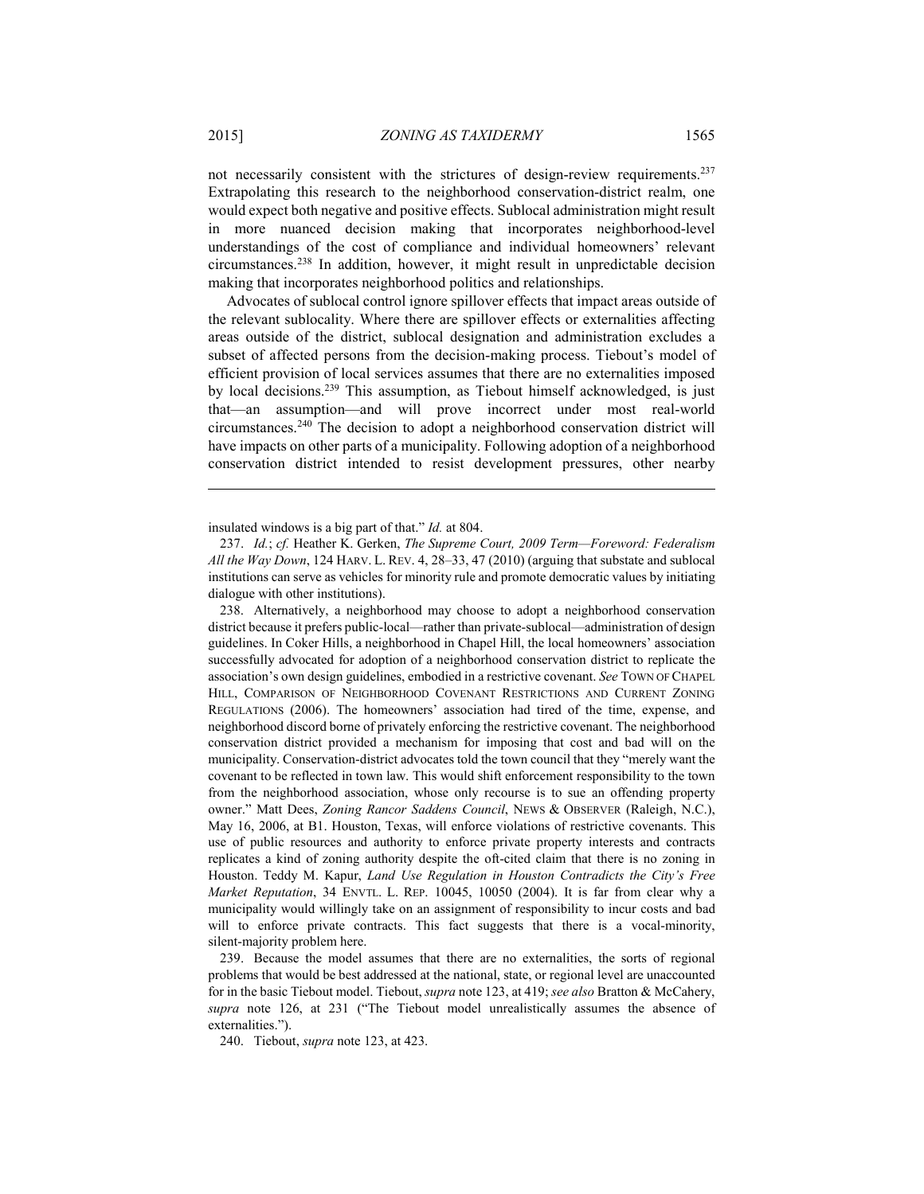not necessarily consistent with the strictures of design-review requirements.[237] Extrapolating this research to the neighborhood conservation-district realm, one would expect both negative and positive effects. Sublocal administration might result in more nuanced decision making that incorporates neighborhood-level understandings of the cost of compliance and individual homeowners' relevant circumstances.[238] In addition, however, it might result in unpredictable decision making that incorporates neighborhood politics and relationships.

Advocates of sublocal control ignore spillover effects that impact areas outside of the relevant sublocality. Where there are spillover effects or externalities affecting areas outside of the district, sublocal designation and administration excludes a subset of affected persons from the decision-making process. Tiebout's model of efficient provision of local services assumes that there are no externalities imposed by local decisions.[239] This assumption, as Tiebout himself acknowledged, is just that—an assumption—and will prove incorrect under most real-world circumstances.[240] The decision to adopt a neighborhood conservation district will have impacts on other parts of a municipality. Following adoption of a neighborhood conservation district intended to resist development pressures, other nearby

---

insulated windows is a big part of that." *Id.* at 804.

237. *Id.*; *cf.* Heather K. Gerken, *The Supreme Court, 2009 Term—Foreword: Federalism All the Way Down*, 124 HARV. L. REV. 4, 28–33, 47 (2010) (arguing that substate and sublocal institutions can serve as vehicles for minority rule and promote democratic values by initiating dialogue with other institutions).

238. Alternatively, a neighborhood may choose to adopt a neighborhood conservation district because it prefers public-local—rather than private-sublocal—administration of design guidelines. In Coker Hills, a neighborhood in Chapel Hill, the local homeowners' association successfully advocated for adoption of a neighborhood conservation district to replicate the association's own design guidelines, embodied in a restrictive covenant. *See* TOWN OF CHAPEL HILL, COMPARISON OF NEIGHBORHOOD COVENANT RESTRICTIONS AND CURRENT ZONING REGULATIONS (2006). The homeowners' association had tired of the time, expense, and neighborhood discord borne of privately enforcing the restrictive covenant. The neighborhood conservation district provided a mechanism for imposing that cost and bad will on the municipality. Conservation-district advocates told the town council that they "merely want the covenant to be reflected in town law. This would shift enforcement responsibility to the town from the neighborhood association, whose only recourse is to sue an offending property owner." Matt Dees, *Zoning Rancor Saddens Council*, NEWS & OBSERVER (Raleigh, N.C.), May 16, 2006, at B1. Houston, Texas, will enforce violations of restrictive covenants. This use of public resources and authority to enforce private property interests and contracts replicates a kind of zoning authority despite the oft-cited claim that there is no zoning in Houston. Teddy M. Kapur, *Land Use Regulation in Houston Contradicts the City's Free Market Reputation*, 34 ENVTL. L. REP. 10045, 10050 (2004). It is far from clear why a municipality would willingly take on an assignment of responsibility to incur costs and bad will to enforce private contracts. This fact suggests that there is a vocal-minority, silent-majority problem here.

239. Because the model assumes that there are no externalities, the sorts of regional problems that would be best addressed at the national, state, or regional level are unaccounted for in the basic Tiebout model. Tiebout, *supra* note 123, at 419; *see also* Bratton & McCahery, *supra* note 126, at 231 ("The Tiebout model unrealistically assumes the absence of externalities.").

240. Tiebout, *supra* note 123, at 423.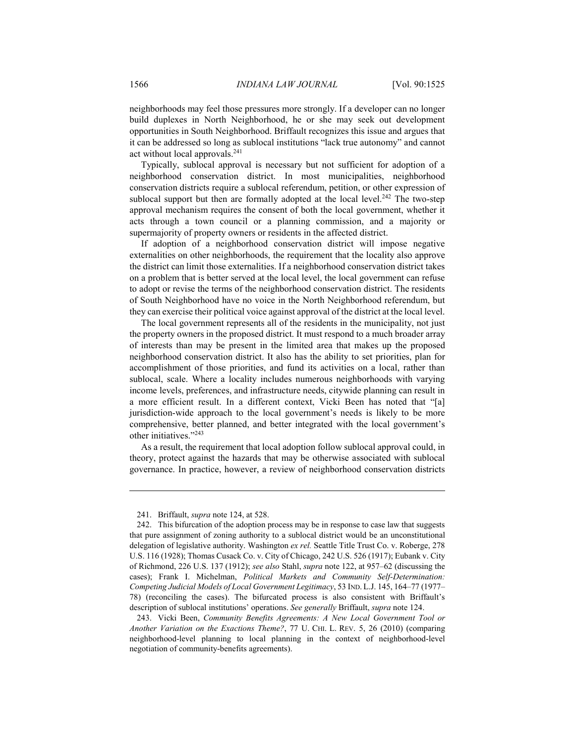neighborhoods may feel those pressures more strongly. If a developer can no longer build duplexes in North Neighborhood, he or she may seek out development opportunities in South Neighborhood. Briffault recognizes this issue and argues that it can be addressed so long as sublocal institutions "lack true autonomy" and cannot act without local approvals.[241]

Typically, sublocal approval is necessary but not sufficient for adoption of a neighborhood conservation district. In most municipalities, neighborhood conservation districts require a sublocal referendum, petition, or other expression of sublocal support but then are formally adopted at the local level.[242] The two-step approval mechanism requires the consent of both the local government, whether it acts through a town council or a planning commission, and a majority or supermajority of property owners or residents in the affected district.

If adoption of a neighborhood conservation district will impose negative externalities on other neighborhoods, the requirement that the locality also approve the district can limit those externalities. If a neighborhood conservation district takes on a problem that is better served at the local level, the local government can refuse to adopt or revise the terms of the neighborhood conservation district. The residents of South Neighborhood have no voice in the North Neighborhood referendum, but they can exercise their political voice against approval of the district at the local level.

The local government represents all of the residents in the municipality, not just the property owners in the proposed district. It must respond to a much broader array of interests than may be present in the limited area that makes up the proposed neighborhood conservation district. It also has the ability to set priorities, plan for accomplishment of those priorities, and fund its activities on a local, rather than sublocal, scale. Where a locality includes numerous neighborhoods with varying income levels, preferences, and infrastructure needs, citywide planning can result in a more efficient result. In a different context, Vicki Been has noted that "[a] jurisdiction-wide approach to the local government's needs is likely to be more comprehensive, better planned, and better integrated with the local government's other initiatives."[243]

As a result, the requirement that local adoption follow sublocal approval could, in theory, protect against the hazards that may be otherwise associated with sublocal governance. In practice, however, a review of neighborhood conservation districts

---

241. Briffault, *supra* note 124, at 528.

242. This bifurcation of the adoption process may be in response to case law that suggests that pure assignment of zoning authority to a sublocal district would be an unconstitutional delegation of legislative authority. Washington *ex rel.* Seattle Title Trust Co. v. Roberge, 278 U.S. 116 (1928); Thomas Cusack Co. v. City of Chicago, 242 U.S. 526 (1917); Eubank v. City of Richmond, 226 U.S. 137 (1912); *see also* Stahl, *supra* note 122, at 957–62 (discussing the cases); Frank I. Michelman, *Political Markets and Community Self-Determination: Competing Judicial Models of Local Government Legitimacy*, 53 IND. L.J. 145, 164–77 (1977–78) (reconciling the cases). The bifurcated process is also consistent with Briffault's description of sublocal institutions' operations. *See generally* Briffault, *supra* note 124.

243. Vicki Been, *Community Benefits Agreements: A New Local Government Tool or Another Variation on the Exactions Theme?*, 77 U. CHI. L. REV. 5, 26 (2010) (comparing neighborhood-level planning to local planning in the context of neighborhood-level negotiation of community-benefits agreements).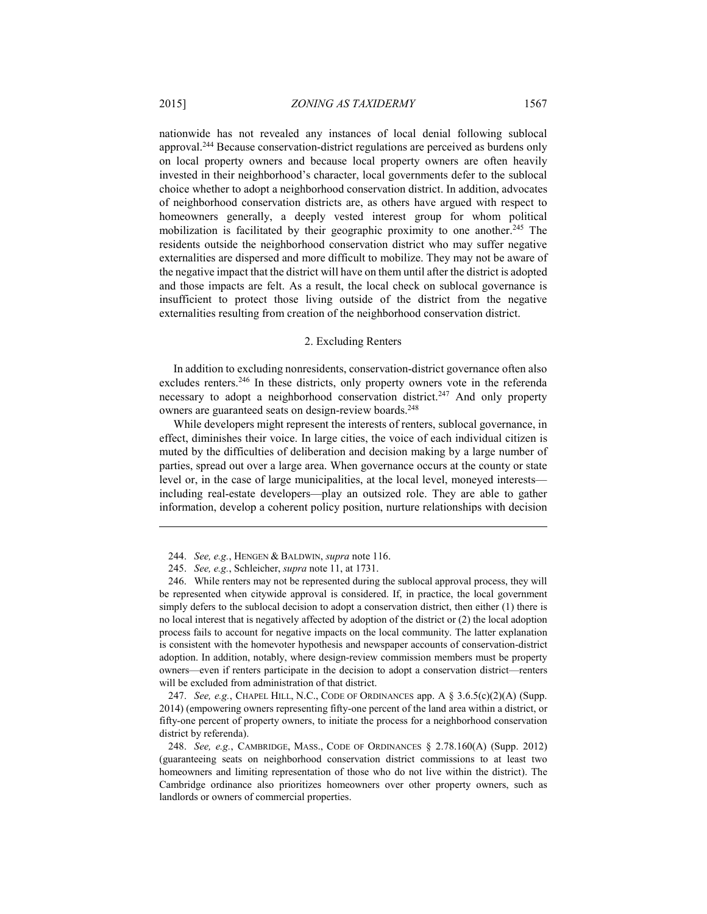nationwide has not revealed any instances of local denial following sublocal approval.[244] Because conservation-district regulations are perceived as burdens only on local property owners and because local property owners are often heavily invested in their neighborhood's character, local governments defer to the sublocal choice whether to adopt a neighborhood conservation district. In addition, advocates of neighborhood conservation districts are, as others have argued with respect to homeowners generally, a deeply vested interest group for whom political mobilization is facilitated by their geographic proximity to one another.[245] The residents outside the neighborhood conservation district who may suffer negative externalities are dispersed and more difficult to mobilize. They may not be aware of the negative impact that the district will have on them until after the district is adopted and those impacts are felt. As a result, the local check on sublocal governance is insufficient to protect those living outside of the district from the negative externalities resulting from creation of the neighborhood conservation district.

### 2. Excluding Renters

In addition to excluding nonresidents, conservation-district governance often also excludes renters.[246] In these districts, only property owners vote in the referenda necessary to adopt a neighborhood conservation district.[247] And only property owners are guaranteed seats on design-review boards.[248]

While developers might represent the interests of renters, sublocal governance, in effect, diminishes their voice. In large cities, the voice of each individual citizen is muted by the difficulties of deliberation and decision making by a large number of parties, spread out over a large area. When governance occurs at the county or state level or, in the case of large municipalities, at the local level, moneyed interests—including real-estate developers—play an outsized role. They are able to gather information, develop a coherent policy position, nurture relationships with decision

---

244. *See, e.g.*, HENGEN & BALDWIN, *supra* note 116.

245. *See, e.g.*, Schleicher, *supra* note 11, at 1731.

246. While renters may not be represented during the sublocal approval process, they will be represented when citywide approval is considered. If, in practice, the local government simply defers to the sublocal decision to adopt a conservation district, then either (1) there is no local interest that is negatively affected by adoption of the district or (2) the local adoption process fails to account for negative impacts on the local community. The latter explanation is consistent with the homevoter hypothesis and newspaper accounts of conservation-district adoption. In addition, notably, where design-review commission members must be property owners—even if renters participate in the decision to adopt a conservation district—renters will be excluded from administration of that district.

247. *See, e.g.*, CHAPEL HILL, N.C., CODE OF ORDINANCES app. A § 3.6.5(c)(2)(A) (Supp. 2014) (empowering owners representing fifty-one percent of the land area within a district, or fifty-one percent of property owners, to initiate the process for a neighborhood conservation district by referenda).

248. *See, e.g.*, CAMBRIDGE, MASS., CODE OF ORDINANCES § 2.78.160(A) (Supp. 2012) (guaranteeing seats on neighborhood conservation district commissions to at least two homeowners and limiting representation of those who do not live within the district). The Cambridge ordinance also prioritizes homeowners over other property owners, such as landlords or owners of commercial properties.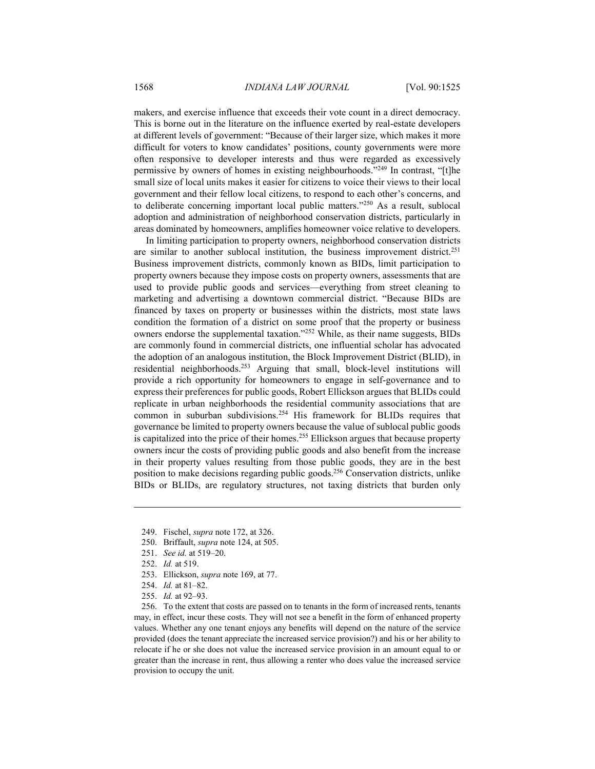makers, and exercise influence that exceeds their vote count in a direct democracy. This is borne out in the literature on the influence exerted by real-estate developers at different levels of government: "Because of their larger size, which makes it more difficult for voters to know candidates' positions, county governments were more often responsive to developer interests and thus were regarded as excessively permissive by owners of homes in existing neighbourhoods."[249] In contrast, "[t]he small size of local units makes it easier for citizens to voice their views to their local government and their fellow local citizens, to respond to each other's concerns, and to deliberate concerning important local public matters."[250] As a result, sublocal adoption and administration of neighborhood conservation districts, particularly in areas dominated by homeowners, amplifies homeowner voice relative to developers.

In limiting participation to property owners, neighborhood conservation districts are similar to another sublocal institution, the business improvement district.[251] Business improvement districts, commonly known as BIDs, limit participation to property owners because they impose costs on property owners, assessments that are used to provide public goods and services—everything from street cleaning to marketing and advertising a downtown commercial district. "Because BIDs are financed by taxes on property or businesses within the districts, most state laws condition the formation of a district on some proof that the property or business owners endorse the supplemental taxation."[252] While, as their name suggests, BIDs are commonly found in commercial districts, one influential scholar has advocated the adoption of an analogous institution, the Block Improvement District (BLID), in residential neighborhoods.[253] Arguing that small, block-level institutions will provide a rich opportunity for homeowners to engage in self-governance and to express their preferences for public goods, Robert Ellickson argues that BLIDs could replicate in urban neighborhoods the residential community associations that are common in suburban subdivisions.[254] His framework for BLIDs requires that governance be limited to property owners because the value of sublocal public goods is capitalized into the price of their homes.[255] Ellickson argues that because property owners incur the costs of providing public goods and also benefit from the increase in their property values resulting from those public goods, they are in the best position to make decisions regarding public goods.[256] Conservation districts, unlike BIDs or BLIDs, are regulatory structures, not taxing districts that burden only

---

249. Fischel, *supra* note 172, at 326.

250. Briffault, *supra* note 124, at 505.

251. *See id.* at 519–20.

252. *Id.* at 519.

253. Ellickson, *supra* note 169, at 77.

254. *Id.* at 81–82.

255. *Id.* at 92–93.

256. To the extent that costs are passed on to tenants in the form of increased rents, tenants may, in effect, incur these costs. They will not see a benefit in the form of enhanced property values. Whether any one tenant enjoys any benefits will depend on the nature of the service provided (does the tenant appreciate the increased service provision?) and his or her ability to relocate if he or she does not value the increased service provision in an amount equal to or greater than the increase in rent, thus allowing a renter who does value the increased service provision to occupy the unit.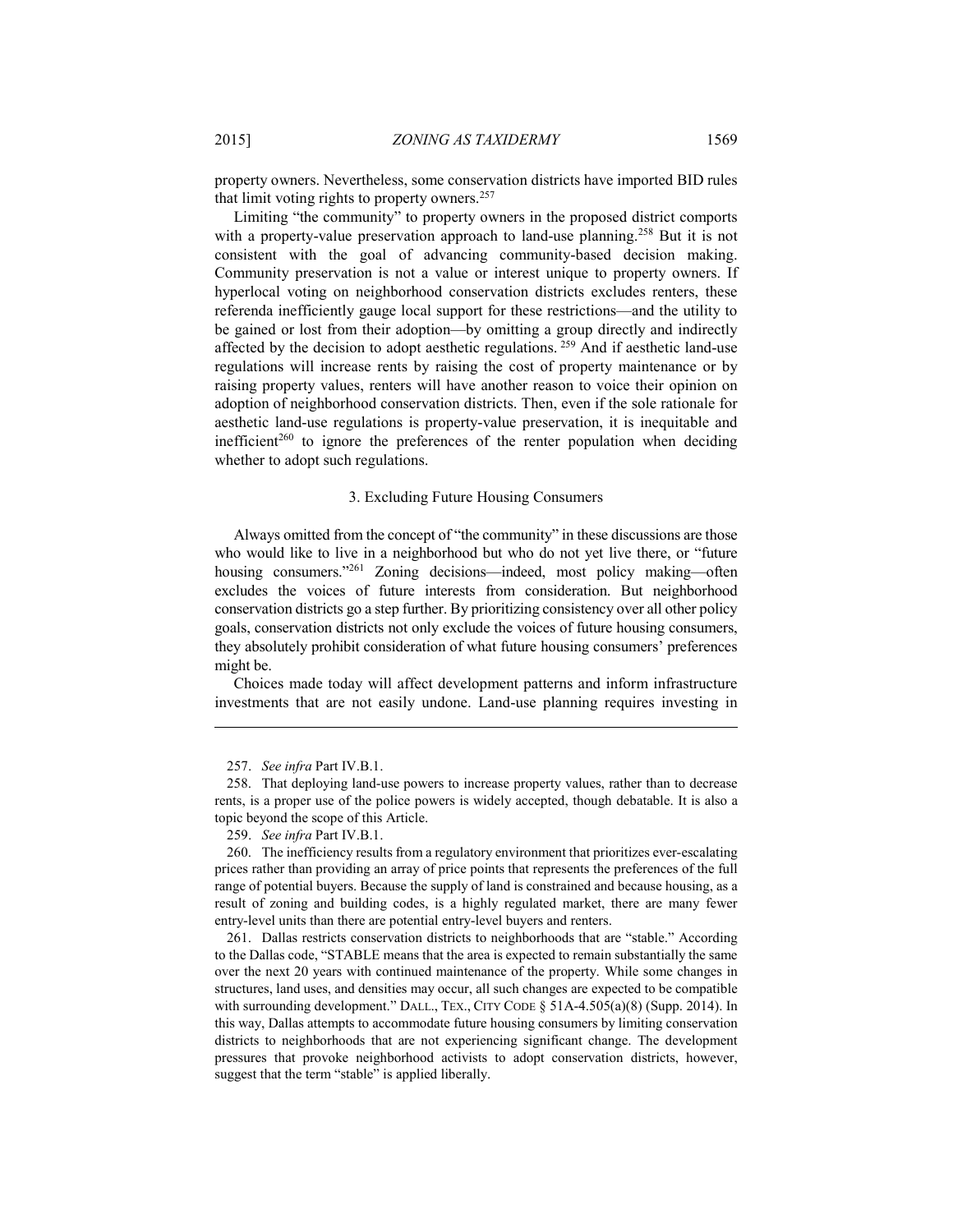property owners. Nevertheless, some conservation districts have imported BID rules that limit voting rights to property owners.[257]

Limiting "the community" to property owners in the proposed district comports with a property-value preservation approach to land-use planning.[258] But it is not consistent with the goal of advancing community-based decision making. Community preservation is not a value or interest unique to property owners. If hyperlocal voting on neighborhood conservation districts excludes renters, these referenda inefficiently gauge local support for these restrictions—and the utility to be gained or lost from their adoption—by omitting a group directly and indirectly affected by the decision to adopt aesthetic regulations.[259] And if aesthetic land-use regulations will increase rents by raising the cost of property maintenance or by raising property values, renters will have another reason to voice their opinion on adoption of neighborhood conservation districts. Then, even if the sole rationale for aesthetic land-use regulations is property-value preservation, it is inequitable and inefficient[260] to ignore the preferences of the renter population when deciding whether to adopt such regulations.

### 3. Excluding Future Housing Consumers

Always omitted from the concept of "the community" in these discussions are those who would like to live in a neighborhood but who do not yet live there, or "future housing consumers."[261] Zoning decisions—indeed, most policy making—often excludes the voices of future interests from consideration. But neighborhood conservation districts go a step further. By prioritizing consistency over all other policy goals, conservation districts not only exclude the voices of future housing consumers, they absolutely prohibit consideration of what future housing consumers' preferences might be.

Choices made today will affect development patterns and inform infrastructure investments that are not easily undone. Land-use planning requires investing in

---

257. *See infra* Part IV.B.1.

258. That deploying land-use powers to increase property values, rather than to decrease rents, is a proper use of the police powers is widely accepted, though debatable. It is also a topic beyond the scope of this Article.

259. *See infra* Part IV.B.1.

260. The inefficiency results from a regulatory environment that prioritizes ever-escalating prices rather than providing an array of price points that represents the preferences of the full range of potential buyers. Because the supply of land is constrained and because housing, as a result of zoning and building codes, is a highly regulated market, there are many fewer entry-level units than there are potential entry-level buyers and renters.

261. Dallas restricts conservation districts to neighborhoods that are "stable." According to the Dallas code, "STABLE means that the area is expected to remain substantially the same over the next 20 years with continued maintenance of the property. While some changes in structures, land uses, and densities may occur, all such changes are expected to be compatible with surrounding development." DALL., TEX., CITY CODE § 51A-4.505(a)(8) (Supp. 2014). In this way, Dallas attempts to accommodate future housing consumers by limiting conservation districts to neighborhoods that are not experiencing significant change. The development pressures that provoke neighborhood activists to adopt conservation districts, however, suggest that the term "stable" is applied liberally.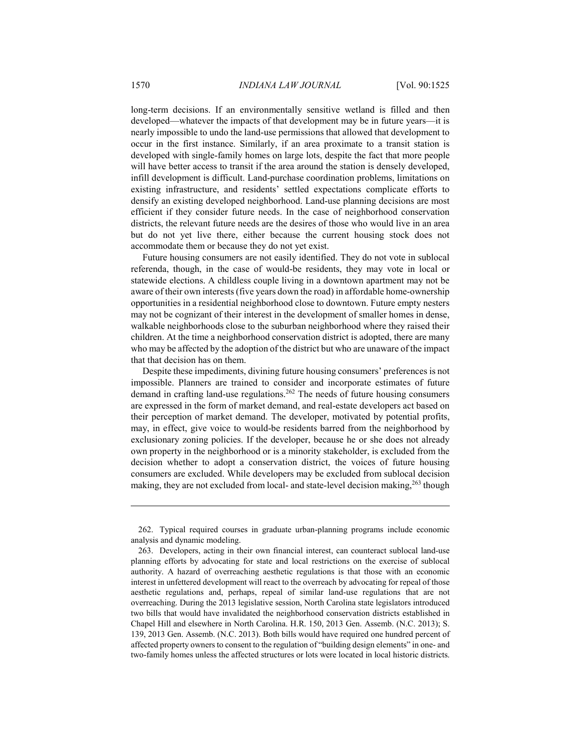long-term decisions. If an environmentally sensitive wetland is filled and then developed—whatever the impacts of that development may be in future years—it is nearly impossible to undo the land-use permissions that allowed that development to occur in the first instance. Similarly, if an area proximate to a transit station is developed with single-family homes on large lots, despite the fact that more people will have better access to transit if the area around the station is densely developed, infill development is difficult. Land-purchase coordination problems, limitations on existing infrastructure, and residents' settled expectations complicate efforts to densify an existing developed neighborhood. Land-use planning decisions are most efficient if they consider future needs. In the case of neighborhood conservation districts, the relevant future needs are the desires of those who would live in an area but do not yet live there, either because the current housing stock does not accommodate them or because they do not yet exist.

Future housing consumers are not easily identified. They do not vote in sublocal referenda, though, in the case of would-be residents, they may vote in local or statewide elections. A childless couple living in a downtown apartment may not be aware of their own interests (five years down the road) in affordable home-ownership opportunities in a residential neighborhood close to downtown. Future empty nesters may not be cognizant of their interest in the development of smaller homes in dense, walkable neighborhoods close to the suburban neighborhood where they raised their children. At the time a neighborhood conservation district is adopted, there are many who may be affected by the adoption of the district but who are unaware of the impact that that decision has on them.

Despite these impediments, divining future housing consumers' preferences is not impossible. Planners are trained to consider and incorporate estimates of future demand in crafting land-use regulations.[262] The needs of future housing consumers are expressed in the form of market demand, and real-estate developers act based on their perception of market demand. The developer, motivated by potential profits, may, in effect, give voice to would-be residents barred from the neighborhood by exclusionary zoning policies. If the developer, because he or she does not already own property in the neighborhood or is a minority stakeholder, is excluded from the decision whether to adopt a conservation district, the voices of future housing consumers are excluded. While developers may be excluded from sublocal decision making, they are not excluded from local- and state-level decision making,[263] though

---

262. Typical required courses in graduate urban-planning programs include economic analysis and dynamic modeling.

263. Developers, acting in their own financial interest, can counteract sublocal land-use planning efforts by advocating for state and local restrictions on the exercise of sublocal authority. A hazard of overreaching aesthetic regulations is that those with an economic interest in unfettered development will react to the overreach by advocating for repeal of those aesthetic regulations and, perhaps, repeal of similar land-use regulations that are not overreaching. During the 2013 legislative session, North Carolina state legislators introduced two bills that would have invalidated the neighborhood conservation districts established in Chapel Hill and elsewhere in North Carolina. H.R. 150, 2013 Gen. Assemb. (N.C. 2013); S. 139, 2013 Gen. Assemb. (N.C. 2013). Both bills would have required one hundred percent of affected property owners to consent to the regulation of "building design elements" in one- and two-family homes unless the affected structures or lots were located in local historic districts.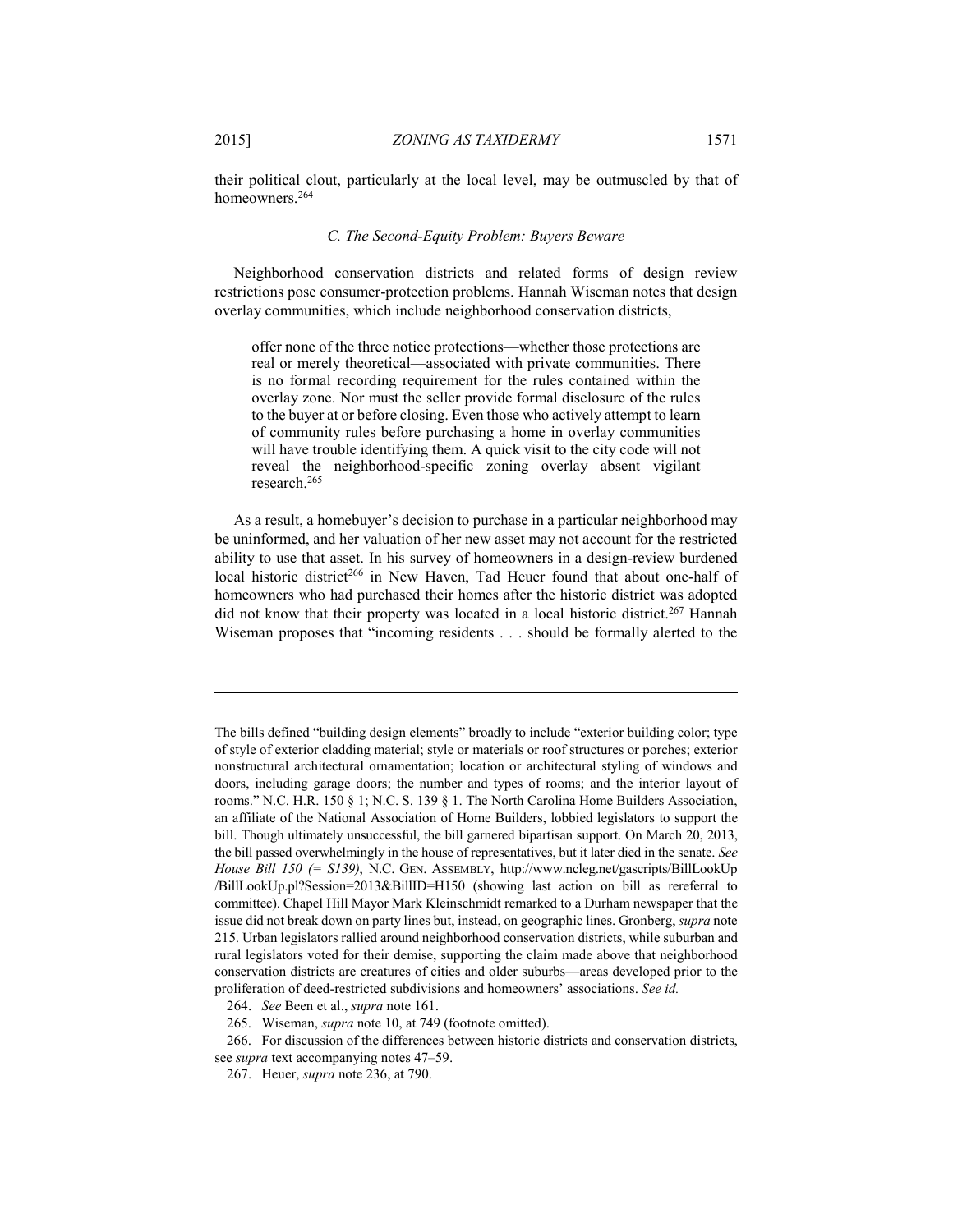their political clout, particularly at the local level, may be outmuscled by that of homeowners.[264]

### *C. The Second-Equity Problem: Buyers Beware*

Neighborhood conservation districts and related forms of design review restrictions pose consumer-protection problems. Hannah Wiseman notes that design overlay communities, which include neighborhood conservation districts,

> offer none of the three notice protections—whether those protections are real or merely theoretical—associated with private communities. There is no formal recording requirement for the rules contained within the overlay zone. Nor must the seller provide formal disclosure of the rules to the buyer at or before closing. Even those who actively attempt to learn of community rules before purchasing a home in overlay communities will have trouble identifying them. A quick visit to the city code will not reveal the neighborhood-specific zoning overlay absent vigilant research.[265]

As a result, a homebuyer's decision to purchase in a particular neighborhood may be uninformed, and her valuation of her new asset may not account for the restricted ability to use that asset. In his survey of homeowners in a design-review burdened local historic district[266] in New Haven, Tad Heuer found that about one-half of homeowners who had purchased their homes after the historic district was adopted did not know that their property was located in a local historic district.[267] Hannah Wiseman proposes that "incoming residents . . . should be formally alerted to the

---

The bills defined "building design elements" broadly to include "exterior building color; type of style of exterior cladding material; style or materials or roof structures or porches; exterior nonstructural architectural ornamentation; location or architectural styling of windows and doors, including garage doors; the number and types of rooms; and the interior layout of rooms." N.C. H.R. 150 § 1; N.C. S. 139 § 1. The North Carolina Home Builders Association, an affiliate of the National Association of Home Builders, lobbied legislators to support the bill. Though ultimately unsuccessful, the bill garnered bipartisan support. On March 20, 2013, the bill passed overwhelmingly in the house of representatives, but it later died in the senate. *See House Bill 150 (= S139)*, N.C. GEN. ASSEMBLY, http://www.ncleg.net/gascripts/BillLookUp/BillLookUp.pl?Session=2013&BillID=H150 (showing last action on bill as rereferral to committee). Chapel Hill Mayor Mark Kleinschmidt remarked to a Durham newspaper that the issue did not break down on party lines but, instead, on geographic lines. Gronberg, *supra* note 215. Urban legislators rallied around neighborhood conservation districts, while suburban and rural legislators voted for their demise, supporting the claim made above that neighborhood conservation districts are creatures of cities and older suburbs—areas developed prior to the proliferation of deed-restricted subdivisions and homeowners' associations. *See id.*

264. *See* Been et al., *supra* note 161.

265. Wiseman, *supra* note 10, at 749 (footnote omitted).

266. For discussion of the differences between historic districts and conservation districts, see *supra* text accompanying notes 47–59.

267. Heuer, *supra* note 236, at 790.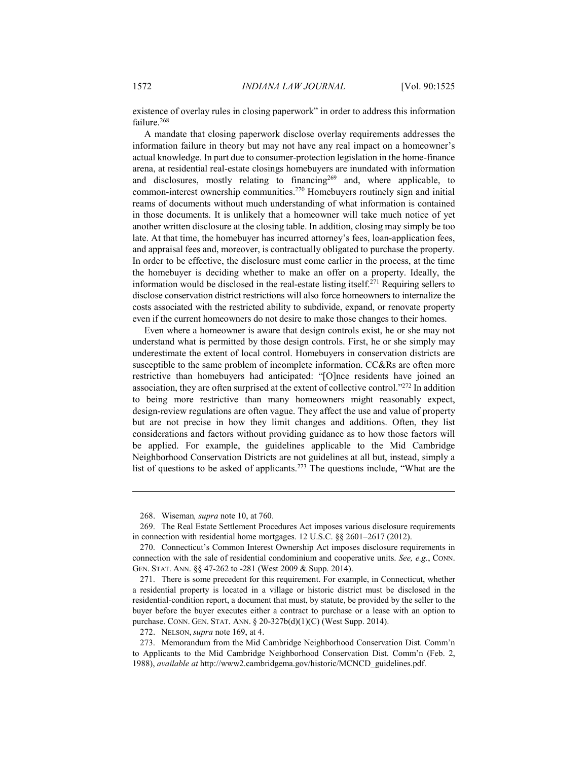existence of overlay rules in closing paperwork" in order to address this information failure.[268]

A mandate that closing paperwork disclose overlay requirements addresses the information failure in theory but may not have any real impact on a homeowner's actual knowledge. In part due to consumer-protection legislation in the home-finance arena, at residential real-estate closings homebuyers are inundated with information and disclosures, mostly relating to financing[269] and, where applicable, to common-interest ownership communities.[270] Homebuyers routinely sign and initial reams of documents without much understanding of what information is contained in those documents. It is unlikely that a homeowner will take much notice of yet another written disclosure at the closing table. In addition, closing may simply be too late. At that time, the homebuyer has incurred attorney's fees, loan-application fees, and appraisal fees and, moreover, is contractually obligated to purchase the property. In order to be effective, the disclosure must come earlier in the process, at the time the homebuyer is deciding whether to make an offer on a property. Ideally, the information would be disclosed in the real-estate listing itself.[271] Requiring sellers to disclose conservation district restrictions will also force homeowners to internalize the costs associated with the restricted ability to subdivide, expand, or renovate property even if the current homeowners do not desire to make those changes to their homes.

Even where a homeowner is aware that design controls exist, he or she may not understand what is permitted by those design controls. First, he or she simply may underestimate the extent of local control. Homebuyers in conservation districts are susceptible to the same problem of incomplete information. CC&Rs are often more restrictive than homebuyers had anticipated: "[O]nce residents have joined an association, they are often surprised at the extent of collective control."[272] In addition to being more restrictive than many homeowners might reasonably expect, design-review regulations are often vague. They affect the use and value of property but are not precise in how they limit changes and additions. Often, they list considerations and factors without providing guidance as to how those factors will be applied. For example, the guidelines applicable to the Mid Cambridge Neighborhood Conservation Districts are not guidelines at all but, instead, simply a list of questions to be asked of applicants.[273] The questions include, "What are the

---

268. Wiseman*, supra* note 10, at 760.

269. The Real Estate Settlement Procedures Act imposes various disclosure requirements in connection with residential home mortgages. 12 U.S.C. §§ 2601–2617 (2012).

270. Connecticut's Common Interest Ownership Act imposes disclosure requirements in connection with the sale of residential condominium and cooperative units. *See, e.g.*, CONN. GEN. STAT. ANN. §§ 47-262 to -281 (West 2009 & Supp. 2014).

271. There is some precedent for this requirement. For example, in Connecticut, whether a residential property is located in a village or historic district must be disclosed in the residential-condition report, a document that must, by statute, be provided by the seller to the buyer before the buyer executes either a contract to purchase or a lease with an option to purchase. CONN. GEN. STAT. ANN. § 20-327b(d)(1)(C) (West Supp. 2014).

272. NELSON, *supra* note 169, at 4.

273. Memorandum from the Mid Cambridge Neighborhood Conservation Dist. Comm'n to Applicants to the Mid Cambridge Neighborhood Conservation Dist. Comm'n (Feb. 2, 1988), *available at* http://www2.cambridgema.gov/historic/MCNCD_guidelines.pdf.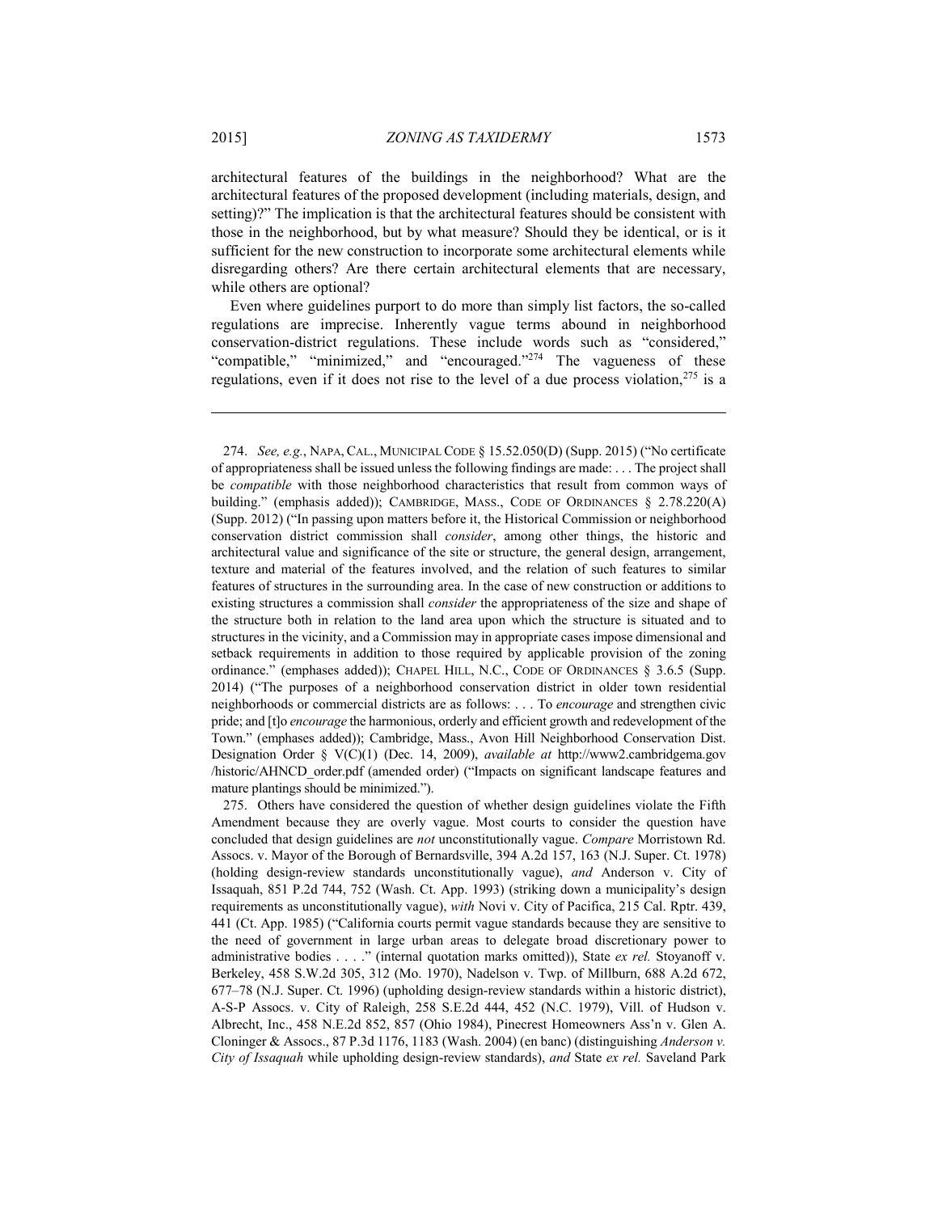architectural features of the buildings in the neighborhood? What are the architectural features of the proposed development (including materials, design, and setting)?" The implication is that the architectural features should be consistent with those in the neighborhood, but by what measure? Should they be identical, or is it sufficient for the new construction to incorporate some architectural elements while disregarding others? Are there certain architectural elements that are necessary, while others are optional?

Even where guidelines purport to do more than simply list factors, the so-called regulations are imprecise. Inherently vague terms abound in neighborhood conservation-district regulations. These include words such as "considered," "compatible," "minimized," and "encouraged."[274] The vagueness of these regulations, even if it does not rise to the level of a due process violation,[275] is a

---

274. *See, e.g.*, NAPA, CAL., MUNICIPAL CODE § 15.52.050(D) (Supp. 2015) ("No certificate of appropriateness shall be issued unless the following findings are made: . . . The project shall be *compatible* with those neighborhood characteristics that result from common ways of building." (emphasis added)); CAMBRIDGE, MASS., CODE OF ORDINANCES § 2.78.220(A) (Supp. 2012) ("In passing upon matters before it, the Historical Commission or neighborhood conservation district commission shall *consider*, among other things, the historic and architectural value and significance of the site or structure, the general design, arrangement, texture and material of the features involved, and the relation of such features to similar features of structures in the surrounding area. In the case of new construction or additions to existing structures a commission shall *consider* the appropriateness of the size and shape of the structure both in relation to the land area upon which the structure is situated and to structures in the vicinity, and a Commission may in appropriate cases impose dimensional and setback requirements in addition to those required by applicable provision of the zoning ordinance." (emphases added)); CHAPEL HILL, N.C., CODE OF ORDINANCES § 3.6.5 (Supp. 2014) ("The purposes of a neighborhood conservation district in older town residential neighborhoods or commercial districts are as follows: . . . To *encourage* and strengthen civic pride; and [t]o *encourage* the harmonious, orderly and efficient growth and redevelopment of the Town." (emphases added)); Cambridge, Mass., Avon Hill Neighborhood Conservation Dist. Designation Order § V(C)(1) (Dec. 14, 2009), *available at* http://www2.cambridgema.gov/historic/AHNCD_order.pdf (amended order) ("Impacts on significant landscape features and mature plantings should be minimized.").

275. Others have considered the question of whether design guidelines violate the Fifth Amendment because they are overly vague. Most courts to consider the question have concluded that design guidelines are *not* unconstitutionally vague. *Compare* Morristown Rd. Assocs. v. Mayor of the Borough of Bernardsville, 394 A.2d 157, 163 (N.J. Super. Ct. 1978) (holding design-review standards unconstitutionally vague), *and* Anderson v. City of Issaquah, 851 P.2d 744, 752 (Wash. Ct. App. 1993) (striking down a municipality's design requirements as unconstitutionally vague), *with* Novi v. City of Pacifica, 215 Cal. Rptr. 439, 441 (Ct. App. 1985) ("California courts permit vague standards because they are sensitive to the need of government in large urban areas to delegate broad discretionary power to administrative bodies . . . ." (internal quotation marks omitted)), State *ex rel.* Stoyanoff v. Berkeley, 458 S.W.2d 305, 312 (Mo. 1970), Nadelson v. Twp. of Millburn, 688 A.2d 672, 677–78 (N.J. Super. Ct. 1996) (upholding design-review standards within a historic district), A-S-P Assocs. v. City of Raleigh, 258 S.E.2d 444, 452 (N.C. 1979), Vill. of Hudson v. Albrecht, Inc., 458 N.E.2d 852, 857 (Ohio 1984), Pinecrest Homeowners Ass'n v. Glen A. Cloninger & Assocs., 87 P.3d 1176, 1183 (Wash. 2004) (en banc) (distinguishing *Anderson v. City of Issaquah* while upholding design-review standards), *and* State *ex rel.* Saveland Park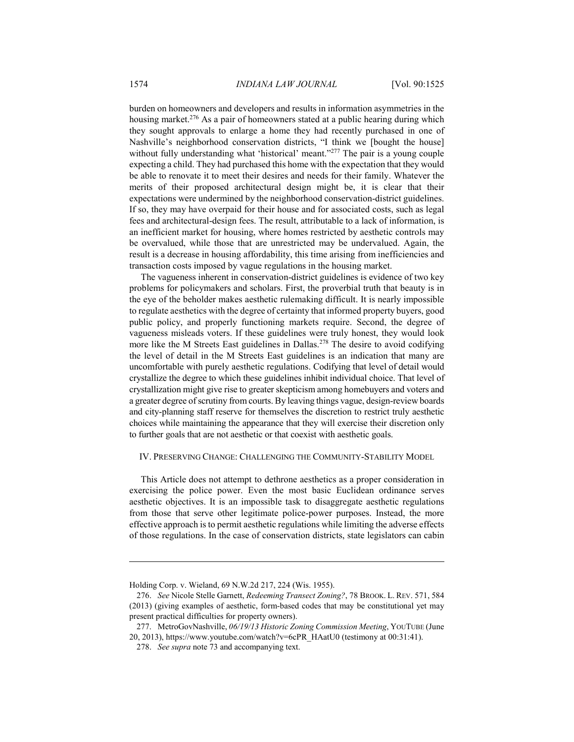burden on homeowners and developers and results in information asymmetries in the housing market.[276] As a pair of homeowners stated at a public hearing during which they sought approvals to enlarge a home they had recently purchased in one of Nashville's neighborhood conservation districts, "I think we [bought the house] without fully understanding what 'historical' meant."[277] The pair is a young couple expecting a child. They had purchased this home with the expectation that they would be able to renovate it to meet their desires and needs for their family. Whatever the merits of their proposed architectural design might be, it is clear that their expectations were undermined by the neighborhood conservation-district guidelines. If so, they may have overpaid for their house and for associated costs, such as legal fees and architectural-design fees. The result, attributable to a lack of information, is an inefficient market for housing, where homes restricted by aesthetic controls may be overvalued, while those that are unrestricted may be undervalued. Again, the result is a decrease in housing affordability, this time arising from inefficiencies and transaction costs imposed by vague regulations in the housing market.

The vagueness inherent in conservation-district guidelines is evidence of two key problems for policymakers and scholars. First, the proverbial truth that beauty is in the eye of the beholder makes aesthetic rulemaking difficult. It is nearly impossible to regulate aesthetics with the degree of certainty that informed property buyers, good public policy, and properly functioning markets require. Second, the degree of vagueness misleads voters. If these guidelines were truly honest, they would look more like the M Streets East guidelines in Dallas.[278] The desire to avoid codifying the level of detail in the M Streets East guidelines is an indication that many are uncomfortable with purely aesthetic regulations. Codifying that level of detail would crystallize the degree to which these guidelines inhibit individual choice. That level of crystallization might give rise to greater skepticism among homebuyers and voters and a greater degree of scrutiny from courts. By leaving things vague, design-review boards and city-planning staff reserve for themselves the discretion to restrict truly aesthetic choices while maintaining the appearance that they will exercise their discretion only to further goals that are not aesthetic or that coexist with aesthetic goals.

## IV. Preserving Change: Challenging the Community-Stability Model

This Article does not attempt to dethrone aesthetics as a proper consideration in exercising the police power. Even the most basic Euclidean ordinance serves aesthetic objectives. It is an impossible task to disaggregate aesthetic regulations from those that serve other legitimate police-power purposes. Instead, the more effective approach is to permit aesthetic regulations while limiting the adverse effects of those regulations. In the case of conservation districts, state legislators can cabin

---

Holding Corp. v. Wieland, 69 N.W.2d 217, 224 (Wis. 1955).

276. *See* Nicole Stelle Garnett, *Redeeming Transect Zoning?*, 78 Brook. L. Rev. 571, 584 (2013) (giving examples of aesthetic, form-based codes that may be constitutional yet may present practical difficulties for property owners).

277. MetroGovNashville, *06/19/13 Historic Zoning Commission Meeting*, YouTube (June 20, 2013), https://www.youtube.com/watch?v=6cPR_HAatU0 (testimony at 00:31:41).

278. *See supra* note 73 and accompanying text.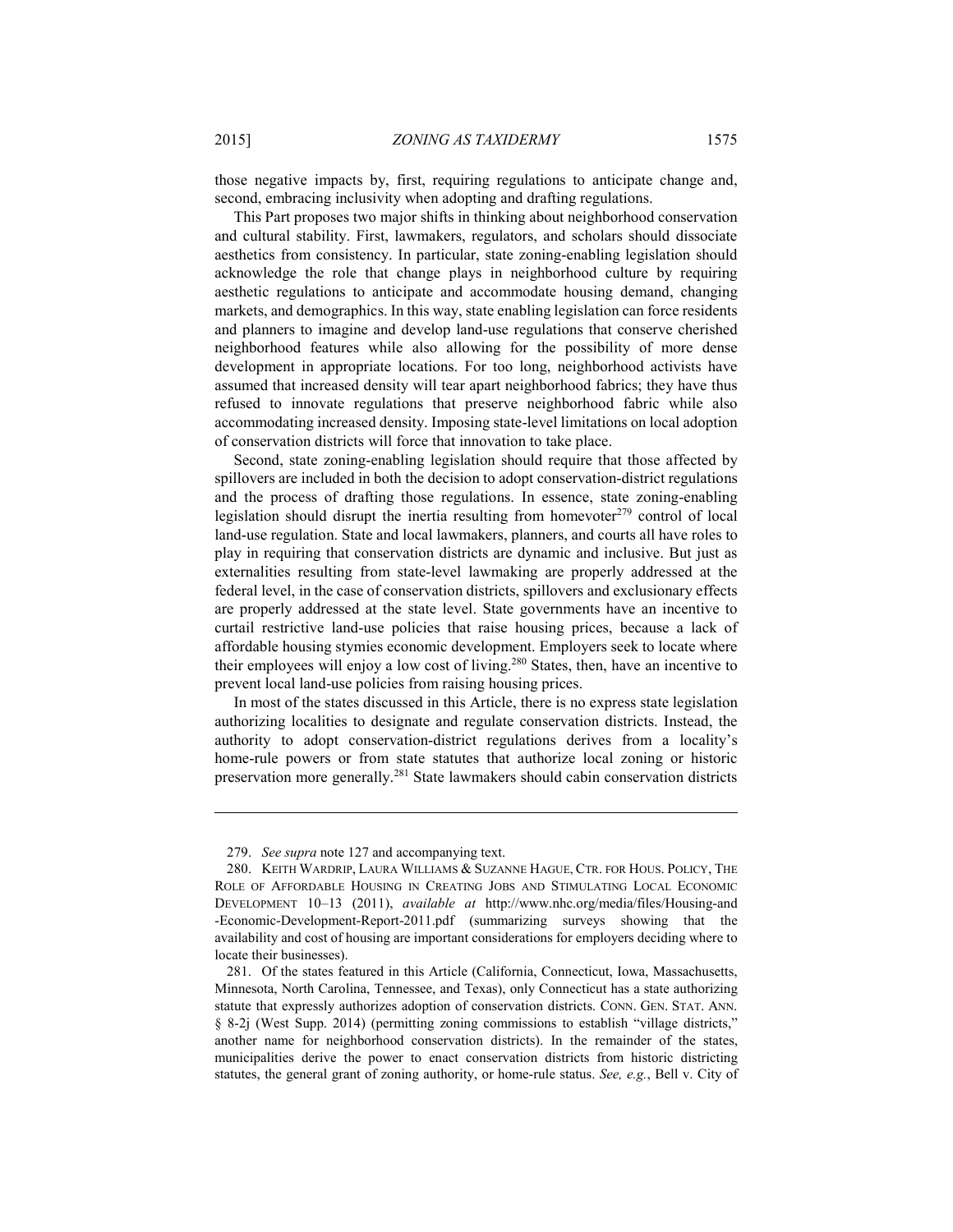those negative impacts by, first, requiring regulations to anticipate change and, second, embracing inclusivity when adopting and drafting regulations.

This Part proposes two major shifts in thinking about neighborhood conservation and cultural stability. First, lawmakers, regulators, and scholars should dissociate aesthetics from consistency. In particular, state zoning-enabling legislation should acknowledge the role that change plays in neighborhood culture by requiring aesthetic regulations to anticipate and accommodate housing demand, changing markets, and demographics. In this way, state enabling legislation can force residents and planners to imagine and develop land-use regulations that conserve cherished neighborhood features while also allowing for the possibility of more dense development in appropriate locations. For too long, neighborhood activists have assumed that increased density will tear apart neighborhood fabrics; they have thus refused to innovate regulations that preserve neighborhood fabric while also accommodating increased density. Imposing state-level limitations on local adoption of conservation districts will force that innovation to take place.

Second, state zoning-enabling legislation should require that those affected by spillovers are included in both the decision to adopt conservation-district regulations and the process of drafting those regulations. In essence, state zoning-enabling legislation should disrupt the inertia resulting from homevoter[279] control of local land-use regulation. State and local lawmakers, planners, and courts all have roles to play in requiring that conservation districts are dynamic and inclusive. But just as externalities resulting from state-level lawmaking are properly addressed at the federal level, in the case of conservation districts, spillovers and exclusionary effects are properly addressed at the state level. State governments have an incentive to curtail restrictive land-use policies that raise housing prices, because a lack of affordable housing stymies economic development. Employers seek to locate where their employees will enjoy a low cost of living.[280] States, then, have an incentive to prevent local land-use policies from raising housing prices.

In most of the states discussed in this Article, there is no express state legislation authorizing localities to designate and regulate conservation districts. Instead, the authority to adopt conservation-district regulations derives from a locality's home-rule powers or from state statutes that authorize local zoning or historic preservation more generally.[281] State lawmakers should cabin conservation districts

---

279. *See supra* note 127 and accompanying text.

280. KEITH WARDRIP, LAURA WILLIAMS & SUZANNE HAGUE, CTR. FOR HOUS. POLICY, THE ROLE OF AFFORDABLE HOUSING IN CREATING JOBS AND STIMULATING LOCAL ECONOMIC DEVELOPMENT 10–13 (2011), *available at* http://www.nhc.org/media/files/Housing-and-Economic-Development-Report-2011.pdf (summarizing surveys showing that the availability and cost of housing are important considerations for employers deciding where to locate their businesses).

281. Of the states featured in this Article (California, Connecticut, Iowa, Massachusetts, Minnesota, North Carolina, Tennessee, and Texas), only Connecticut has a state authorizing statute that expressly authorizes adoption of conservation districts. CONN. GEN. STAT. ANN. § 8-2j (West Supp. 2014) (permitting zoning commissions to establish "village districts," another name for neighborhood conservation districts). In the remainder of the states, municipalities derive the power to enact conservation districts from historic districting statutes, the general grant of zoning authority, or home-rule status. *See, e.g.*, Bell v. City of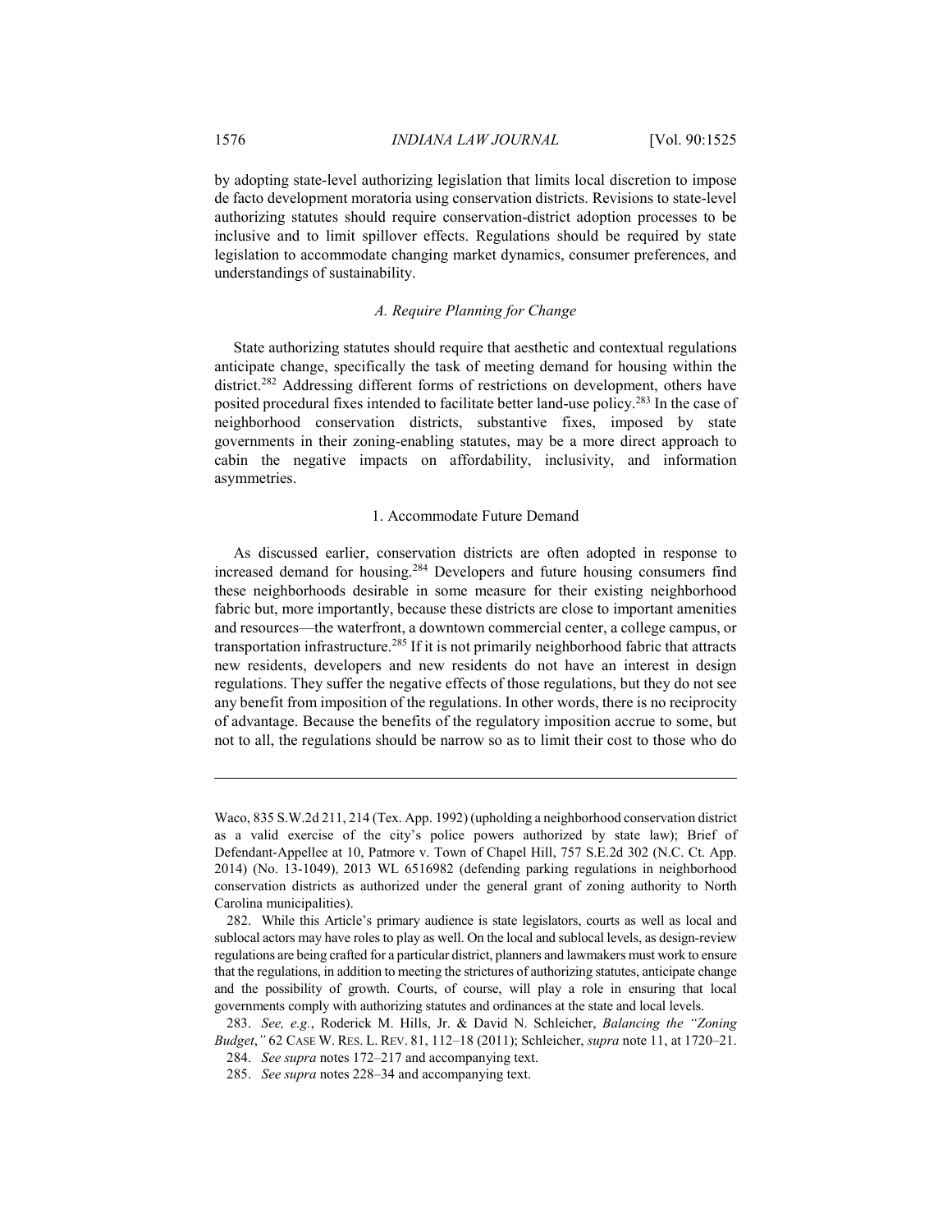by adopting state-level authorizing legislation that limits local discretion to impose de facto development moratoria using conservation districts. Revisions to state-level authorizing statutes should require conservation-district adoption processes to be inclusive and to limit spillover effects. Regulations should be required by state legislation to accommodate changing market dynamics, consumer preferences, and understandings of sustainability.

### *A. Require Planning for Change*

State authorizing statutes should require that aesthetic and contextual regulations anticipate change, specifically the task of meeting demand for housing within the district.[282] Addressing different forms of restrictions on development, others have posited procedural fixes intended to facilitate better land-use policy.[283] In the case of neighborhood conservation districts, substantive fixes, imposed by state governments in their zoning-enabling statutes, may be a more direct approach to cabin the negative impacts on affordability, inclusivity, and information asymmetries.

#### 1. Accommodate Future Demand

As discussed earlier, conservation districts are often adopted in response to increased demand for housing.[284] Developers and future housing consumers find these neighborhoods desirable in some measure for their existing neighborhood fabric but, more importantly, because these districts are close to important amenities and resources—the waterfront, a downtown commercial center, a college campus, or transportation infrastructure.[285] If it is not primarily neighborhood fabric that attracts new residents, developers and new residents do not have an interest in design regulations. They suffer the negative effects of those regulations, but they do not see any benefit from imposition of the regulations. In other words, there is no reciprocity of advantage. Because the benefits of the regulatory imposition accrue to some, but not to all, the regulations should be narrow so as to limit their cost to those who do

---

Waco, 835 S.W.2d 211, 214 (Tex. App. 1992) (upholding a neighborhood conservation district as a valid exercise of the city's police powers authorized by state law); Brief of Defendant-Appellee at 10, Patmore v. Town of Chapel Hill, 757 S.E.2d 302 (N.C. Ct. App. 2014) (No. 13-1049), 2013 WL 6516982 (defending parking regulations in neighborhood conservation districts as authorized under the general grant of zoning authority to North Carolina municipalities).

282. While this Article's primary audience is state legislators, courts as well as local and sublocal actors may have roles to play as well. On the local and sublocal levels, as design-review regulations are being crafted for a particular district, planners and lawmakers must work to ensure that the regulations, in addition to meeting the strictures of authorizing statutes, anticipate change and the possibility of growth. Courts, of course, will play a role in ensuring that local governments comply with authorizing statutes and ordinances at the state and local levels.

283. *See, e.g.*, Roderick M. Hills, Jr. & David N. Schleicher, *Balancing the "Zoning Budget*,*"* 62 CASE W. RES. L. REV. 81, 112–18 (2011); Schleicher, *supra* note 11, at 1720–21.

284. *See supra* notes 172–217 and accompanying text.

285. *See supra* notes 228–34 and accompanying text.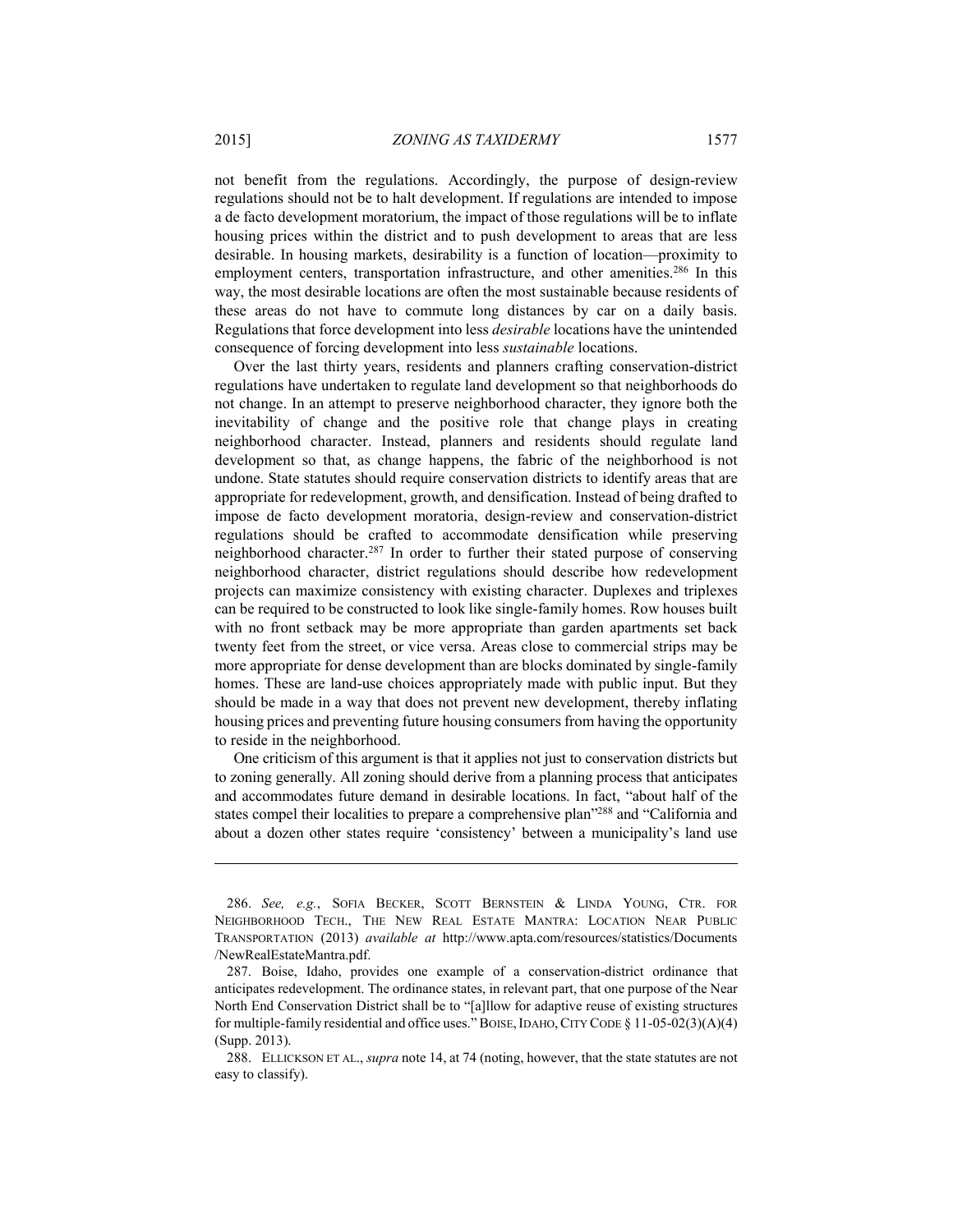not benefit from the regulations. Accordingly, the purpose of design-review regulations should not be to halt development. If regulations are intended to impose a de facto development moratorium, the impact of those regulations will be to inflate housing prices within the district and to push development to areas that are less desirable. In housing markets, desirability is a function of location—proximity to employment centers, transportation infrastructure, and other amenities.[286] In this way, the most desirable locations are often the most sustainable because residents of these areas do not have to commute long distances by car on a daily basis. Regulations that force development into less *desirable* locations have the unintended consequence of forcing development into less *sustainable* locations.

Over the last thirty years, residents and planners crafting conservation-district regulations have undertaken to regulate land development so that neighborhoods do not change. In an attempt to preserve neighborhood character, they ignore both the inevitability of change and the positive role that change plays in creating neighborhood character. Instead, planners and residents should regulate land development so that, as change happens, the fabric of the neighborhood is not undone. State statutes should require conservation districts to identify areas that are appropriate for redevelopment, growth, and densification. Instead of being drafted to impose de facto development moratoria, design-review and conservation-district regulations should be crafted to accommodate densification while preserving neighborhood character.[287] In order to further their stated purpose of conserving neighborhood character, district regulations should describe how redevelopment projects can maximize consistency with existing character. Duplexes and triplexes can be required to be constructed to look like single-family homes. Row houses built with no front setback may be more appropriate than garden apartments set back twenty feet from the street, or vice versa. Areas close to commercial strips may be more appropriate for dense development than are blocks dominated by single-family homes. These are land-use choices appropriately made with public input. But they should be made in a way that does not prevent new development, thereby inflating housing prices and preventing future housing consumers from having the opportunity to reside in the neighborhood.

One criticism of this argument is that it applies not just to conservation districts but to zoning generally. All zoning should derive from a planning process that anticipates and accommodates future demand in desirable locations. In fact, "about half of the states compel their localities to prepare a comprehensive plan"[288] and "California and about a dozen other states require 'consistency' between a municipality's land use

---

286. *See, e.g.*, SOFIA BECKER, SCOTT BERNSTEIN & LINDA YOUNG, CTR. FOR NEIGHBORHOOD TECH., THE NEW REAL ESTATE MANTRA: LOCATION NEAR PUBLIC TRANSPORTATION (2013) *available at* http://www.apta.com/resources/statistics/Documents/NewRealEstateMantra.pdf.

287. Boise, Idaho, provides one example of a conservation-district ordinance that anticipates redevelopment. The ordinance states, in relevant part, that one purpose of the Near North End Conservation District shall be to "[a]llow for adaptive reuse of existing structures for multiple-family residential and office uses." BOISE, IDAHO, CITY CODE § 11-05-02(3)(A)(4) (Supp. 2013).

288. ELLICKSON ET AL., *supra* note 14, at 74 (noting, however, that the state statutes are not easy to classify).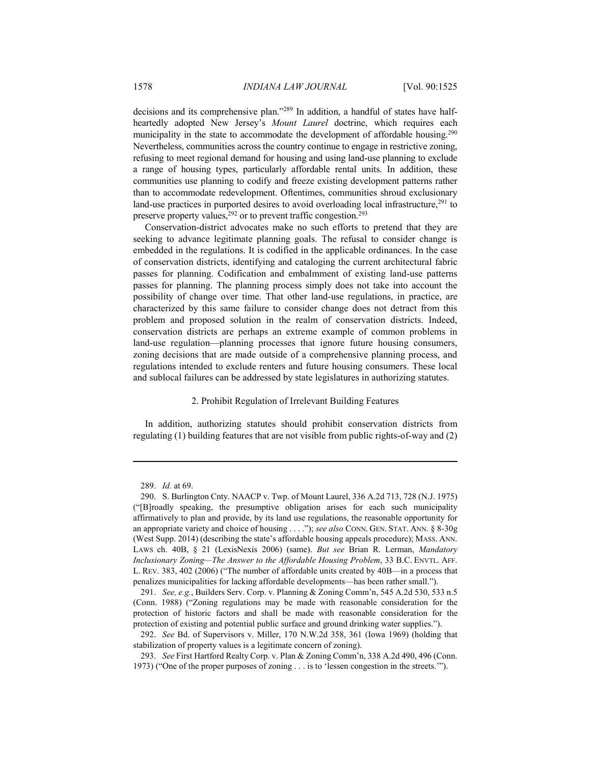decisions and its comprehensive plan."[289] In addition, a handful of states have half-heartedly adopted New Jersey's *Mount Laurel* doctrine, which requires each municipality in the state to accommodate the development of affordable housing.[290] Nevertheless, communities across the country continue to engage in restrictive zoning, refusing to meet regional demand for housing and using land-use planning to exclude a range of housing types, particularly affordable rental units. In addition, these communities use planning to codify and freeze existing development patterns rather than to accommodate redevelopment. Oftentimes, communities shroud exclusionary land-use practices in purported desires to avoid overloading local infrastructure,[291] to preserve property values,[292] or to prevent traffic congestion.[293]

Conservation-district advocates make no such efforts to pretend that they are seeking to advance legitimate planning goals. The refusal to consider change is embedded in the regulations. It is codified in the applicable ordinances. In the case of conservation districts, identifying and cataloging the current architectural fabric passes for planning. Codification and embalmment of existing land-use patterns passes for planning. The planning process simply does not take into account the possibility of change over time. That other land-use regulations, in practice, are characterized by this same failure to consider change does not detract from this problem and proposed solution in the realm of conservation districts. Indeed, conservation districts are perhaps an extreme example of common problems in land-use regulation—planning processes that ignore future housing consumers, zoning decisions that are made outside of a comprehensive planning process, and regulations intended to exclude renters and future housing consumers. These local and sublocal failures can be addressed by state legislatures in authorizing statutes.

### 2. Prohibit Regulation of Irrelevant Building Features

In addition, authorizing statutes should prohibit conservation districts from regulating (1) building features that are not visible from public rights-of-way and (2)

---

289. *Id.* at 69.

290. S. Burlington Cnty. NAACP v. Twp. of Mount Laurel, 336 A.2d 713, 728 (N.J. 1975) ("[B]roadly speaking, the presumptive obligation arises for each such municipality affirmatively to plan and provide, by its land use regulations, the reasonable opportunity for an appropriate variety and choice of housing . . . ."); *see also* CONN. GEN. STAT. ANN. § 8-30g (West Supp. 2014) (describing the state's affordable housing appeals procedure); MASS. ANN. LAWS ch. 40B, § 21 (LexisNexis 2006) (same). *But see* Brian R. Lerman, *Mandatory Inclusionary Zoning—The Answer to the Affordable Housing Problem*, 33 B.C. ENVTL. AFF. L. REV. 383, 402 (2006) ("The number of affordable units created by 40B—in a process that penalizes municipalities for lacking affordable developments—has been rather small.").

291. *See, e.g.*, Builders Serv. Corp. v. Planning & Zoning Comm'n, 545 A.2d 530, 533 n.5 (Conn. 1988) ("Zoning regulations may be made with reasonable consideration for the protection of historic factors and shall be made with reasonable consideration for the protection of existing and potential public surface and ground drinking water supplies.").

292. *See* Bd. of Supervisors v. Miller, 170 N.W.2d 358, 361 (Iowa 1969) (holding that stabilization of property values is a legitimate concern of zoning).

293. *See* First Hartford Realty Corp. v. Plan & Zoning Comm'n, 338 A.2d 490, 496 (Conn. 1973) ("One of the proper purposes of zoning . . . is to 'lessen congestion in the streets.'").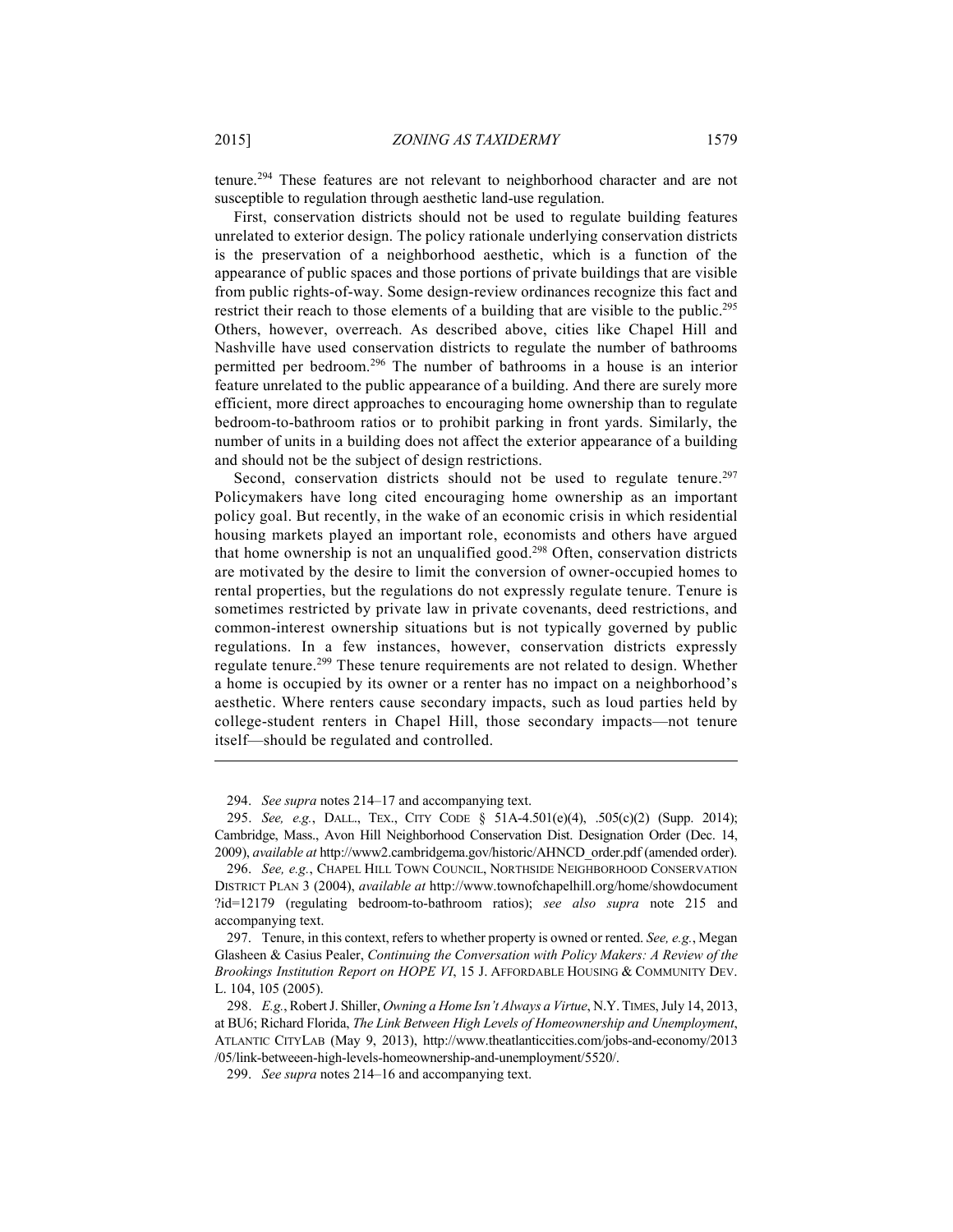tenure.[294] These features are not relevant to neighborhood character and are not susceptible to regulation through aesthetic land-use regulation.

First, conservation districts should not be used to regulate building features unrelated to exterior design. The policy rationale underlying conservation districts is the preservation of a neighborhood aesthetic, which is a function of the appearance of public spaces and those portions of private buildings that are visible from public rights-of-way. Some design-review ordinances recognize this fact and restrict their reach to those elements of a building that are visible to the public.[295] Others, however, overreach. As described above, cities like Chapel Hill and Nashville have used conservation districts to regulate the number of bathrooms permitted per bedroom.[296] The number of bathrooms in a house is an interior feature unrelated to the public appearance of a building. And there are surely more efficient, more direct approaches to encouraging home ownership than to regulate bedroom-to-bathroom ratios or to prohibit parking in front yards. Similarly, the number of units in a building does not affect the exterior appearance of a building and should not be the subject of design restrictions.

Second, conservation districts should not be used to regulate tenure.[297] Policymakers have long cited encouraging home ownership as an important policy goal. But recently, in the wake of an economic crisis in which residential housing markets played an important role, economists and others have argued that home ownership is not an unqualified good.[298] Often, conservation districts are motivated by the desire to limit the conversion of owner-occupied homes to rental properties, but the regulations do not expressly regulate tenure. Tenure is sometimes restricted by private law in private covenants, deed restrictions, and common-interest ownership situations but is not typically governed by public regulations. In a few instances, however, conservation districts expressly regulate tenure.[299] These tenure requirements are not related to design. Whether a home is occupied by its owner or a renter has no impact on a neighborhood's aesthetic. Where renters cause secondary impacts, such as loud parties held by college-student renters in Chapel Hill, those secondary impacts—not tenure itself—should be regulated and controlled.

---

294. *See supra* notes 214–17 and accompanying text.

295. *See, e.g.*, DALL., TEX., CITY CODE § 51A-4.501(e)(4), .505(c)(2) (Supp. 2014); Cambridge, Mass., Avon Hill Neighborhood Conservation Dist. Designation Order (Dec. 14, 2009), *available at* http://www2.cambridgema.gov/historic/AHNCD_order.pdf (amended order).

296. *See, e.g.*, CHAPEL HILL TOWN COUNCIL, NORTHSIDE NEIGHBORHOOD CONSERVATION DISTRICT PLAN 3 (2004), *available at* http://www.townofchapelhill.org/home/showdocument?id=12179 (regulating bedroom-to-bathroom ratios); *see also supra* note 215 and accompanying text.

297. Tenure, in this context, refers to whether property is owned or rented. *See, e.g.*, Megan Glasheen & Casius Pealer, *Continuing the Conversation with Policy Makers: A Review of the Brookings Institution Report on HOPE VI*, 15 J. AFFORDABLE HOUSING & COMMUNITY DEV. L. 104, 105 (2005).

298. *E.g.*, Robert J. Shiller, *Owning a Home Isn't Always a Virtue*, N.Y. TIMES, July 14, 2013, at BU6; Richard Florida, *The Link Between High Levels of Homeownership and Unemployment*, ATLANTIC CITYLAB (May 9, 2013), http://www.theatlanticcities.com/jobs-and-economy/2013/05/link-betweeen-high-levels-homeownership-and-unemployment/5520/.

299. *See supra* notes 214–16 and accompanying text.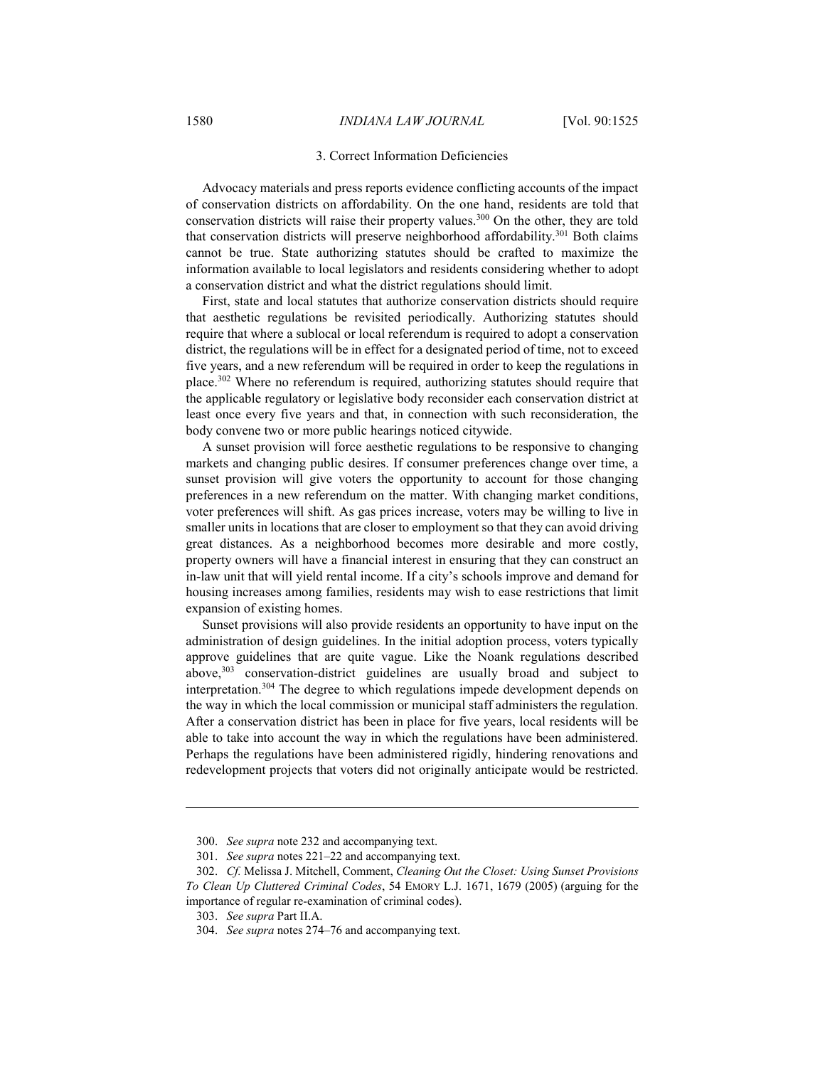### 3. Correct Information Deficiencies

Advocacy materials and press reports evidence conflicting accounts of the impact of conservation districts on affordability. On the one hand, residents are told that conservation districts will raise their property values.[300] On the other, they are told that conservation districts will preserve neighborhood affordability.[301] Both claims cannot be true. State authorizing statutes should be crafted to maximize the information available to local legislators and residents considering whether to adopt a conservation district and what the district regulations should limit.

First, state and local statutes that authorize conservation districts should require that aesthetic regulations be revisited periodically. Authorizing statutes should require that where a sublocal or local referendum is required to adopt a conservation district, the regulations will be in effect for a designated period of time, not to exceed five years, and a new referendum will be required in order to keep the regulations in place.[302] Where no referendum is required, authorizing statutes should require that the applicable regulatory or legislative body reconsider each conservation district at least once every five years and that, in connection with such reconsideration, the body convene two or more public hearings noticed citywide.

A sunset provision will force aesthetic regulations to be responsive to changing markets and changing public desires. If consumer preferences change over time, a sunset provision will give voters the opportunity to account for those changing preferences in a new referendum on the matter. With changing market conditions, voter preferences will shift. As gas prices increase, voters may be willing to live in smaller units in locations that are closer to employment so that they can avoid driving great distances. As a neighborhood becomes more desirable and more costly, property owners will have a financial interest in ensuring that they can construct an in-law unit that will yield rental income. If a city's schools improve and demand for housing increases among families, residents may wish to ease restrictions that limit expansion of existing homes.

Sunset provisions will also provide residents an opportunity to have input on the administration of design guidelines. In the initial adoption process, voters typically approve guidelines that are quite vague. Like the Noank regulations described above,[303] conservation-district guidelines are usually broad and subject to interpretation.[304] The degree to which regulations impede development depends on the way in which the local commission or municipal staff administers the regulation. After a conservation district has been in place for five years, local residents will be able to take into account the way in which the regulations have been administered. Perhaps the regulations have been administered rigidly, hindering renovations and redevelopment projects that voters did not originally anticipate would be restricted.

---

300. *See supra* note 232 and accompanying text.

301. *See supra* notes 221–22 and accompanying text.

302. *Cf.* Melissa J. Mitchell, Comment, *Cleaning Out the Closet: Using Sunset Provisions To Clean Up Cluttered Criminal Codes*, 54 EMORY L.J. 1671, 1679 (2005) (arguing for the importance of regular re-examination of criminal codes).

303. *See supra* Part II.A.

304. *See supra* notes 274–76 and accompanying text.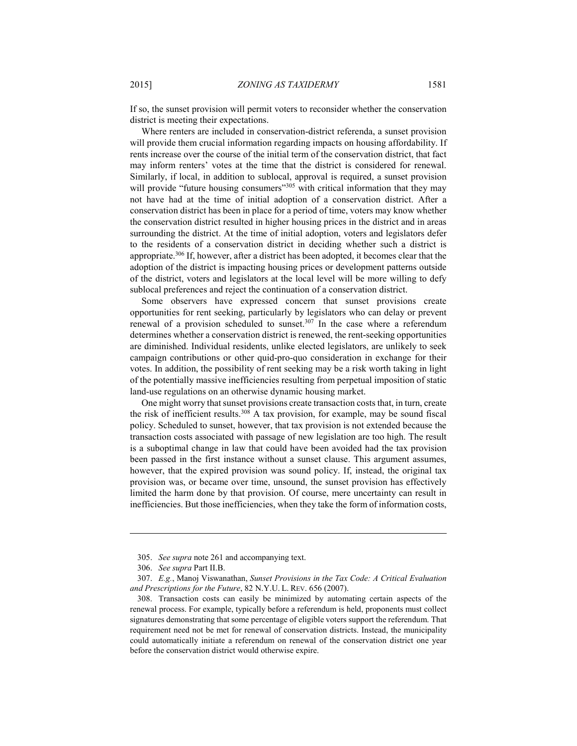If so, the sunset provision will permit voters to reconsider whether the conservation district is meeting their expectations.

Where renters are included in conservation-district referenda, a sunset provision will provide them crucial information regarding impacts on housing affordability. If rents increase over the course of the initial term of the conservation district, that fact may inform renters' votes at the time that the district is considered for renewal. Similarly, if local, in addition to sublocal, approval is required, a sunset provision will provide "future housing consumers"[305] with critical information that they may not have had at the time of initial adoption of a conservation district. After a conservation district has been in place for a period of time, voters may know whether the conservation district resulted in higher housing prices in the district and in areas surrounding the district. At the time of initial adoption, voters and legislators defer to the residents of a conservation district in deciding whether such a district is appropriate.[306] If, however, after a district has been adopted, it becomes clear that the adoption of the district is impacting housing prices or development patterns outside of the district, voters and legislators at the local level will be more willing to defy sublocal preferences and reject the continuation of a conservation district.

Some observers have expressed concern that sunset provisions create opportunities for rent seeking, particularly by legislators who can delay or prevent renewal of a provision scheduled to sunset.[307] In the case where a referendum determines whether a conservation district is renewed, the rent-seeking opportunities are diminished. Individual residents, unlike elected legislators, are unlikely to seek campaign contributions or other quid-pro-quo consideration in exchange for their votes. In addition, the possibility of rent seeking may be a risk worth taking in light of the potentially massive inefficiencies resulting from perpetual imposition of static land-use regulations on an otherwise dynamic housing market.

One might worry that sunset provisions create transaction costs that, in turn, create the risk of inefficient results.[308] A tax provision, for example, may be sound fiscal policy. Scheduled to sunset, however, that tax provision is not extended because the transaction costs associated with passage of new legislation are too high. The result is a suboptimal change in law that could have been avoided had the tax provision been passed in the first instance without a sunset clause. This argument assumes, however, that the expired provision was sound policy. If, instead, the original tax provision was, or became over time, unsound, the sunset provision has effectively limited the harm done by that provision. Of course, mere uncertainty can result in inefficiencies. But those inefficiencies, when they take the form of information costs,

---

305. *See supra* note 261 and accompanying text.

306. *See supra* Part II.B.

307. *E.g.*, Manoj Viswanathan, *Sunset Provisions in the Tax Code: A Critical Evaluation and Prescriptions for the Future*, 82 N.Y.U. L. REV. 656 (2007).

308. Transaction costs can easily be minimized by automating certain aspects of the renewal process. For example, typically before a referendum is held, proponents must collect signatures demonstrating that some percentage of eligible voters support the referendum. That requirement need not be met for renewal of conservation districts. Instead, the municipality could automatically initiate a referendum on renewal of the conservation district one year before the conservation district would otherwise expire.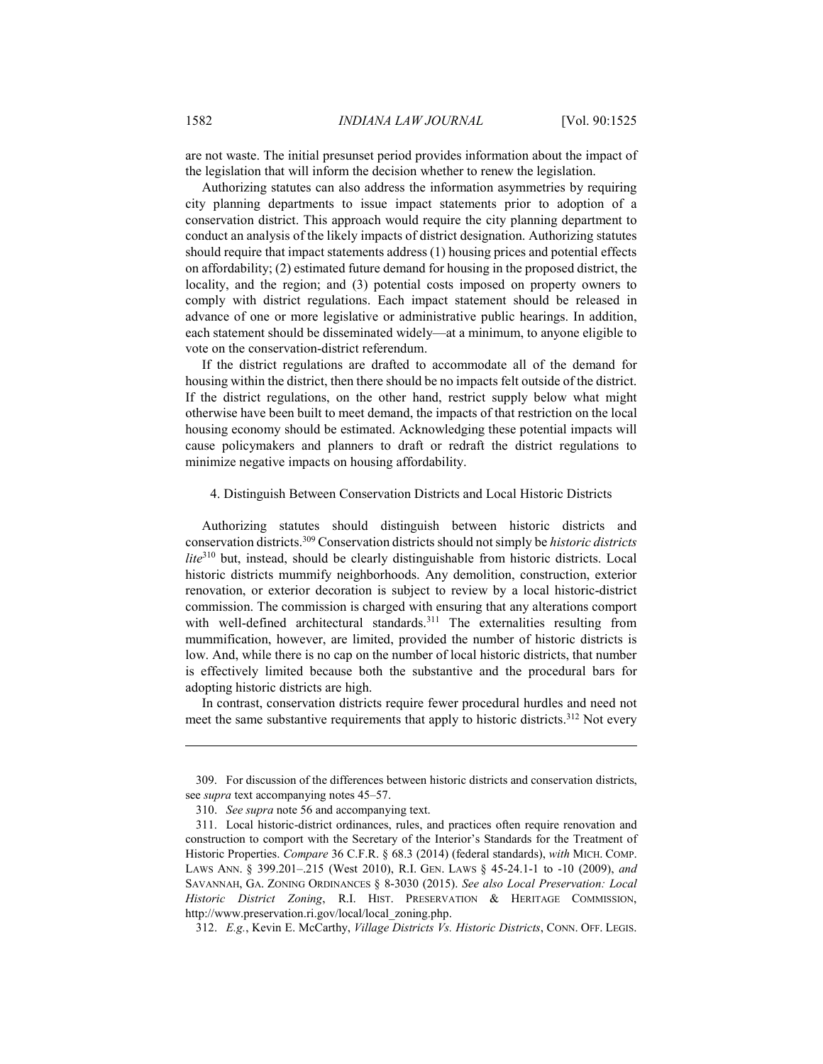are not waste. The initial presunset period provides information about the impact of the legislation that will inform the decision whether to renew the legislation.

Authorizing statutes can also address the information asymmetries by requiring city planning departments to issue impact statements prior to adoption of a conservation district. This approach would require the city planning department to conduct an analysis of the likely impacts of district designation. Authorizing statutes should require that impact statements address (1) housing prices and potential effects on affordability; (2) estimated future demand for housing in the proposed district, the locality, and the region; and (3) potential costs imposed on property owners to comply with district regulations. Each impact statement should be released in advance of one or more legislative or administrative public hearings. In addition, each statement should be disseminated widely—at a minimum, to anyone eligible to vote on the conservation-district referendum.

If the district regulations are drafted to accommodate all of the demand for housing within the district, then there should be no impacts felt outside of the district. If the district regulations, on the other hand, restrict supply below what might otherwise have been built to meet demand, the impacts of that restriction on the local housing economy should be estimated. Acknowledging these potential impacts will cause policymakers and planners to draft or redraft the district regulations to minimize negative impacts on housing affordability.

#### 4. Distinguish Between Conservation Districts and Local Historic Districts

Authorizing statutes should distinguish between historic districts and conservation districts.[309] Conservation districts should not simply be *historic districts lite*[310] but, instead, should be clearly distinguishable from historic districts. Local historic districts mummify neighborhoods. Any demolition, construction, exterior renovation, or exterior decoration is subject to review by a local historic-district commission. The commission is charged with ensuring that any alterations comport with well-defined architectural standards.[311] The externalities resulting from mummification, however, are limited, provided the number of historic districts is low. And, while there is no cap on the number of local historic districts, that number is effectively limited because both the substantive and the procedural bars for adopting historic districts are high.

In contrast, conservation districts require fewer procedural hurdles and need not meet the same substantive requirements that apply to historic districts.[312] Not every

---

309. For discussion of the differences between historic districts and conservation districts, see *supra* text accompanying notes 45–57.

310. *See supra* note 56 and accompanying text.

311. Local historic-district ordinances, rules, and practices often require renovation and construction to comport with the Secretary of the Interior's Standards for the Treatment of Historic Properties. *Compare* 36 C.F.R. § 68.3 (2014) (federal standards), *with* MICH. COMP. LAWS ANN. § 399.201–.215 (West 2010), R.I. GEN. LAWS § 45-24.1-1 to -10 (2009), *and* SAVANNAH, GA. ZONING ORDINANCES § 8-3030 (2015). *See also Local Preservation: Local Historic District Zoning*, R.I. HIST. PRESERVATION & HERITAGE COMMISSION, http://www.preservation.ri.gov/local/local_zoning.php.

312. *E.g.*, Kevin E. McCarthy, *Village Districts Vs. Historic Districts*, CONN. OFF. LEGIS.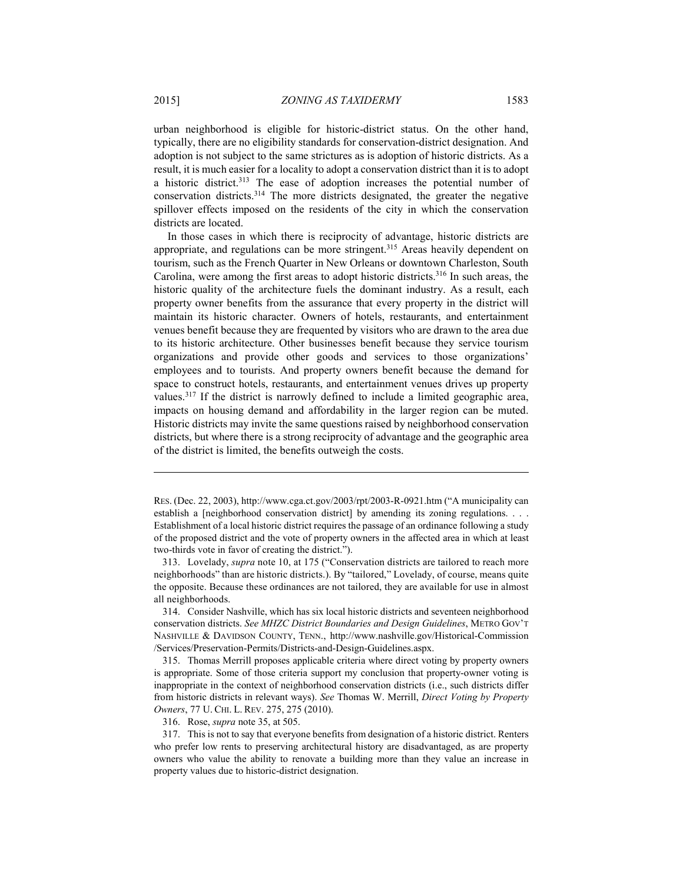urban neighborhood is eligible for historic-district status. On the other hand, typically, there are no eligibility standards for conservation-district designation. And adoption is not subject to the same strictures as is adoption of historic districts. As a result, it is much easier for a locality to adopt a conservation district than it is to adopt a historic district.[313] The ease of adoption increases the potential number of conservation districts.[314] The more districts designated, the greater the negative spillover effects imposed on the residents of the city in which the conservation districts are located.

In those cases in which there is reciprocity of advantage, historic districts are appropriate, and regulations can be more stringent.[315] Areas heavily dependent on tourism, such as the French Quarter in New Orleans or downtown Charleston, South Carolina, were among the first areas to adopt historic districts.[316] In such areas, the historic quality of the architecture fuels the dominant industry. As a result, each property owner benefits from the assurance that every property in the district will maintain its historic character. Owners of hotels, restaurants, and entertainment venues benefit because they are frequented by visitors who are drawn to the area due to its historic architecture. Other businesses benefit because they service tourism organizations and provide other goods and services to those organizations' employees and to tourists. And property owners benefit because the demand for space to construct hotels, restaurants, and entertainment venues drives up property values.[317] If the district is narrowly defined to include a limited geographic area, impacts on housing demand and affordability in the larger region can be muted. Historic districts may invite the same questions raised by neighborhood conservation districts, but where there is a strong reciprocity of advantage and the geographic area of the district is limited, the benefits outweigh the costs.

---

RES. (Dec. 22, 2003), http://www.cga.ct.gov/2003/rpt/2003-R-0921.htm ("A municipality can establish a [neighborhood conservation district] by amending its zoning regulations. . . . Establishment of a local historic district requires the passage of an ordinance following a study of the proposed district and the vote of property owners in the affected area in which at least two-thirds vote in favor of creating the district.").

313. Lovelady, *supra* note 10, at 175 ("Conservation districts are tailored to reach more neighborhoods" than are historic districts.). By "tailored," Lovelady, of course, means quite the opposite. Because these ordinances are not tailored, they are available for use in almost all neighborhoods.

314. Consider Nashville, which has six local historic districts and seventeen neighborhood conservation districts. *See MHZC District Boundaries and Design Guidelines*, METRO GOV'T NASHVILLE & DAVIDSON COUNTY, TENN., http://www.nashville.gov/Historical-Commission /Services/Preservation-Permits/Districts-and-Design-Guidelines.aspx.

315. Thomas Merrill proposes applicable criteria where direct voting by property owners is appropriate. Some of those criteria support my conclusion that property-owner voting is inappropriate in the context of neighborhood conservation districts (i.e., such districts differ from historic districts in relevant ways). *See* Thomas W. Merrill, *Direct Voting by Property Owners*, 77 U. CHI. L. REV. 275, 275 (2010).

316. Rose, *supra* note 35, at 505.

317. This is not to say that everyone benefits from designation of a historic district. Renters who prefer low rents to preserving architectural history are disadvantaged, as are property owners who value the ability to renovate a building more than they value an increase in property values due to historic-district designation.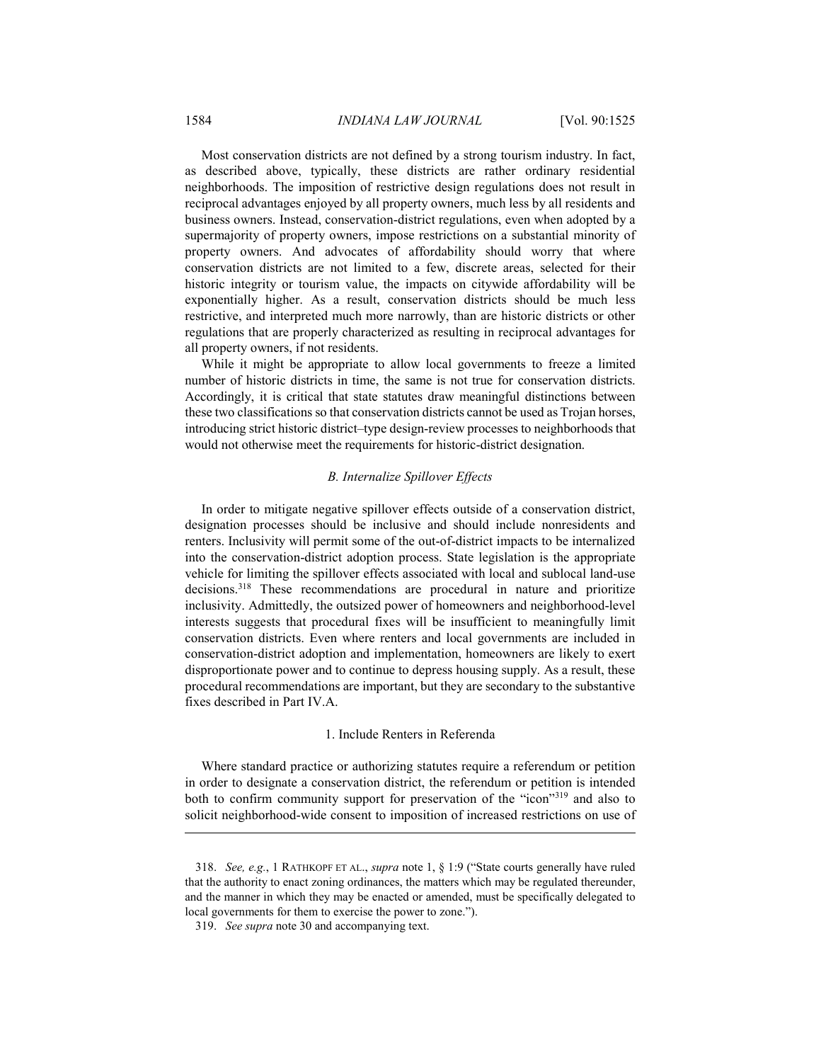Most conservation districts are not defined by a strong tourism industry. In fact, as described above, typically, these districts are rather ordinary residential neighborhoods. The imposition of restrictive design regulations does not result in reciprocal advantages enjoyed by all property owners, much less by all residents and business owners. Instead, conservation-district regulations, even when adopted by a supermajority of property owners, impose restrictions on a substantial minority of property owners. And advocates of affordability should worry that where conservation districts are not limited to a few, discrete areas, selected for their historic integrity or tourism value, the impacts on citywide affordability will be exponentially higher. As a result, conservation districts should be much less restrictive, and interpreted much more narrowly, than are historic districts or other regulations that are properly characterized as resulting in reciprocal advantages for all property owners, if not residents.

While it might be appropriate to allow local governments to freeze a limited number of historic districts in time, the same is not true for conservation districts. Accordingly, it is critical that state statutes draw meaningful distinctions between these two classifications so that conservation districts cannot be used as Trojan horses, introducing strict historic district–type design-review processes to neighborhoods that would not otherwise meet the requirements for historic-district designation.

### *B. Internalize Spillover Effects*

In order to mitigate negative spillover effects outside of a conservation district, designation processes should be inclusive and should include nonresidents and renters. Inclusivity will permit some of the out-of-district impacts to be internalized into the conservation-district adoption process. State legislation is the appropriate vehicle for limiting the spillover effects associated with local and sublocal land-use decisions.[318] These recommendations are procedural in nature and prioritize inclusivity. Admittedly, the outsized power of homeowners and neighborhood-level interests suggests that procedural fixes will be insufficient to meaningfully limit conservation districts. Even where renters and local governments are included in conservation-district adoption and implementation, homeowners are likely to exert disproportionate power and to continue to depress housing supply. As a result, these procedural recommendations are important, but they are secondary to the substantive fixes described in Part IV.A.

#### 1. Include Renters in Referenda

Where standard practice or authorizing statutes require a referendum or petition in order to designate a conservation district, the referendum or petition is intended both to confirm community support for preservation of the "icon"[319] and also to solicit neighborhood-wide consent to imposition of increased restrictions on use of

---

318. *See, e.g.*, 1 RATHKOPF ET AL., *supra* note 1, § 1:9 ("State courts generally have ruled that the authority to enact zoning ordinances, the matters which may be regulated thereunder, and the manner in which they may be enacted or amended, must be specifically delegated to local governments for them to exercise the power to zone.").

319. *See supra* note 30 and accompanying text.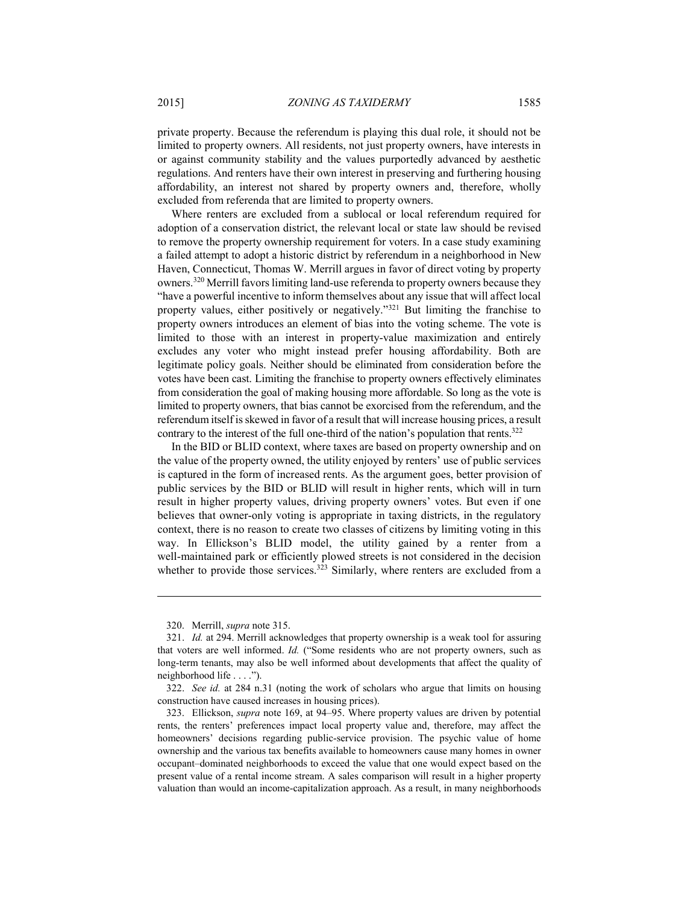private property. Because the referendum is playing this dual role, it should not be limited to property owners. All residents, not just property owners, have interests in or against community stability and the values purportedly advanced by aesthetic regulations. And renters have their own interest in preserving and furthering housing affordability, an interest not shared by property owners and, therefore, wholly excluded from referenda that are limited to property owners.

Where renters are excluded from a sublocal or local referendum required for adoption of a conservation district, the relevant local or state law should be revised to remove the property ownership requirement for voters. In a case study examining a failed attempt to adopt a historic district by referendum in a neighborhood in New Haven, Connecticut, Thomas W. Merrill argues in favor of direct voting by property owners.[320] Merrill favors limiting land-use referenda to property owners because they "have a powerful incentive to inform themselves about any issue that will affect local property values, either positively or negatively."[321] But limiting the franchise to property owners introduces an element of bias into the voting scheme. The vote is limited to those with an interest in property-value maximization and entirely excludes any voter who might instead prefer housing affordability. Both are legitimate policy goals. Neither should be eliminated from consideration before the votes have been cast. Limiting the franchise to property owners effectively eliminates from consideration the goal of making housing more affordable. So long as the vote is limited to property owners, that bias cannot be exorcised from the referendum, and the referendum itself is skewed in favor of a result that will increase housing prices, a result contrary to the interest of the full one-third of the nation's population that rents.[322]

In the BID or BLID context, where taxes are based on property ownership and on the value of the property owned, the utility enjoyed by renters' use of public services is captured in the form of increased rents. As the argument goes, better provision of public services by the BID or BLID will result in higher rents, which will in turn result in higher property values, driving property owners' votes. But even if one believes that owner-only voting is appropriate in taxing districts, in the regulatory context, there is no reason to create two classes of citizens by limiting voting in this way. In Ellickson's BLID model, the utility gained by a renter from a well-maintained park or efficiently plowed streets is not considered in the decision whether to provide those services.[323] Similarly, where renters are excluded from a

---

320. Merrill, *supra* note 315.

321. *Id.* at 294. Merrill acknowledges that property ownership is a weak tool for assuring that voters are well informed. *Id.* ("Some residents who are not property owners, such as long-term tenants, may also be well informed about developments that affect the quality of neighborhood life . . . .").

322. *See id.* at 284 n.31 (noting the work of scholars who argue that limits on housing construction have caused increases in housing prices).

323. Ellickson, *supra* note 169, at 94–95. Where property values are driven by potential rents, the renters' preferences impact local property value and, therefore, may affect the homeowners' decisions regarding public-service provision. The psychic value of home ownership and the various tax benefits available to homeowners cause many homes in owner occupant–dominated neighborhoods to exceed the value that one would expect based on the present value of a rental income stream. A sales comparison will result in a higher property valuation than would an income-capitalization approach. As a result, in many neighborhoods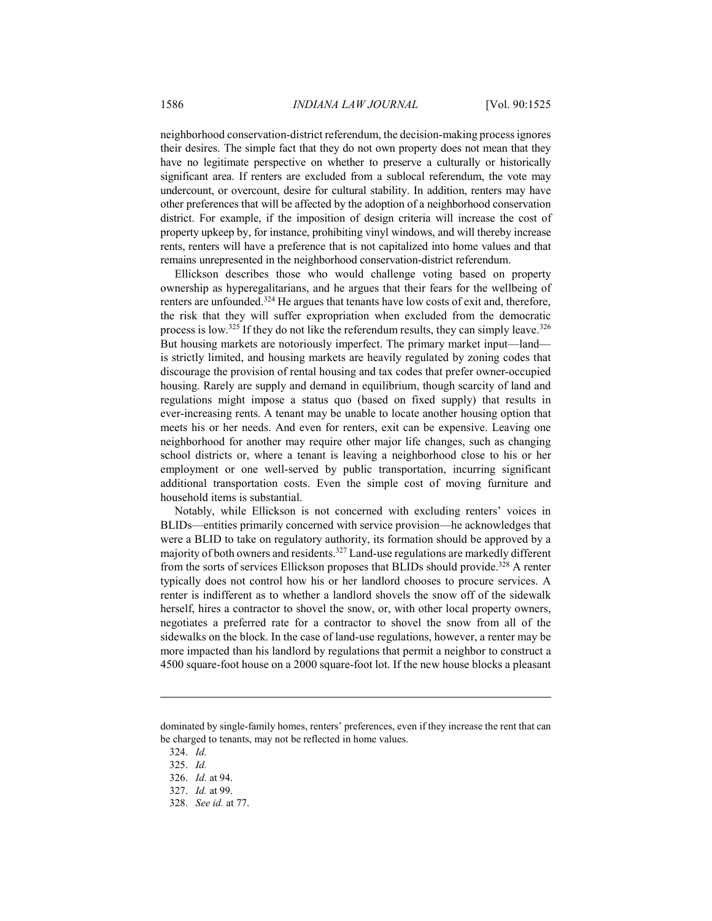neighborhood conservation-district referendum, the decision-making process ignores their desires. The simple fact that they do not own property does not mean that they have no legitimate perspective on whether to preserve a culturally or historically significant area. If renters are excluded from a sublocal referendum, the vote may undercount, or overcount, desire for cultural stability. In addition, renters may have other preferences that will be affected by the adoption of a neighborhood conservation district. For example, if the imposition of design criteria will increase the cost of property upkeep by, for instance, prohibiting vinyl windows, and will thereby increase rents, renters will have a preference that is not capitalized into home values and that remains unrepresented in the neighborhood conservation-district referendum.

Ellickson describes those who would challenge voting based on property ownership as hyperegalitarians, and he argues that their fears for the wellbeing of renters are unfounded.[324] He argues that tenants have low costs of exit and, therefore, the risk that they will suffer expropriation when excluded from the democratic process is low.[325] If they do not like the referendum results, they can simply leave.[326] But housing markets are notoriously imperfect. The primary market input—land—is strictly limited, and housing markets are heavily regulated by zoning codes that discourage the provision of rental housing and tax codes that prefer owner-occupied housing. Rarely are supply and demand in equilibrium, though scarcity of land and regulations might impose a status quo (based on fixed supply) that results in ever-increasing rents. A tenant may be unable to locate another housing option that meets his or her needs. And even for renters, exit can be expensive. Leaving one neighborhood for another may require other major life changes, such as changing school districts or, where a tenant is leaving a neighborhood close to his or her employment or one well-served by public transportation, incurring significant additional transportation costs. Even the simple cost of moving furniture and household items is substantial.

Notably, while Ellickson is not concerned with excluding renters' voices in BLIDs—entities primarily concerned with service provision—he acknowledges that were a BLID to take on regulatory authority, its formation should be approved by a majority of both owners and residents.[327] Land-use regulations are markedly different from the sorts of services Ellickson proposes that BLIDs should provide.[328] A renter typically does not control how his or her landlord chooses to procure services. A renter is indifferent as to whether a landlord shovels the snow off of the sidewalk herself, hires a contractor to shovel the snow, or, with other local property owners, negotiates a preferred rate for a contractor to shovel the snow from all of the sidewalks on the block. In the case of land-use regulations, however, a renter may be more impacted than his landlord by regulations that permit a neighbor to construct a 4500 square-foot house on a 2000 square-foot lot. If the new house blocks a pleasant

---

dominated by single-family homes, renters' preferences, even if they increase the rent that can be charged to tenants, may not be reflected in home values.

324. *Id.*

325. *Id.*

326. *Id.* at 94.

327. *Id.* at 99.

328. *See id.* at 77.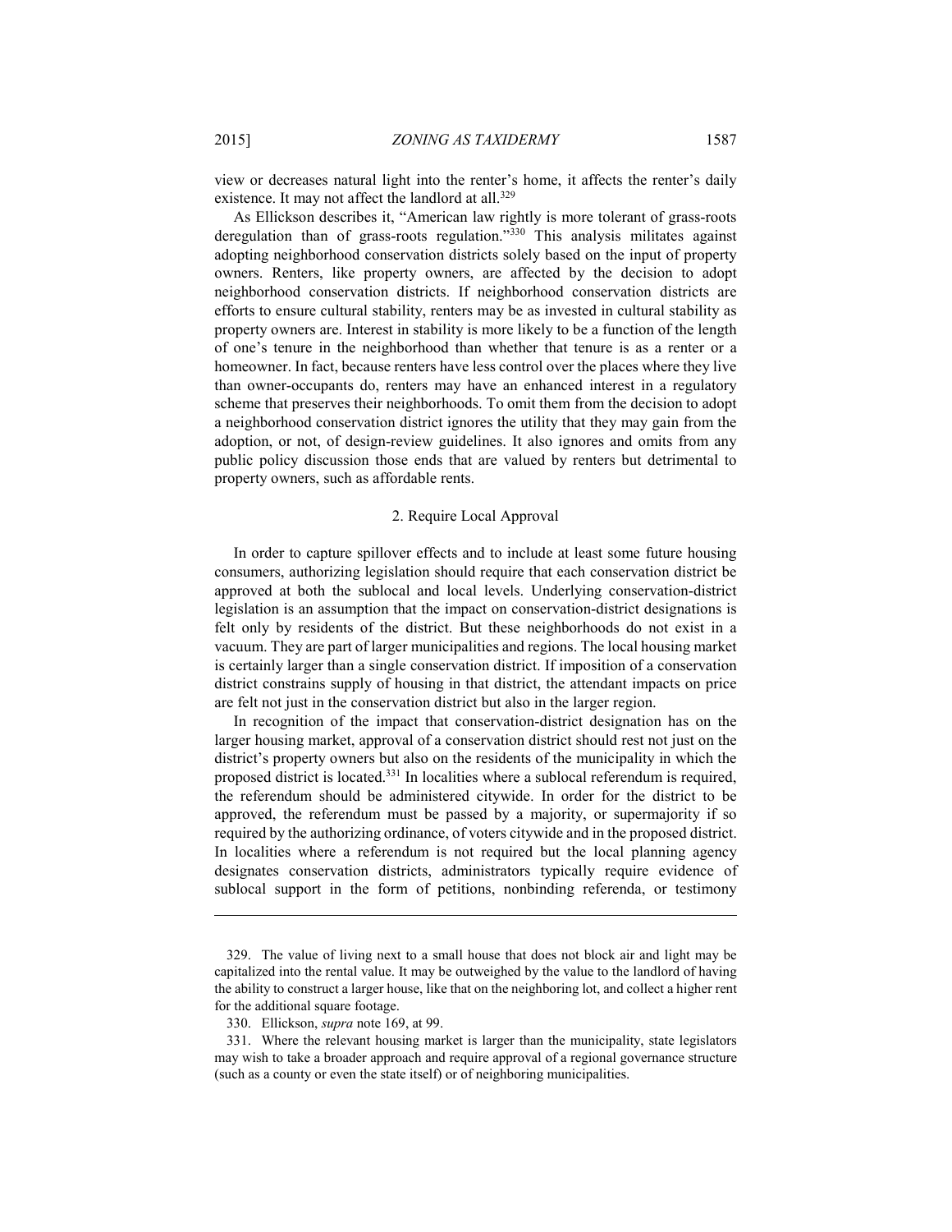view or decreases natural light into the renter's home, it affects the renter's daily existence. It may not affect the landlord at all.[329]

As Ellickson describes it, "American law rightly is more tolerant of grass-roots deregulation than of grass-roots regulation."[330] This analysis militates against adopting neighborhood conservation districts solely based on the input of property owners. Renters, like property owners, are affected by the decision to adopt neighborhood conservation districts. If neighborhood conservation districts are efforts to ensure cultural stability, renters may be as invested in cultural stability as property owners are. Interest in stability is more likely to be a function of the length of one's tenure in the neighborhood than whether that tenure is as a renter or a homeowner. In fact, because renters have less control over the places where they live than owner-occupants do, renters may have an enhanced interest in a regulatory scheme that preserves their neighborhoods. To omit them from the decision to adopt a neighborhood conservation district ignores the utility that they may gain from the adoption, or not, of design-review guidelines. It also ignores and omits from any public policy discussion those ends that are valued by renters but detrimental to property owners, such as affordable rents.

### 2. Require Local Approval

In order to capture spillover effects and to include at least some future housing consumers, authorizing legislation should require that each conservation district be approved at both the sublocal and local levels. Underlying conservation-district legislation is an assumption that the impact on conservation-district designations is felt only by residents of the district. But these neighborhoods do not exist in a vacuum. They are part of larger municipalities and regions. The local housing market is certainly larger than a single conservation district. If imposition of a conservation district constrains supply of housing in that district, the attendant impacts on price are felt not just in the conservation district but also in the larger region.

In recognition of the impact that conservation-district designation has on the larger housing market, approval of a conservation district should rest not just on the district's property owners but also on the residents of the municipality in which the proposed district is located.[331] In localities where a sublocal referendum is required, the referendum should be administered citywide. In order for the district to be approved, the referendum must be passed by a majority, or supermajority if so required by the authorizing ordinance, of voters citywide and in the proposed district. In localities where a referendum is not required but the local planning agency designates conservation districts, administrators typically require evidence of sublocal support in the form of petitions, nonbinding referenda, or testimony

---

329. The value of living next to a small house that does not block air and light may be capitalized into the rental value. It may be outweighed by the value to the landlord of having the ability to construct a larger house, like that on the neighboring lot, and collect a higher rent for the additional square footage.

330. Ellickson, *supra* note 169, at 99.

331. Where the relevant housing market is larger than the municipality, state legislators may wish to take a broader approach and require approval of a regional governance structure (such as a county or even the state itself) or of neighboring municipalities.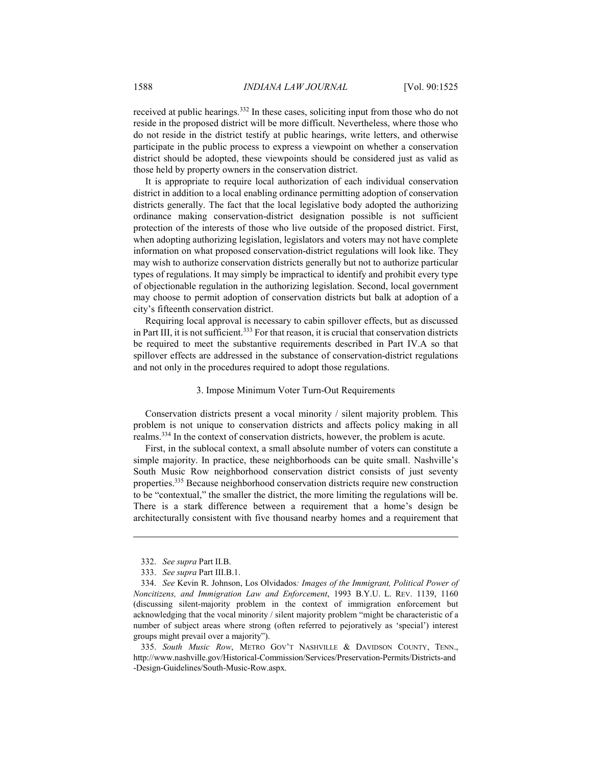received at public hearings.[332] In these cases, soliciting input from those who do not reside in the proposed district will be more difficult. Nevertheless, where those who do not reside in the district testify at public hearings, write letters, and otherwise participate in the public process to express a viewpoint on whether a conservation district should be adopted, these viewpoints should be considered just as valid as those held by property owners in the conservation district.

It is appropriate to require local authorization of each individual conservation district in addition to a local enabling ordinance permitting adoption of conservation districts generally. The fact that the local legislative body adopted the authorizing ordinance making conservation-district designation possible is not sufficient protection of the interests of those who live outside of the proposed district. First, when adopting authorizing legislation, legislators and voters may not have complete information on what proposed conservation-district regulations will look like. They may wish to authorize conservation districts generally but not to authorize particular types of regulations. It may simply be impractical to identify and prohibit every type of objectionable regulation in the authorizing legislation. Second, local government may choose to permit adoption of conservation districts but balk at adoption of a city's fifteenth conservation district.

Requiring local approval is necessary to cabin spillover effects, but as discussed in Part III, it is not sufficient.[333] For that reason, it is crucial that conservation districts be required to meet the substantive requirements described in Part IV.A so that spillover effects are addressed in the substance of conservation-district regulations and not only in the procedures required to adopt those regulations.

### 3. Impose Minimum Voter Turn-Out Requirements

Conservation districts present a vocal minority / silent majority problem. This problem is not unique to conservation districts and affects policy making in all realms.[334] In the context of conservation districts, however, the problem is acute.

First, in the sublocal context, a small absolute number of voters can constitute a simple majority. In practice, these neighborhoods can be quite small. Nashville's South Music Row neighborhood conservation district consists of just seventy properties.[335] Because neighborhood conservation districts require new construction to be "contextual," the smaller the district, the more limiting the regulations will be. There is a stark difference between a requirement that a home's design be architecturally consistent with five thousand nearby homes and a requirement that

---

332. *See supra* Part II.B.

333. *See supra* Part III.B.1.

334. *See* Kevin R. Johnson, Los Olvidados*: Images of the Immigrant, Political Power of Noncitizens, and Immigration Law and Enforcement*, 1993 B.Y.U. L. REV. 1139, 1160 (discussing silent-majority problem in the context of immigration enforcement but acknowledging that the vocal minority / silent majority problem "might be characteristic of a number of subject areas where strong (often referred to pejoratively as 'special') interest groups might prevail over a majority").

335. *South Music Row*, METRO GOV'T NASHVILLE & DAVIDSON COUNTY, TENN., http://www.nashville.gov/Historical-Commission/Services/Preservation-Permits/Districts-and-Design-Guidelines/South-Music-Row.aspx.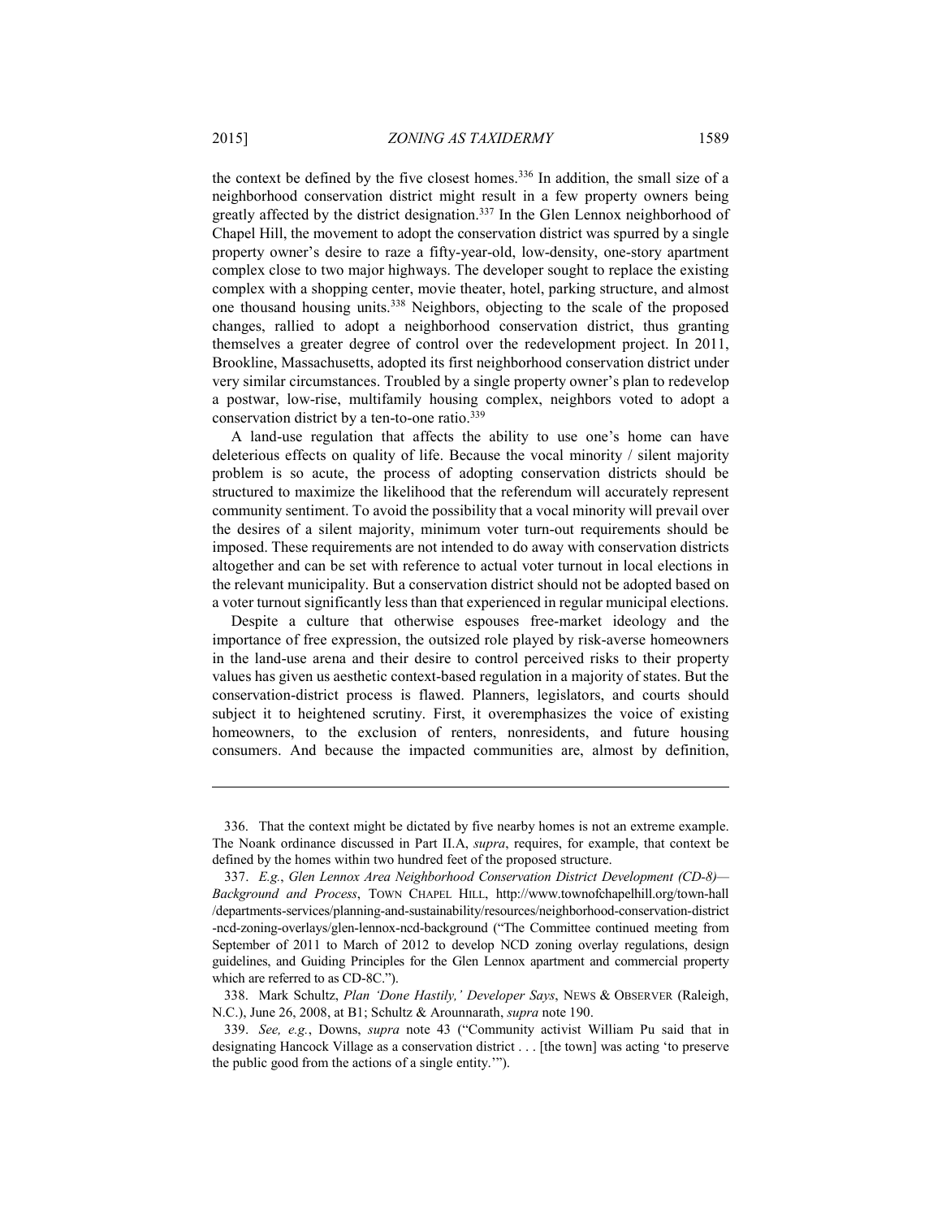the context be defined by the five closest homes.[336] In addition, the small size of a neighborhood conservation district might result in a few property owners being greatly affected by the district designation.[337] In the Glen Lennox neighborhood of Chapel Hill, the movement to adopt the conservation district was spurred by a single property owner's desire to raze a fifty-year-old, low-density, one-story apartment complex close to two major highways. The developer sought to replace the existing complex with a shopping center, movie theater, hotel, parking structure, and almost one thousand housing units.[338] Neighbors, objecting to the scale of the proposed changes, rallied to adopt a neighborhood conservation district, thus granting themselves a greater degree of control over the redevelopment project. In 2011, Brookline, Massachusetts, adopted its first neighborhood conservation district under very similar circumstances. Troubled by a single property owner's plan to redevelop a postwar, low-rise, multifamily housing complex, neighbors voted to adopt a conservation district by a ten-to-one ratio.[339]

A land-use regulation that affects the ability to use one's home can have deleterious effects on quality of life. Because the vocal minority / silent majority problem is so acute, the process of adopting conservation districts should be structured to maximize the likelihood that the referendum will accurately represent community sentiment. To avoid the possibility that a vocal minority will prevail over the desires of a silent majority, minimum voter turn-out requirements should be imposed. These requirements are not intended to do away with conservation districts altogether and can be set with reference to actual voter turnout in local elections in the relevant municipality. But a conservation district should not be adopted based on a voter turnout significantly less than that experienced in regular municipal elections.

Despite a culture that otherwise espouses free-market ideology and the importance of free expression, the outsized role played by risk-averse homeowners in the land-use arena and their desire to control perceived risks to their property values has given us aesthetic context-based regulation in a majority of states. But the conservation-district process is flawed. Planners, legislators, and courts should subject it to heightened scrutiny. First, it overemphasizes the voice of existing homeowners, to the exclusion of renters, nonresidents, and future housing consumers. And because the impacted communities are, almost by definition,

---

336. That the context might be dictated by five nearby homes is not an extreme example. The Noank ordinance discussed in Part II.A, *supra*, requires, for example, that context be defined by the homes within two hundred feet of the proposed structure.

337. *E.g.*, *Glen Lennox Area Neighborhood Conservation District Development (CD-8)—Background and Process*, TOWN CHAPEL HILL, http://www.townofchapelhill.org/town-hall/departments-services/planning-and-sustainability/resources/neighborhood-conservation-district-ncd-zoning-overlays/glen-lennox-ncd-background ("The Committee continued meeting from September of 2011 to March of 2012 to develop NCD zoning overlay regulations, design guidelines, and Guiding Principles for the Glen Lennox apartment and commercial property which are referred to as CD-8C.").

338. Mark Schultz, *Plan 'Done Hastily,' Developer Says*, NEWS & OBSERVER (Raleigh, N.C.), June 26, 2008, at B1; Schultz & Arounnarath, *supra* note 190.

339. *See, e.g.*, Downs, *supra* note 43 ("Community activist William Pu said that in designating Hancock Village as a conservation district . . . [the town] was acting 'to preserve the public good from the actions of a single entity.'").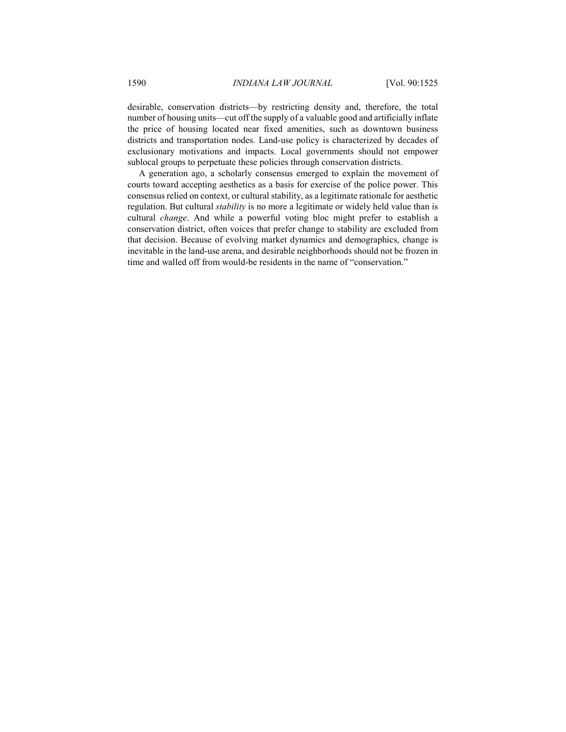desirable, conservation districts—by restricting density and, therefore, the total number of housing units—cut off the supply of a valuable good and artificially inflate the price of housing located near fixed amenities, such as downtown business districts and transportation nodes. Land-use policy is characterized by decades of exclusionary motivations and impacts. Local governments should not empower sublocal groups to perpetuate these policies through conservation districts.

A generation ago, a scholarly consensus emerged to explain the movement of courts toward accepting aesthetics as a basis for exercise of the police power. This consensus relied on context, or cultural stability, as a legitimate rationale for aesthetic regulation. But cultural *stability* is no more a legitimate or widely held value than is cultural *change*. And while a powerful voting bloc might prefer to establish a conservation district, often voices that prefer change to stability are excluded from that decision. Because of evolving market dynamics and demographics, change is inevitable in the land-use arena, and desirable neighborhoods should not be frozen in time and walled off from would-be residents in the name of "conservation."